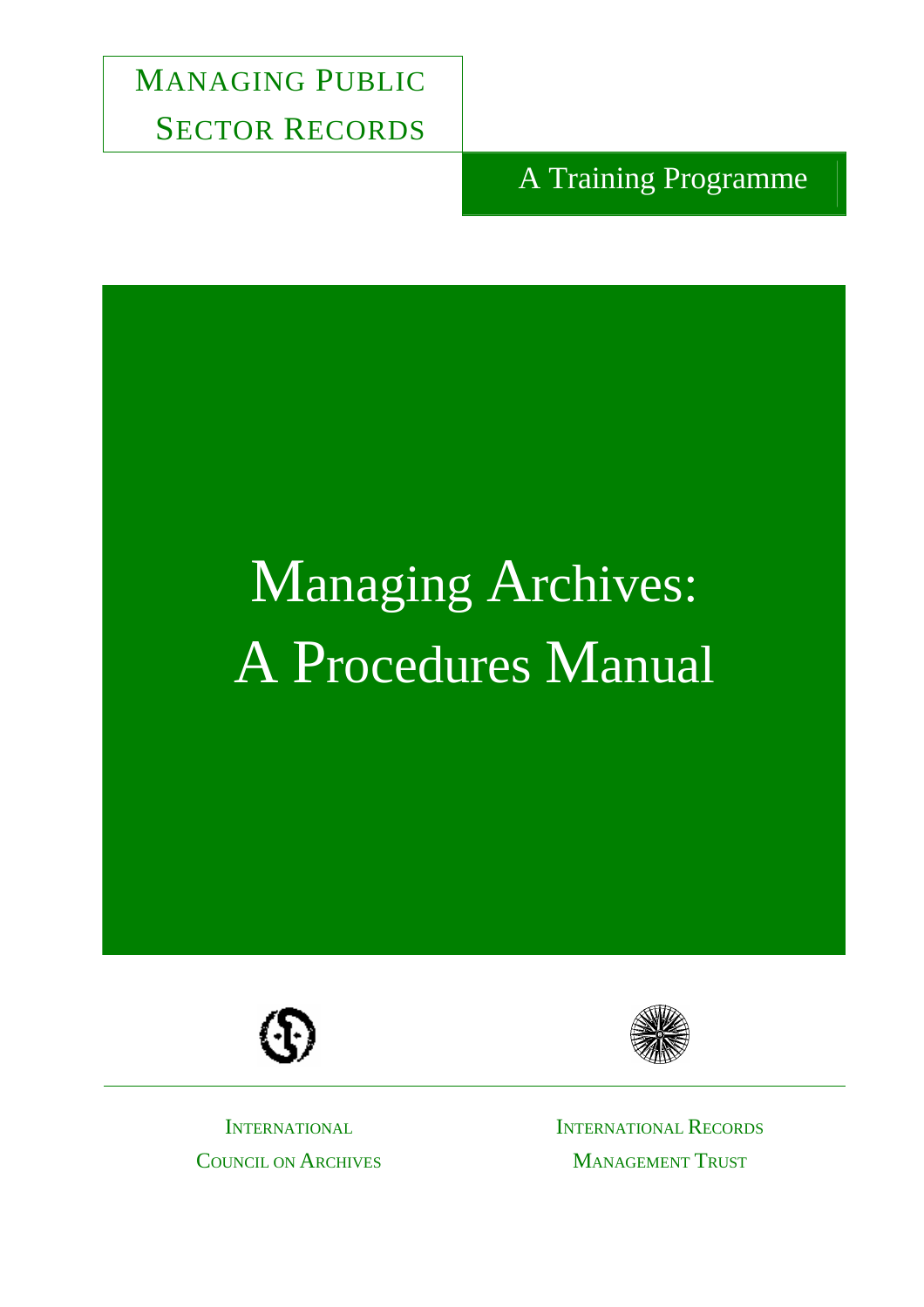MANAGING PUBLIC SECTOR RECORDS

A Training Programme

# Managing Archives: A Procedures Manual

INTERNATIONAL COUNCIL ON ARCHIVES

INTERNATIONAL RECORDS MANAGEMENT TRUST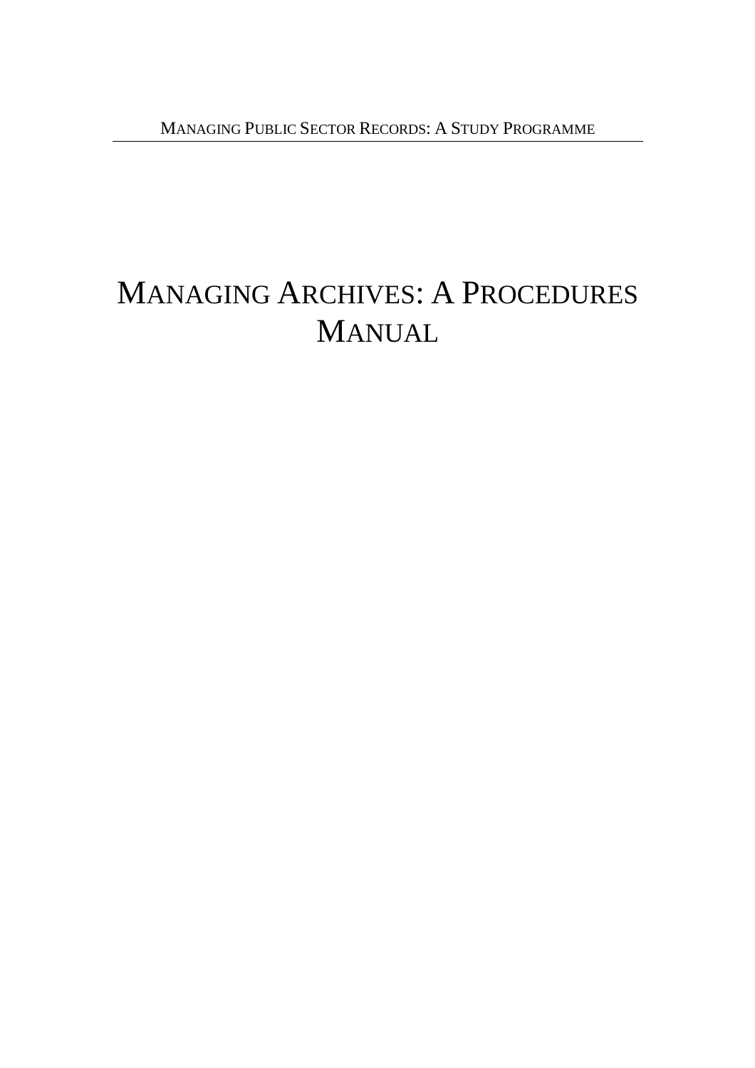# MANAGING ARCHIVES: A PROCEDURES MANUAL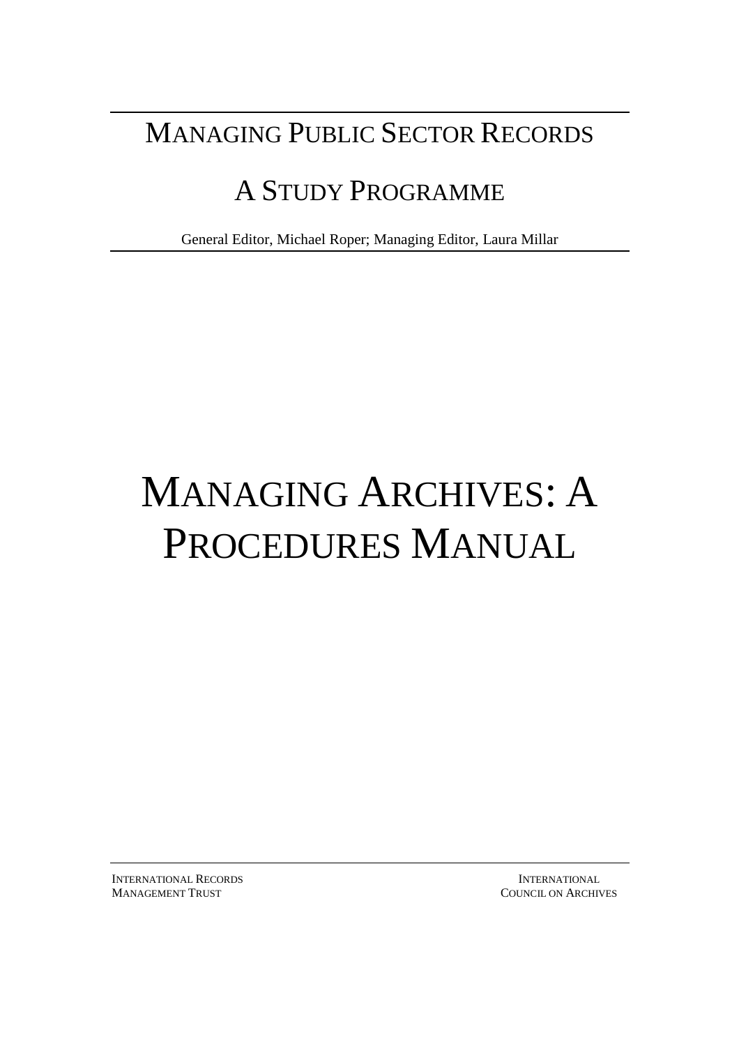# Managing Public Sector Records

## A Study Programme

General Editor, Michael Roper; Managing Editor, Laura Millar

# Managing Archives: A Procedures Manual

International Records Management Trust

International Council on Archives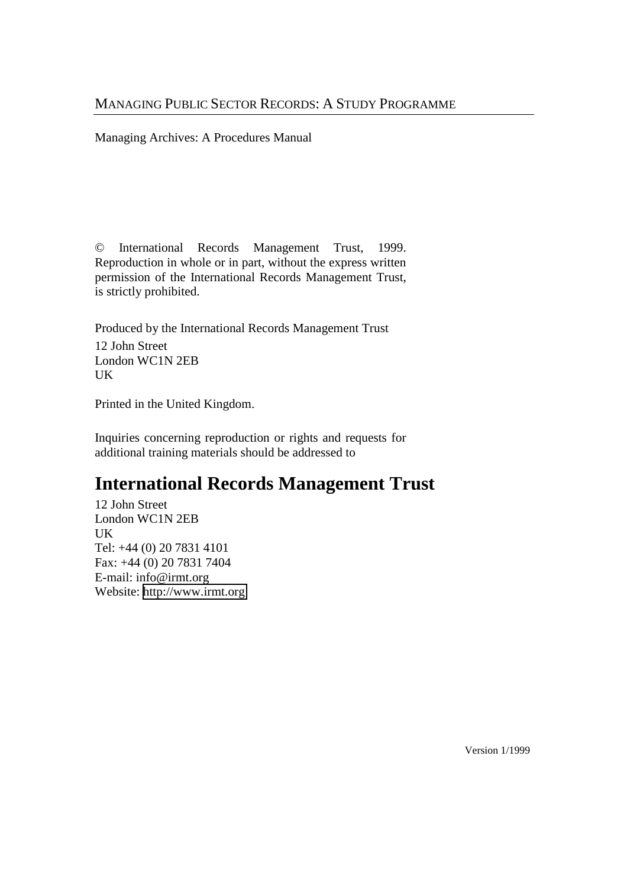MANAGING PUBLIC SECTOR RECORDS: A STUDY PROGRAMME

Managing Archives: A Procedures Manual

© International Records Management Trust, 1999. Reproduction in whole or in part, without the express written permission of the International Records Management Trust, is strictly prohibited.

Produced by the International Records Management Trust
12 John Street
London WC1N 2EB
UK

Printed in the United Kingdom.

Inquiries concerning reproduction or rights and requests for additional training materials should be addressed to

# International Records Management Trust

12 John Street
London WC1N 2EB
UK
Tel: +44 (0) 20 7831 4101
Fax: +44 (0) 20 7831 7404
E-mail: info@irmt.org
Website: http://www.irmt.org

Version 1/1999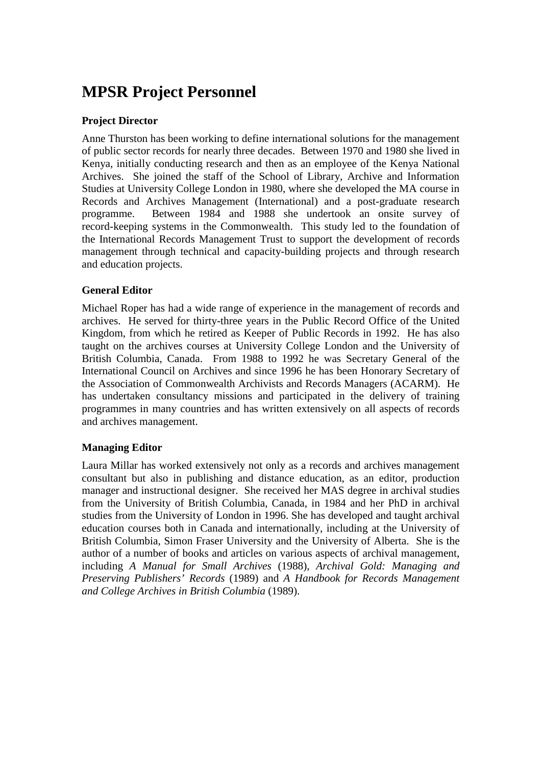# MPSR Project Personnel

### Project Director

Anne Thurston has been working to define international solutions for the management of public sector records for nearly three decades. Between 1970 and 1980 she lived in Kenya, initially conducting research and then as an employee of the Kenya National Archives. She joined the staff of the School of Library, Archive and Information Studies at University College London in 1980, where she developed the MA course in Records and Archives Management (International) and a post-graduate research programme. Between 1984 and 1988 she undertook an onsite survey of record-keeping systems in the Commonwealth. This study led to the foundation of the International Records Management Trust to support the development of records management through technical and capacity-building projects and through research and education projects.

### General Editor

Michael Roper has had a wide range of experience in the management of records and archives. He served for thirty-three years in the Public Record Office of the United Kingdom, from which he retired as Keeper of Public Records in 1992. He has also taught on the archives courses at University College London and the University of British Columbia, Canada. From 1988 to 1992 he was Secretary General of the International Council on Archives and since 1996 he has been Honorary Secretary of the Association of Commonwealth Archivists and Records Managers (ACARM). He has undertaken consultancy missions and participated in the delivery of training programmes in many countries and has written extensively on all aspects of records and archives management.

### Managing Editor

Laura Millar has worked extensively not only as a records and archives management consultant but also in publishing and distance education, as an editor, production manager and instructional designer. She received her MAS degree in archival studies from the University of British Columbia, Canada, in 1984 and her PhD in archival studies from the University of London in 1996. She has developed and taught archival education courses both in Canada and internationally, including at the University of British Columbia, Simon Fraser University and the University of Alberta. She is the author of a number of books and articles on various aspects of archival management, including *A Manual for Small Archives* (1988), *Archival Gold: Managing and Preserving Publishers' Records* (1989) and *A Handbook for Records Management and College Archives in British Columbia* (1989).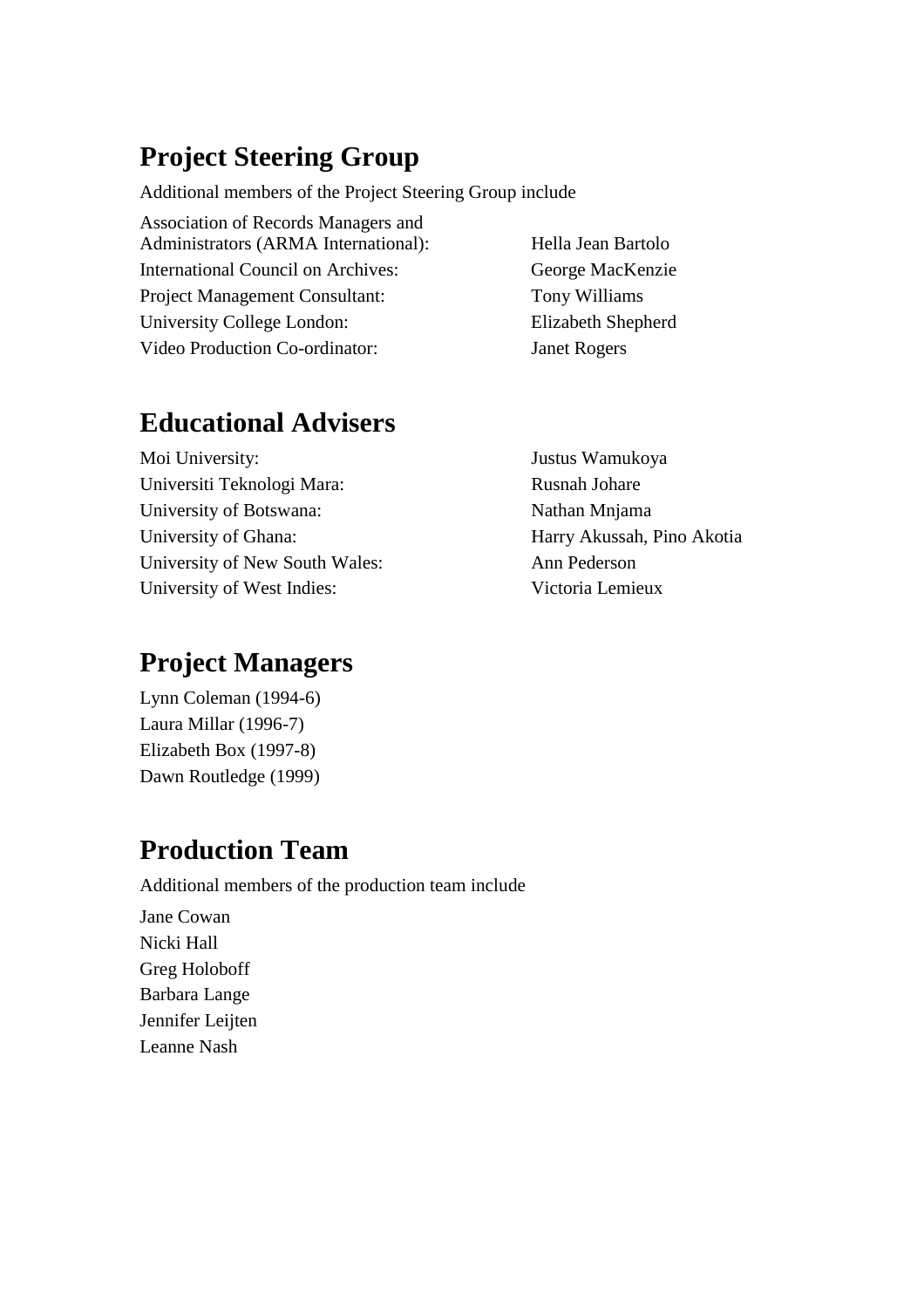## Project Steering Group

Additional members of the Project Steering Group include

| | |
|---|---|
| Association of Records Managers and Administrators (ARMA International): | Hella Jean Bartolo |
| International Council on Archives: | George MacKenzie |
| Project Management Consultant: | Tony Williams |
| University College London: | Elizabeth Shepherd |
| Video Production Co-ordinator: | Janet Rogers |

## Educational Advisers

| | |
|---|---|
| Moi University: | Justus Wamukoya |
| Universiti Teknologi Mara: | Rusnah Johare |
| University of Botswana: | Nathan Mnjama |
| University of Ghana: | Harry Akussah, Pino Akotia |
| University of New South Wales: | Ann Pederson |
| University of West Indies: | Victoria Lemieux |

## Project Managers

Lynn Coleman (1994-6)
Laura Millar (1996-7)
Elizabeth Box (1997-8)
Dawn Routledge (1999)

## Production Team

Additional members of the production team include

Jane Cowan
Nicki Hall
Greg Holoboff
Barbara Lange
Jennifer Leijten
Leanne Nash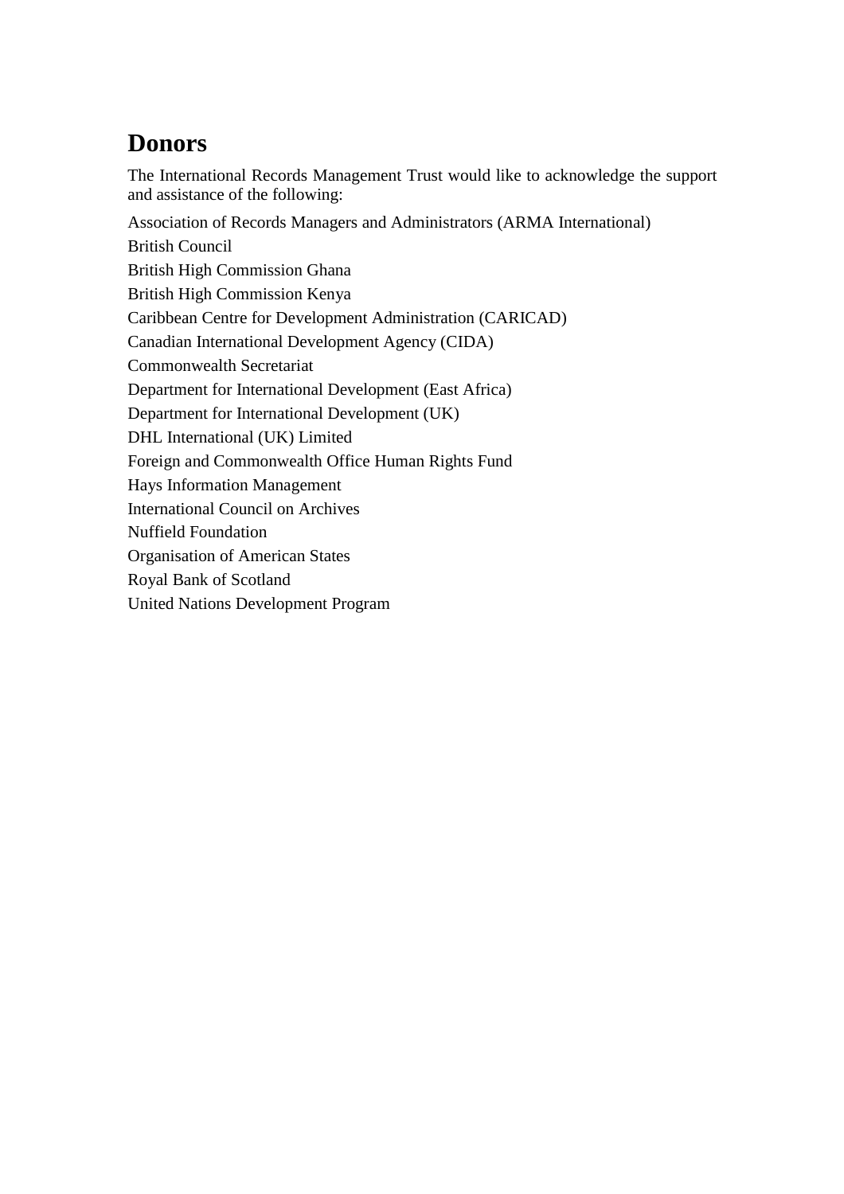# Donors

The International Records Management Trust would like to acknowledge the support and assistance of the following:

Association of Records Managers and Administrators (ARMA International)

British Council

British High Commission Ghana

British High Commission Kenya

Caribbean Centre for Development Administration (CARICAD)

Canadian International Development Agency (CIDA)

Commonwealth Secretariat

Department for International Development (East Africa)

Department for International Development (UK)

DHL International (UK) Limited

Foreign and Commonwealth Office Human Rights Fund

Hays Information Management

International Council on Archives

Nuffield Foundation

Organisation of American States

Royal Bank of Scotland

United Nations Development Program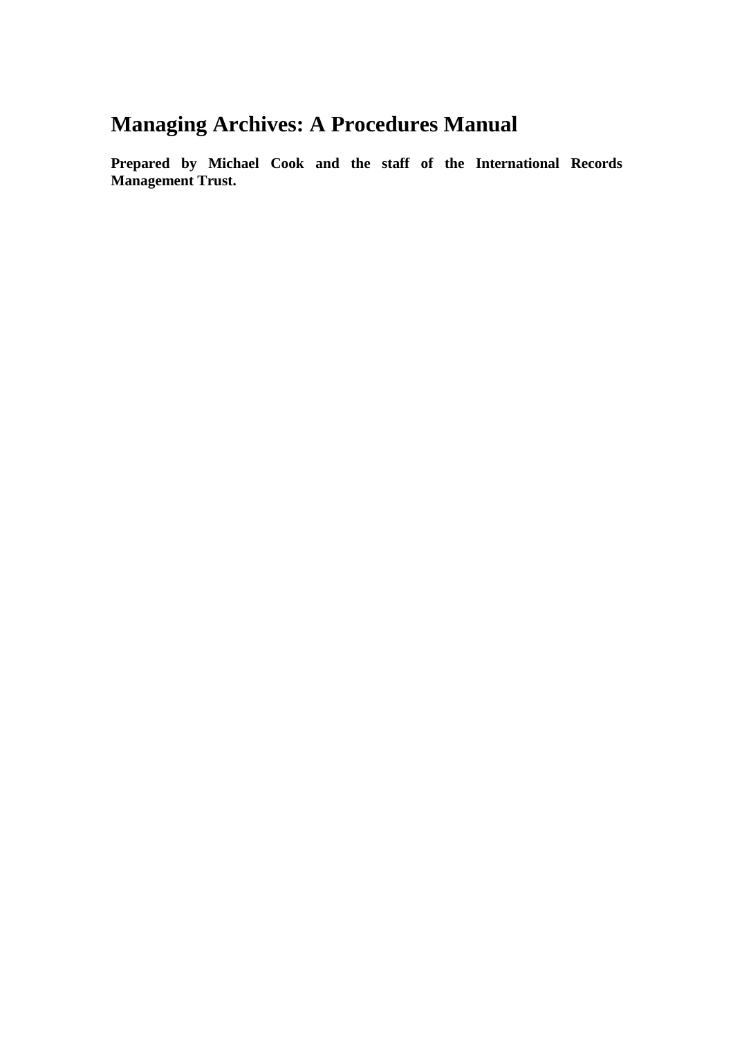# Managing Archives: A Procedures Manual

**Prepared by Michael Cook and the staff of the International Records Management Trust.**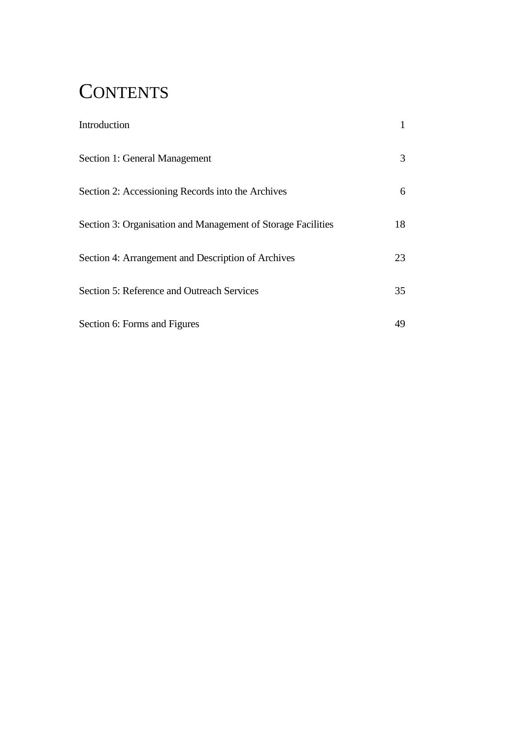# CONTENTS

| | |
|---|---|
| Introduction | 1 |
| Section 1: General Management | 3 |
| Section 2: Accessioning Records into the Archives | 6 |
| Section 3: Organisation and Management of Storage Facilities | 18 |
| Section 4: Arrangement and Description of Archives | 23 |
| Section 5: Reference and Outreach Services | 35 |
| Section 6: Forms and Figures | 49 |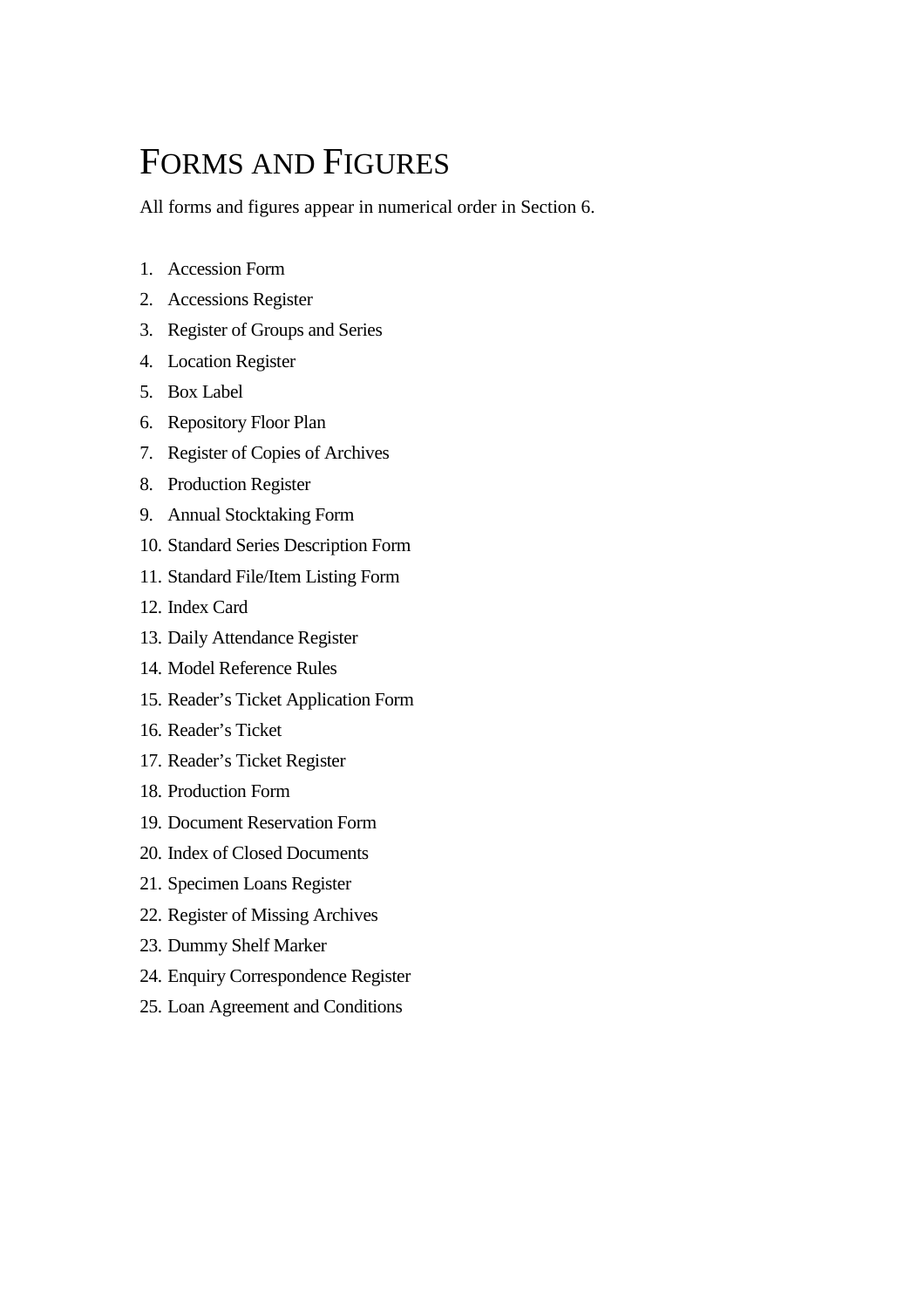# Forms and Figures

All forms and figures appear in numerical order in Section 6.

1. Accession Form
2. Accessions Register
3. Register of Groups and Series
4. Location Register
5. Box Label
6. Repository Floor Plan
7. Register of Copies of Archives
8. Production Register
9. Annual Stocktaking Form
10. Standard Series Description Form
11. Standard File/Item Listing Form
12. Index Card
13. Daily Attendance Register
14. Model Reference Rules
15. Reader’s Ticket Application Form
16. Reader’s Ticket
17. Reader’s Ticket Register
18. Production Form
19. Document Reservation Form
20. Index of Closed Documents
21. Specimen Loans Register
22. Register of Missing Archives
23. Dummy Shelf Marker
24. Enquiry Correspondence Register
25. Loan Agreement and Conditions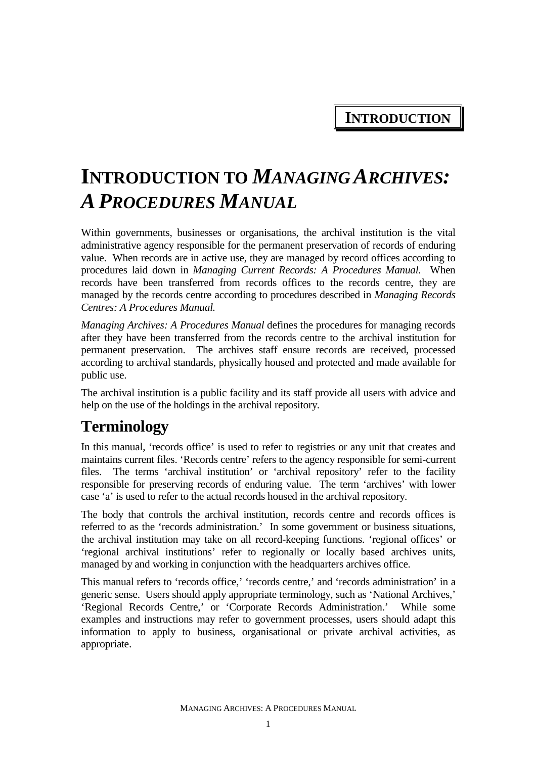**INTRODUCTION**

# INTRODUCTION TO *MANAGING ARCHIVES: A PROCEDURES MANUAL*

Within governments, businesses or organisations, the archival institution is the vital administrative agency responsible for the permanent preservation of records of enduring value. When records are in active use, they are managed by record offices according to procedures laid down in *Managing Current Records: A Procedures Manual.* When records have been transferred from records offices to the records centre, they are managed by the records centre according to procedures described in *Managing Records Centres: A Procedures Manual.*

*Managing Archives: A Procedures Manual* defines the procedures for managing records after they have been transferred from the records centre to the archival institution for permanent preservation. The archives staff ensure records are received, processed according to archival standards, physically housed and protected and made available for public use.

The archival institution is a public facility and its staff provide all users with advice and help on the use of the holdings in the archival repository.

## Terminology

In this manual, 'records office' is used to refer to registries or any unit that creates and maintains current files. 'Records centre' refers to the agency responsible for semi-current files. The terms 'archival institution' or 'archival repository' refer to the facility responsible for preserving records of enduring value. The term 'archives' with lower case 'a' is used to refer to the actual records housed in the archival repository.

The body that controls the archival institution, records centre and records offices is referred to as the 'records administration.' In some government or business situations, the archival institution may take on all record-keeping functions. 'regional offices' or 'regional archival institutions' refer to regionally or locally based archives units, managed by and working in conjunction with the headquarters archives office.

This manual refers to 'records office,' 'records centre,' and 'records administration' in a generic sense. Users should apply appropriate terminology, such as 'National Archives,' 'Regional Records Centre,' or 'Corporate Records Administration.' While some examples and instructions may refer to government processes, users should adapt this information to apply to business, organisational or private archival activities, as appropriate.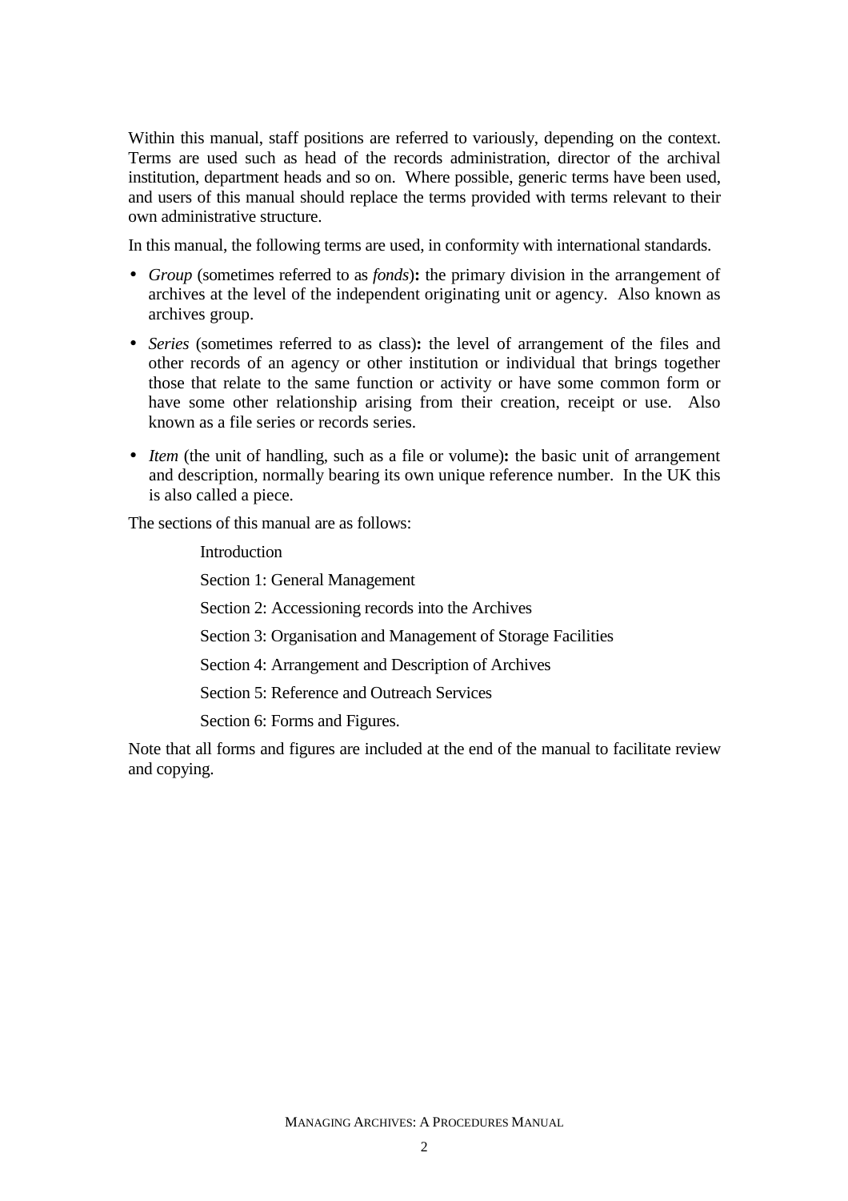Within this manual, staff positions are referred to variously, depending on the context. Terms are used such as head of the records administration, director of the archival institution, department heads and so on. Where possible, generic terms have been used, and users of this manual should replace the terms provided with terms relevant to their own administrative structure.

In this manual, the following terms are used, in conformity with international standards.

- *Group* (sometimes referred to as *fonds*)**:** the primary division in the arrangement of archives at the level of the independent originating unit or agency. Also known as archives group.
- *Series* (sometimes referred to as class)**:** the level of arrangement of the files and other records of an agency or other institution or individual that brings together those that relate to the same function or activity or have some common form or have some other relationship arising from their creation, receipt or use. Also known as a file series or records series.
- *Item* (the unit of handling, such as a file or volume)**:** the basic unit of arrangement and description, normally bearing its own unique reference number. In the UK this is also called a piece.

The sections of this manual are as follows:

Introduction

Section 1: General Management

Section 2: Accessioning records into the Archives

Section 3: Organisation and Management of Storage Facilities

Section 4: Arrangement and Description of Archives

Section 5: Reference and Outreach Services

Section 6: Forms and Figures.

Note that all forms and figures are included at the end of the manual to facilitate review and copying.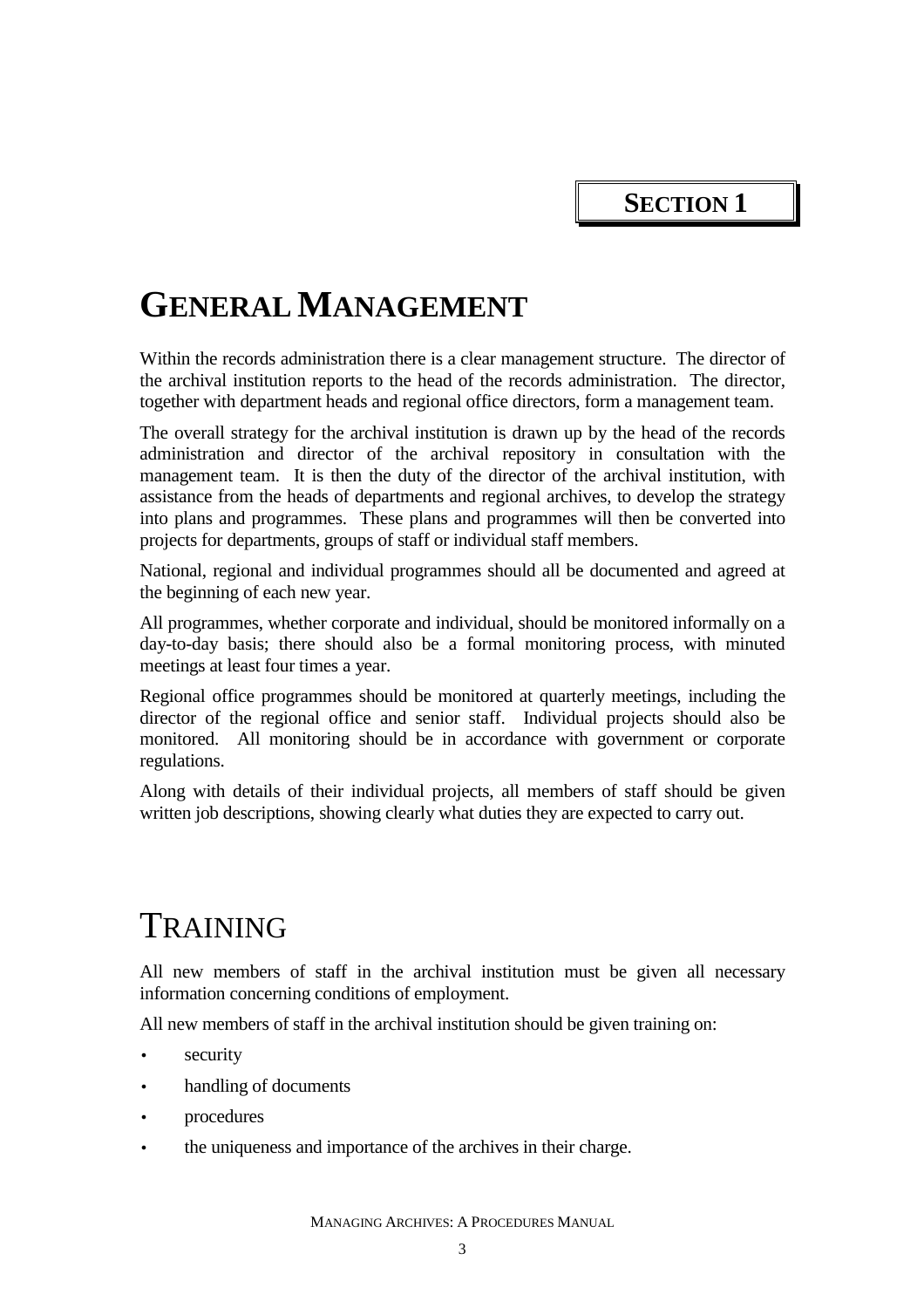**SECTION 1**

# GENERAL MANAGEMENT

Within the records administration there is a clear management structure. The director of the archival institution reports to the head of the records administration. The director, together with department heads and regional office directors, form a management team.

The overall strategy for the archival institution is drawn up by the head of the records administration and director of the archival repository in consultation with the management team. It is then the duty of the director of the archival institution, with assistance from the heads of departments and regional archives, to develop the strategy into plans and programmes. These plans and programmes will then be converted into projects for departments, groups of staff or individual staff members.

National, regional and individual programmes should all be documented and agreed at the beginning of each new year.

All programmes, whether corporate and individual, should be monitored informally on a day-to-day basis; there should also be a formal monitoring process, with minuted meetings at least four times a year.

Regional office programmes should be monitored at quarterly meetings, including the director of the regional office and senior staff. Individual projects should also be monitored. All monitoring should be in accordance with government or corporate regulations.

Along with details of their individual projects, all members of staff should be given written job descriptions, showing clearly what duties they are expected to carry out.

# TRAINING

All new members of staff in the archival institution must be given all necessary information concerning conditions of employment.

All new members of staff in the archival institution should be given training on:

- security
- handling of documents
- procedures
- the uniqueness and importance of the archives in their charge.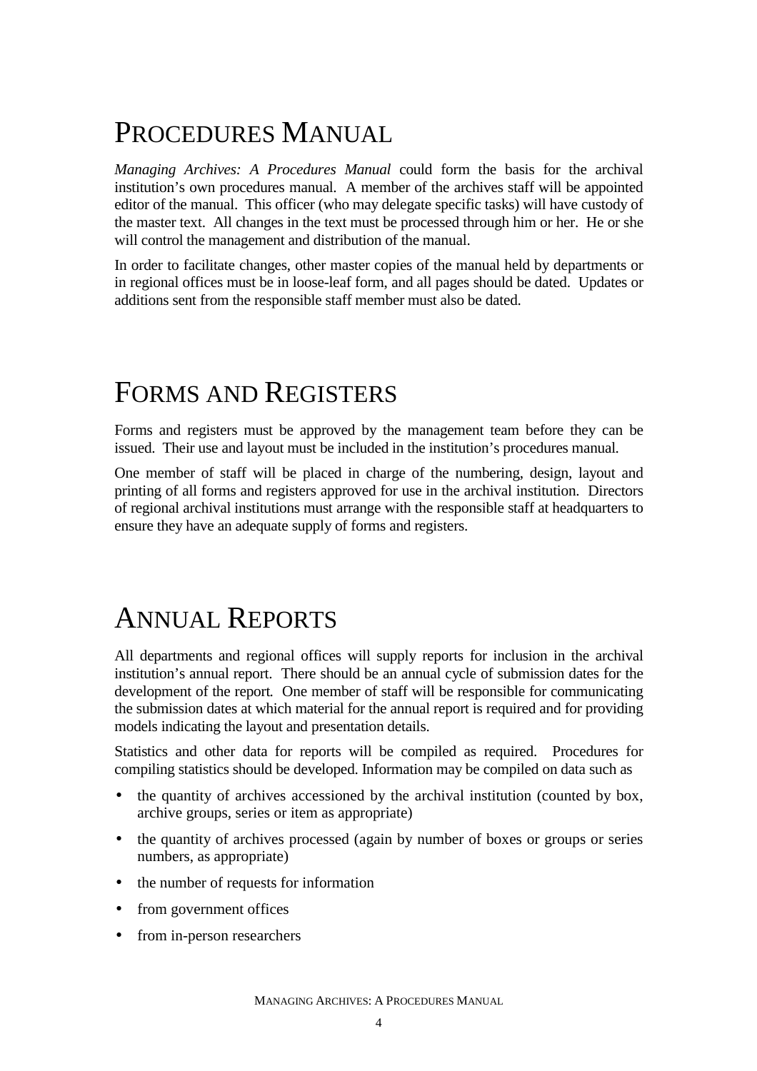# Procedures Manual

*Managing Archives: A Procedures Manual* could form the basis for the archival institution's own procedures manual. A member of the archives staff will be appointed editor of the manual. This officer (who may delegate specific tasks) will have custody of the master text. All changes in the text must be processed through him or her. He or she will control the management and distribution of the manual.

In order to facilitate changes, other master copies of the manual held by departments or in regional offices must be in loose-leaf form, and all pages should be dated. Updates or additions sent from the responsible staff member must also be dated.

# Forms and Registers

Forms and registers must be approved by the management team before they can be issued. Their use and layout must be included in the institution's procedures manual.

One member of staff will be placed in charge of the numbering, design, layout and printing of all forms and registers approved for use in the archival institution. Directors of regional archival institutions must arrange with the responsible staff at headquarters to ensure they have an adequate supply of forms and registers.

# Annual Reports

All departments and regional offices will supply reports for inclusion in the archival institution's annual report. There should be an annual cycle of submission dates for the development of the report. One member of staff will be responsible for communicating the submission dates at which material for the annual report is required and for providing models indicating the layout and presentation details.

Statistics and other data for reports will be compiled as required. Procedures for compiling statistics should be developed. Information may be compiled on data such as

- the quantity of archives accessioned by the archival institution (counted by box, archive groups, series or item as appropriate)
- the quantity of archives processed (again by number of boxes or groups or series numbers, as appropriate)
- the number of requests for information
- from government offices
- from in-person researchers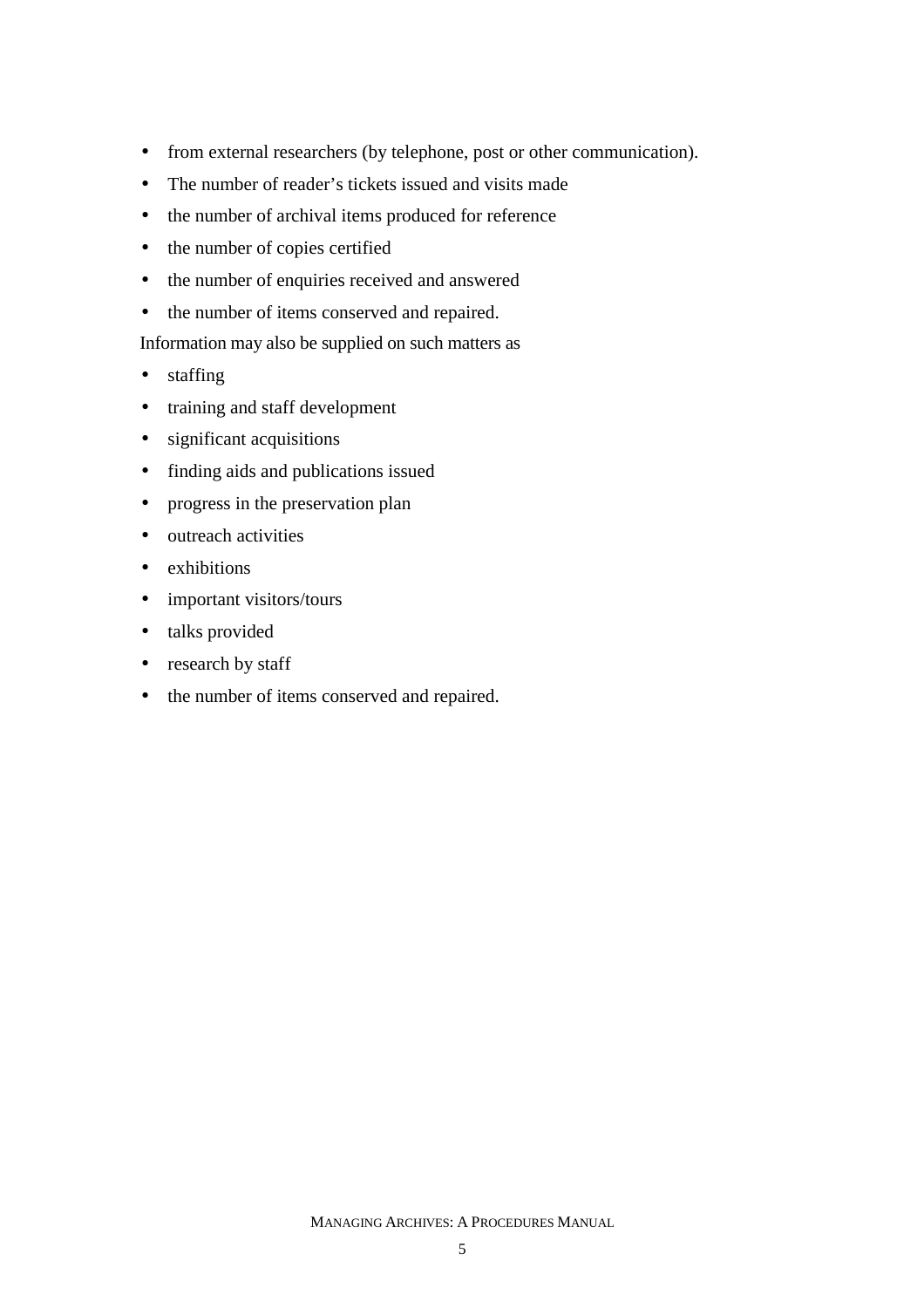- from external researchers (by telephone, post or other communication).
- The number of reader's tickets issued and visits made
- the number of archival items produced for reference
- the number of copies certified
- the number of enquiries received and answered
- the number of items conserved and repaired.

Information may also be supplied on such matters as

- staffing
- training and staff development
- significant acquisitions
- finding aids and publications issued
- progress in the preservation plan
- outreach activities
- exhibitions
- important visitors/tours
- talks provided
- research by staff
- the number of items conserved and repaired.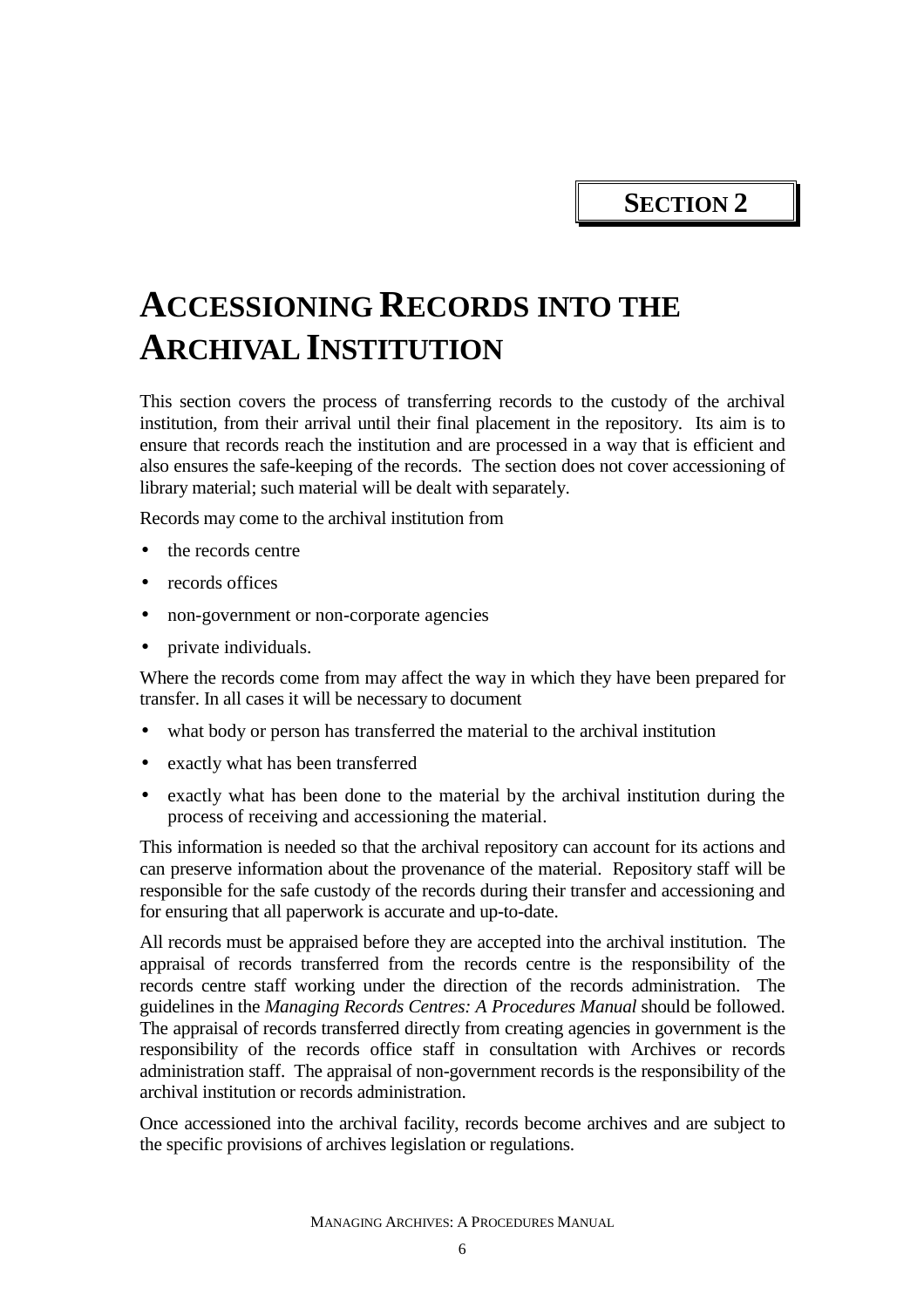**SECTION 2**

# ACCESSIONING RECORDS INTO THE ARCHIVAL INSTITUTION

This section covers the process of transferring records to the custody of the archival institution, from their arrival until their final placement in the repository. Its aim is to ensure that records reach the institution and are processed in a way that is efficient and also ensures the safe-keeping of the records. The section does not cover accessioning of library material; such material will be dealt with separately.

Records may come to the archival institution from

- the records centre
- records offices
- non-government or non-corporate agencies
- private individuals.

Where the records come from may affect the way in which they have been prepared for transfer. In all cases it will be necessary to document

- what body or person has transferred the material to the archival institution
- exactly what has been transferred
- exactly what has been done to the material by the archival institution during the process of receiving and accessioning the material.

This information is needed so that the archival repository can account for its actions and can preserve information about the provenance of the material. Repository staff will be responsible for the safe custody of the records during their transfer and accessioning and for ensuring that all paperwork is accurate and up-to-date.

All records must be appraised before they are accepted into the archival institution. The appraisal of records transferred from the records centre is the responsibility of the records centre staff working under the direction of the records administration. The guidelines in the *Managing Records Centres: A Procedures Manual* should be followed. The appraisal of records transferred directly from creating agencies in government is the responsibility of the records office staff in consultation with Archives or records administration staff. The appraisal of non-government records is the responsibility of the archival institution or records administration.

Once accessioned into the archival facility, records become archives and are subject to the specific provisions of archives legislation or regulations.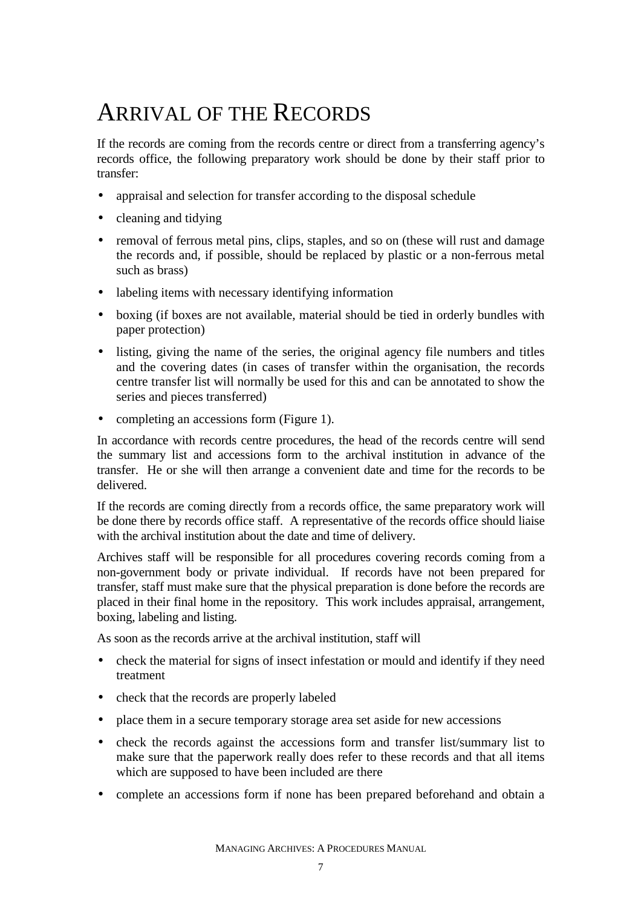# ARRIVAL OF THE RECORDS

If the records are coming from the records centre or direct from a transferring agency's records office, the following preparatory work should be done by their staff prior to transfer:

- appraisal and selection for transfer according to the disposal schedule
- cleaning and tidying
- removal of ferrous metal pins, clips, staples, and so on (these will rust and damage the records and, if possible, should be replaced by plastic or a non-ferrous metal such as brass)
- labeling items with necessary identifying information
- boxing (if boxes are not available, material should be tied in orderly bundles with paper protection)
- listing, giving the name of the series, the original agency file numbers and titles and the covering dates (in cases of transfer within the organisation, the records centre transfer list will normally be used for this and can be annotated to show the series and pieces transferred)
- completing an accessions form (Figure 1).

In accordance with records centre procedures, the head of the records centre will send the summary list and accessions form to the archival institution in advance of the transfer. He or she will then arrange a convenient date and time for the records to be delivered.

If the records are coming directly from a records office, the same preparatory work will be done there by records office staff. A representative of the records office should liaise with the archival institution about the date and time of delivery.

Archives staff will be responsible for all procedures covering records coming from a non-government body or private individual. If records have not been prepared for transfer, staff must make sure that the physical preparation is done before the records are placed in their final home in the repository. This work includes appraisal, arrangement, boxing, labeling and listing.

As soon as the records arrive at the archival institution, staff will

- check the material for signs of insect infestation or mould and identify if they need treatment
- check that the records are properly labeled
- place them in a secure temporary storage area set aside for new accessions
- check the records against the accessions form and transfer list/summary list to make sure that the paperwork really does refer to these records and that all items which are supposed to have been included are there
- complete an accessions form if none has been prepared beforehand and obtain a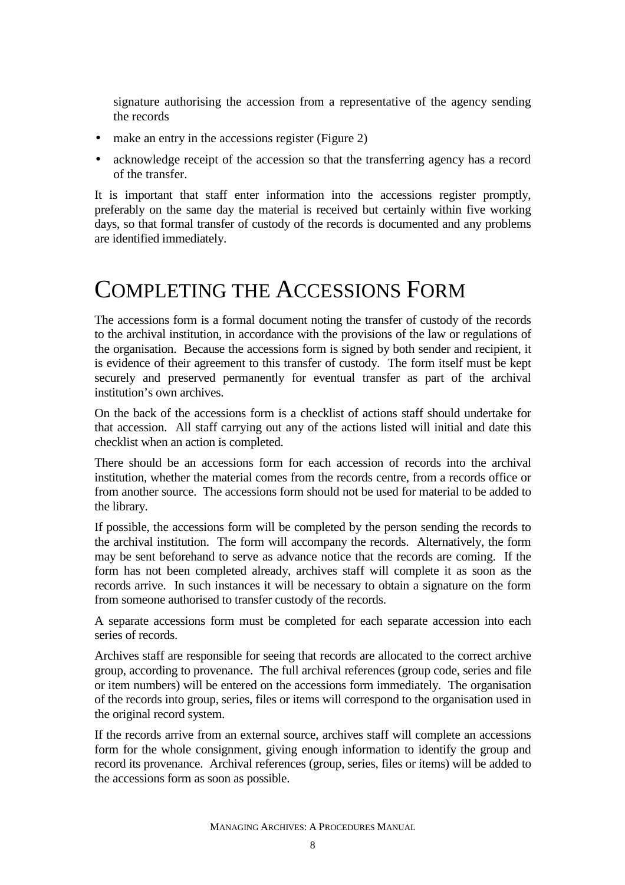signature authorising the accession from a representative of the agency sending the records

- make an entry in the accessions register (Figure 2)
- acknowledge receipt of the accession so that the transferring agency has a record of the transfer.

It is important that staff enter information into the accessions register promptly, preferably on the same day the material is received but certainly within five working days, so that formal transfer of custody of the records is documented and any problems are identified immediately.

# Completing the Accessions Form

The accessions form is a formal document noting the transfer of custody of the records to the archival institution, in accordance with the provisions of the law or regulations of the organisation. Because the accessions form is signed by both sender and recipient, it is evidence of their agreement to this transfer of custody. The form itself must be kept securely and preserved permanently for eventual transfer as part of the archival institution's own archives.

On the back of the accessions form is a checklist of actions staff should undertake for that accession. All staff carrying out any of the actions listed will initial and date this checklist when an action is completed.

There should be an accessions form for each accession of records into the archival institution, whether the material comes from the records centre, from a records office or from another source. The accessions form should not be used for material to be added to the library.

If possible, the accessions form will be completed by the person sending the records to the archival institution. The form will accompany the records. Alternatively, the form may be sent beforehand to serve as advance notice that the records are coming. If the form has not been completed already, archives staff will complete it as soon as the records arrive. In such instances it will be necessary to obtain a signature on the form from someone authorised to transfer custody of the records.

A separate accessions form must be completed for each separate accession into each series of records.

Archives staff are responsible for seeing that records are allocated to the correct archive group, according to provenance. The full archival references (group code, series and file or item numbers) will be entered on the accessions form immediately. The organisation of the records into group, series, files or items will correspond to the organisation used in the original record system.

If the records arrive from an external source, archives staff will complete an accessions form for the whole consignment, giving enough information to identify the group and record its provenance. Archival references (group, series, files or items) will be added to the accessions form as soon as possible.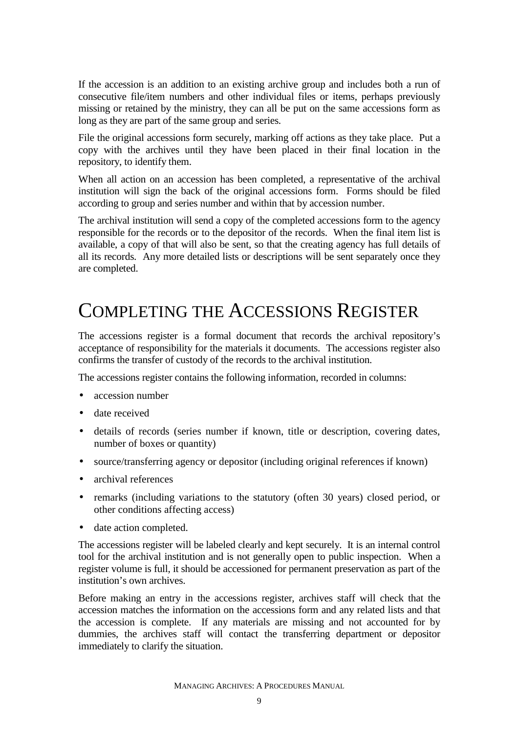If the accession is an addition to an existing archive group and includes both a run of consecutive file/item numbers and other individual files or items, perhaps previously missing or retained by the ministry, they can all be put on the same accessions form as long as they are part of the same group and series.

File the original accessions form securely, marking off actions as they take place. Put a copy with the archives until they have been placed in their final location in the repository, to identify them.

When all action on an accession has been completed, a representative of the archival institution will sign the back of the original accessions form. Forms should be filed according to group and series number and within that by accession number.

The archival institution will send a copy of the completed accessions form to the agency responsible for the records or to the depositor of the records. When the final item list is available, a copy of that will also be sent, so that the creating agency has full details of all its records. Any more detailed lists or descriptions will be sent separately once they are completed.

# Completing the Accessions Register

The accessions register is a formal document that records the archival repository's acceptance of responsibility for the materials it documents. The accessions register also confirms the transfer of custody of the records to the archival institution.

The accessions register contains the following information, recorded in columns:

- accession number
- date received
- details of records (series number if known, title or description, covering dates, number of boxes or quantity)
- source/transferring agency or depositor (including original references if known)
- archival references
- remarks (including variations to the statutory (often 30 years) closed period, or other conditions affecting access)
- date action completed.

The accessions register will be labeled clearly and kept securely. It is an internal control tool for the archival institution and is not generally open to public inspection. When a register volume is full, it should be accessioned for permanent preservation as part of the institution's own archives.

Before making an entry in the accessions register, archives staff will check that the accession matches the information on the accessions form and any related lists and that the accession is complete. If any materials are missing and not accounted for by dummies, the archives staff will contact the transferring department or depositor immediately to clarify the situation.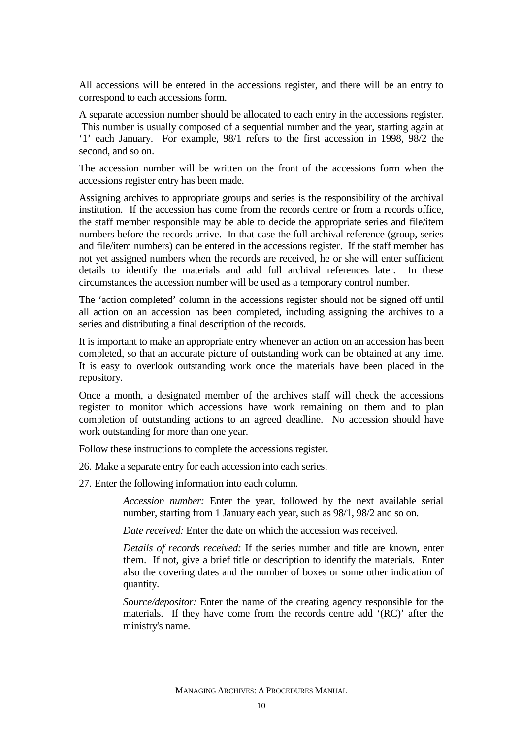All accessions will be entered in the accessions register, and there will be an entry to correspond to each accessions form.

A separate accession number should be allocated to each entry in the accessions register. This number is usually composed of a sequential number and the year, starting again at '1' each January. For example, 98/1 refers to the first accession in 1998, 98/2 the second, and so on.

The accession number will be written on the front of the accessions form when the accessions register entry has been made.

Assigning archives to appropriate groups and series is the responsibility of the archival institution. If the accession has come from the records centre or from a records office, the staff member responsible may be able to decide the appropriate series and file/item numbers before the records arrive. In that case the full archival reference (group, series and file/item numbers) can be entered in the accessions register. If the staff member has not yet assigned numbers when the records are received, he or she will enter sufficient details to identify the materials and add full archival references later. In these circumstances the accession number will be used as a temporary control number.

The 'action completed' column in the accessions register should not be signed off until all action on an accession has been completed, including assigning the archives to a series and distributing a final description of the records.

It is important to make an appropriate entry whenever an action on an accession has been completed, so that an accurate picture of outstanding work can be obtained at any time. It is easy to overlook outstanding work once the materials have been placed in the repository.

Once a month, a designated member of the archives staff will check the accessions register to monitor which accessions have work remaining on them and to plan completion of outstanding actions to an agreed deadline. No accession should have work outstanding for more than one year.

Follow these instructions to complete the accessions register.

26. Make a separate entry for each accession into each series.
27. Enter the following information into each column.

    *Accession number:* Enter the year, followed by the next available serial number, starting from 1 January each year, such as 98/1, 98/2 and so on.

    *Date received:* Enter the date on which the accession was received.

    *Details of records received:* If the series number and title are known, enter them. If not, give a brief title or description to identify the materials. Enter also the covering dates and the number of boxes or some other indication of quantity.

    *Source/depositor:* Enter the name of the creating agency responsible for the materials. If they have come from the records centre add '(RC)' after the ministry's name.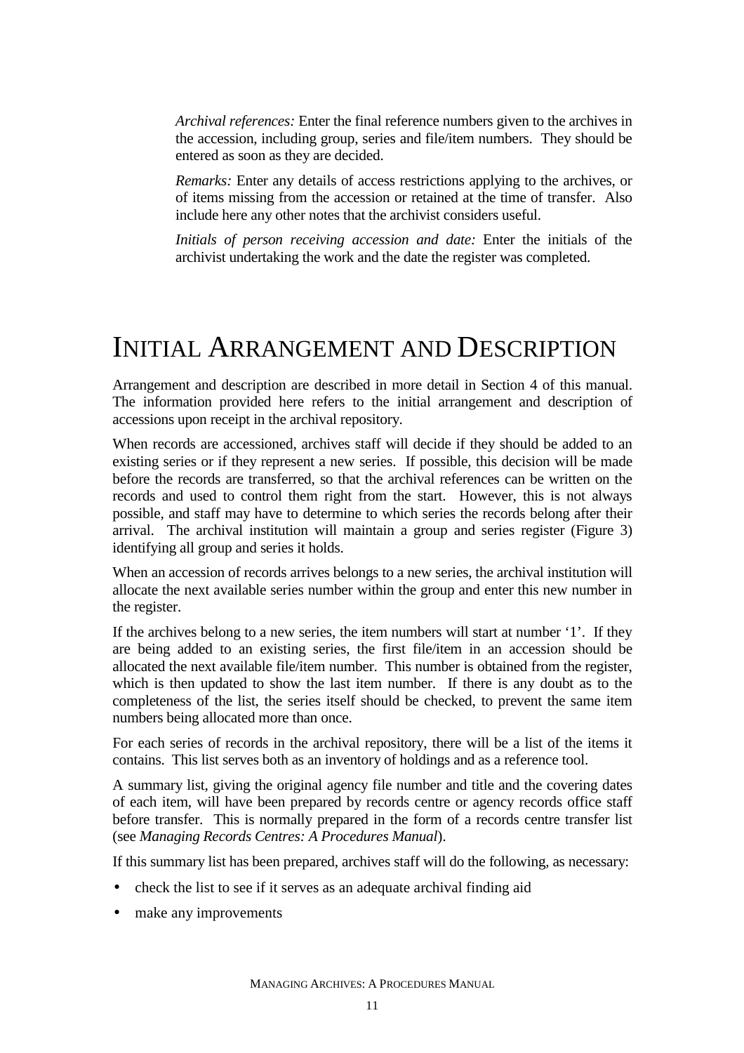*Archival references:* Enter the final reference numbers given to the archives in the accession, including group, series and file/item numbers. They should be entered as soon as they are decided.

*Remarks:* Enter any details of access restrictions applying to the archives, or of items missing from the accession or retained at the time of transfer. Also include here any other notes that the archivist considers useful.

*Initials of person receiving accession and date:* Enter the initials of the archivist undertaking the work and the date the register was completed.

# Initial Arrangement and Description

Arrangement and description are described in more detail in Section 4 of this manual. The information provided here refers to the initial arrangement and description of accessions upon receipt in the archival repository.

When records are accessioned, archives staff will decide if they should be added to an existing series or if they represent a new series. If possible, this decision will be made before the records are transferred, so that the archival references can be written on the records and used to control them right from the start. However, this is not always possible, and staff may have to determine to which series the records belong after their arrival. The archival institution will maintain a group and series register (Figure 3) identifying all group and series it holds.

When an accession of records arrives belongs to a new series, the archival institution will allocate the next available series number within the group and enter this new number in the register.

If the archives belong to a new series, the item numbers will start at number '1'. If they are being added to an existing series, the first file/item in an accession should be allocated the next available file/item number. This number is obtained from the register, which is then updated to show the last item number. If there is any doubt as to the completeness of the list, the series itself should be checked, to prevent the same item numbers being allocated more than once.

For each series of records in the archival repository, there will be a list of the items it contains. This list serves both as an inventory of holdings and as a reference tool.

A summary list, giving the original agency file number and title and the covering dates of each item, will have been prepared by records centre or agency records office staff before transfer. This is normally prepared in the form of a records centre transfer list (see *Managing Records Centres: A Procedures Manual*).

If this summary list has been prepared, archives staff will do the following, as necessary:

- check the list to see if it serves as an adequate archival finding aid
- make any improvements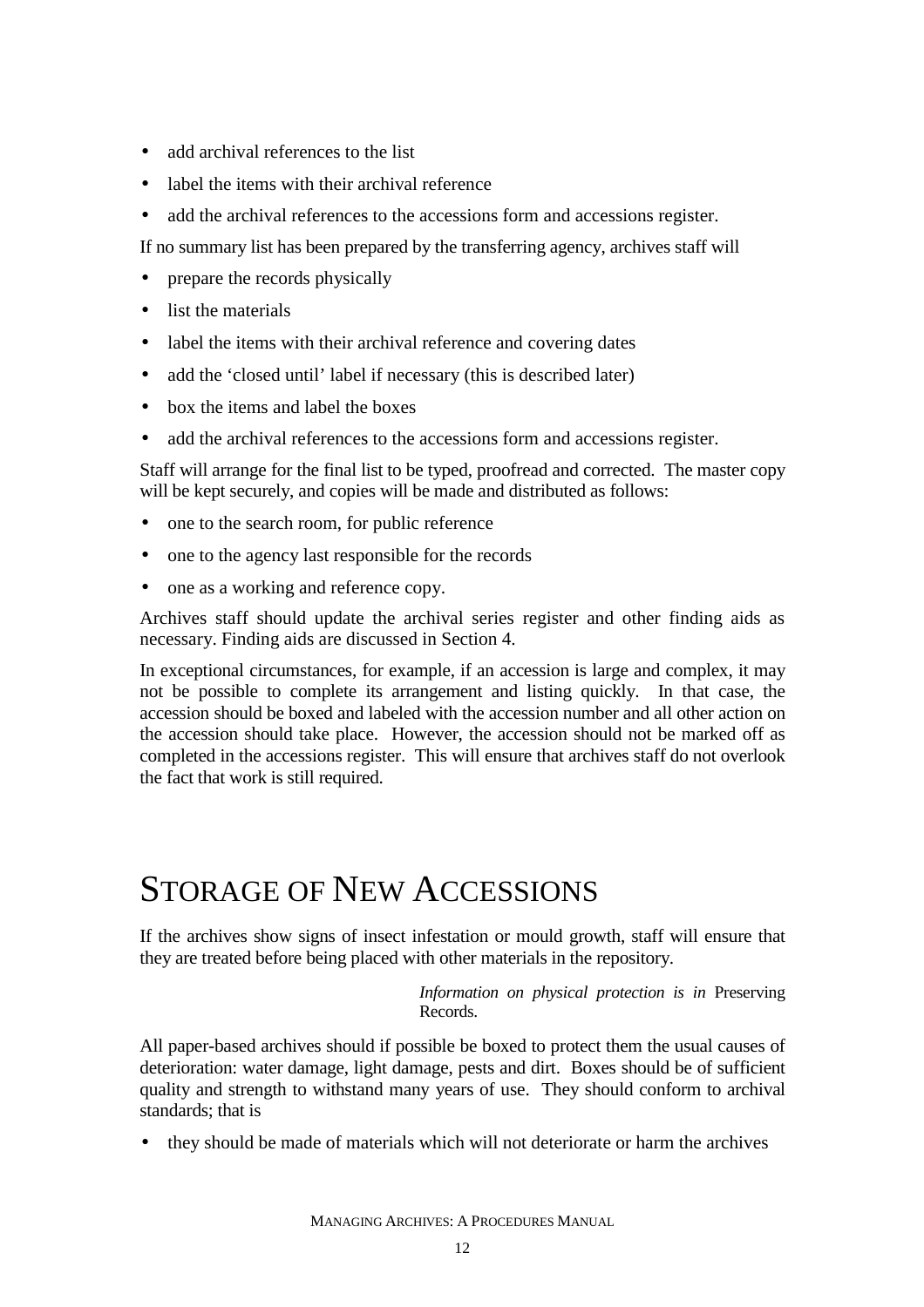- add archival references to the list
- label the items with their archival reference
- add the archival references to the accessions form and accessions register.

If no summary list has been prepared by the transferring agency, archives staff will

- prepare the records physically
- list the materials
- label the items with their archival reference and covering dates
- add the 'closed until' label if necessary (this is described later)
- box the items and label the boxes
- add the archival references to the accessions form and accessions register.

Staff will arrange for the final list to be typed, proofread and corrected. The master copy will be kept securely, and copies will be made and distributed as follows:

- one to the search room, for public reference
- one to the agency last responsible for the records
- one as a working and reference copy.

Archives staff should update the archival series register and other finding aids as necessary. Finding aids are discussed in Section 4.

In exceptional circumstances, for example, if an accession is large and complex, it may not be possible to complete its arrangement and listing quickly. In that case, the accession should be boxed and labeled with the accession number and all other action on the accession should take place. However, the accession should not be marked off as completed in the accessions register. This will ensure that archives staff do not overlook the fact that work is still required.

# Storage of New Accessions

If the archives show signs of insect infestation or mould growth, staff will ensure that they are treated before being placed with other materials in the repository.

*Information on physical protection is in* Preserving Records.

All paper-based archives should if possible be boxed to protect them the usual causes of deterioration: water damage, light damage, pests and dirt. Boxes should be of sufficient quality and strength to withstand many years of use. They should conform to archival standards; that is

- they should be made of materials which will not deteriorate or harm the archives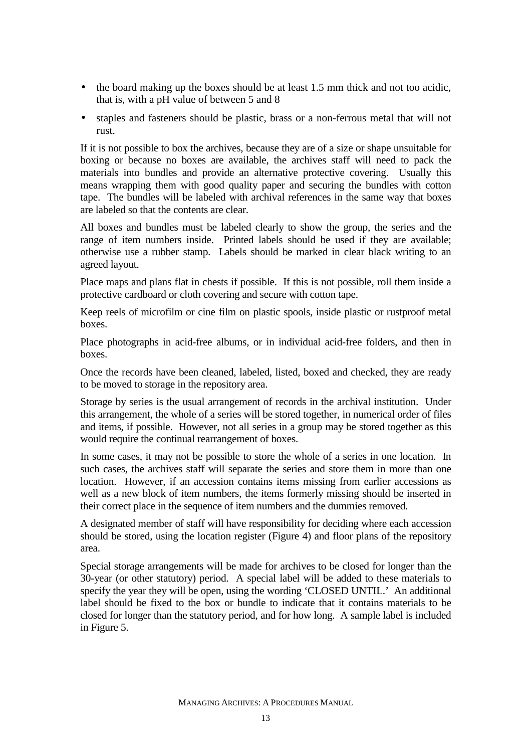- the board making up the boxes should be at least 1.5 mm thick and not too acidic, that is, with a pH value of between 5 and 8
- staples and fasteners should be plastic, brass or a non-ferrous metal that will not rust.

If it is not possible to box the archives, because they are of a size or shape unsuitable for boxing or because no boxes are available, the archives staff will need to pack the materials into bundles and provide an alternative protective covering. Usually this means wrapping them with good quality paper and securing the bundles with cotton tape. The bundles will be labeled with archival references in the same way that boxes are labeled so that the contents are clear.

All boxes and bundles must be labeled clearly to show the group, the series and the range of item numbers inside. Printed labels should be used if they are available; otherwise use a rubber stamp. Labels should be marked in clear black writing to an agreed layout.

Place maps and plans flat in chests if possible. If this is not possible, roll them inside a protective cardboard or cloth covering and secure with cotton tape.

Keep reels of microfilm or cine film on plastic spools, inside plastic or rustproof metal boxes.

Place photographs in acid-free albums, or in individual acid-free folders, and then in boxes.

Once the records have been cleaned, labeled, listed, boxed and checked, they are ready to be moved to storage in the repository area.

Storage by series is the usual arrangement of records in the archival institution. Under this arrangement, the whole of a series will be stored together, in numerical order of files and items, if possible. However, not all series in a group may be stored together as this would require the continual rearrangement of boxes.

In some cases, it may not be possible to store the whole of a series in one location. In such cases, the archives staff will separate the series and store them in more than one location. However, if an accession contains items missing from earlier accessions as well as a new block of item numbers, the items formerly missing should be inserted in their correct place in the sequence of item numbers and the dummies removed.

A designated member of staff will have responsibility for deciding where each accession should be stored, using the location register (Figure 4) and floor plans of the repository area.

Special storage arrangements will be made for archives to be closed for longer than the 30-year (or other statutory) period. A special label will be added to these materials to specify the year they will be open, using the wording 'CLOSED UNTIL.' An additional label should be fixed to the box or bundle to indicate that it contains materials to be closed for longer than the statutory period, and for how long. A sample label is included in Figure 5.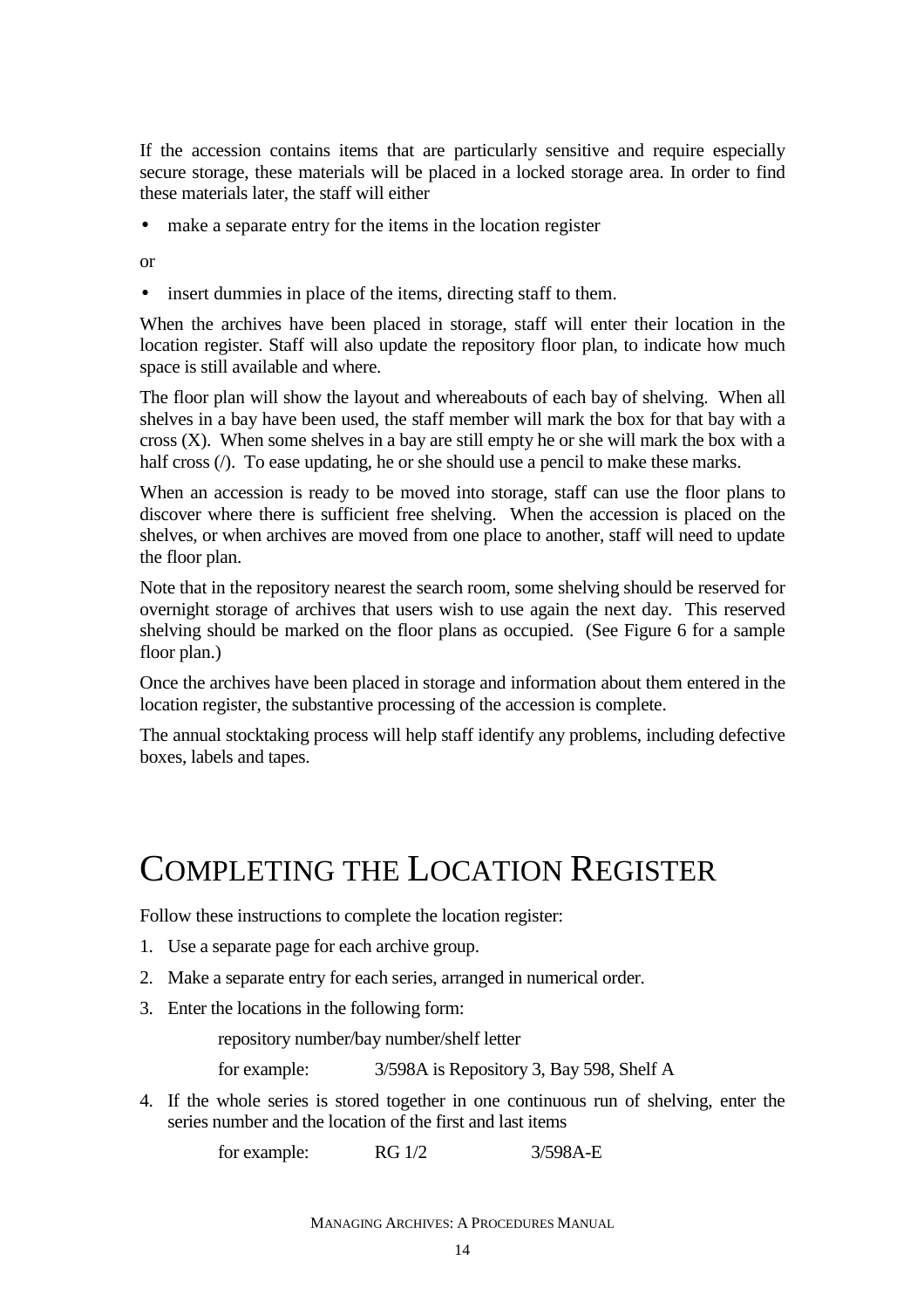If the accession contains items that are particularly sensitive and require especially secure storage, these materials will be placed in a locked storage area. In order to find these materials later, the staff will either

- make a separate entry for the items in the location register

or

- insert dummies in place of the items, directing staff to them.

When the archives have been placed in storage, staff will enter their location in the location register. Staff will also update the repository floor plan, to indicate how much space is still available and where.

The floor plan will show the layout and whereabouts of each bay of shelving. When all shelves in a bay have been used, the staff member will mark the box for that bay with a cross (X). When some shelves in a bay are still empty he or she will mark the box with a half cross (/). To ease updating, he or she should use a pencil to make these marks.

When an accession is ready to be moved into storage, staff can use the floor plans to discover where there is sufficient free shelving. When the accession is placed on the shelves, or when archives are moved from one place to another, staff will need to update the floor plan.

Note that in the repository nearest the search room, some shelving should be reserved for overnight storage of archives that users wish to use again the next day. This reserved shelving should be marked on the floor plans as occupied. (See Figure 6 for a sample floor plan.)

Once the archives have been placed in storage and information about them entered in the location register, the substantive processing of the accession is complete.

The annual stocktaking process will help staff identify any problems, including defective boxes, labels and tapes.

# Completing the Location Register

Follow these instructions to complete the location register:

1. Use a separate page for each archive group.
2. Make a separate entry for each series, arranged in numerical order.
3. Enter the locations in the following form:

   repository number/bay number/shelf letter

   for example: 3/598A is Repository 3, Bay 598, Shelf A

4. If the whole series is stored together in one continuous run of shelving, enter the series number and the location of the first and last items

   for example: RG 1/2 3/598A-E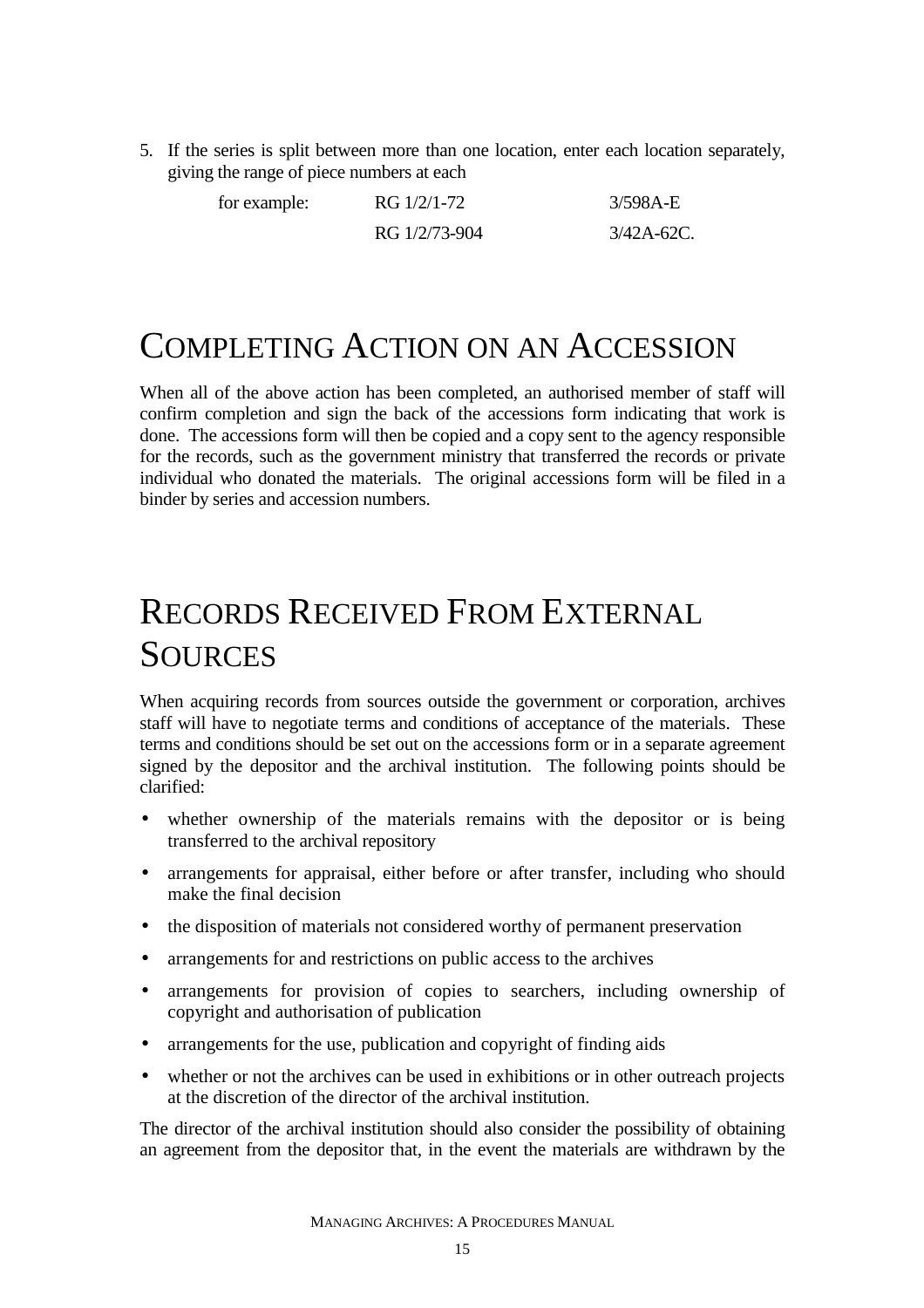5. If the series is split between more than one location, enter each location separately, giving the range of piece numbers at each

| | | |
|---|---|---|
| for example: | RG 1/2/1-72 | 3/598A-E |
| | RG 1/2/73-904 | 3/42A-62C. |

# Completing Action on an Accession

When all of the above action has been completed, an authorised member of staff will confirm completion and sign the back of the accessions form indicating that work is done. The accessions form will then be copied and a copy sent to the agency responsible for the records, such as the government ministry that transferred the records or private individual who donated the materials. The original accessions form will be filed in a binder by series and accession numbers.

# Records Received From External Sources

When acquiring records from sources outside the government or corporation, archives staff will have to negotiate terms and conditions of acceptance of the materials. These terms and conditions should be set out on the accessions form or in a separate agreement signed by the depositor and the archival institution. The following points should be clarified:

- whether ownership of the materials remains with the depositor or is being transferred to the archival repository
- arrangements for appraisal, either before or after transfer, including who should make the final decision
- the disposition of materials not considered worthy of permanent preservation
- arrangements for and restrictions on public access to the archives
- arrangements for provision of copies to searchers, including ownership of copyright and authorisation of publication
- arrangements for the use, publication and copyright of finding aids
- whether or not the archives can be used in exhibitions or in other outreach projects at the discretion of the director of the archival institution.

The director of the archival institution should also consider the possibility of obtaining an agreement from the depositor that, in the event the materials are withdrawn by the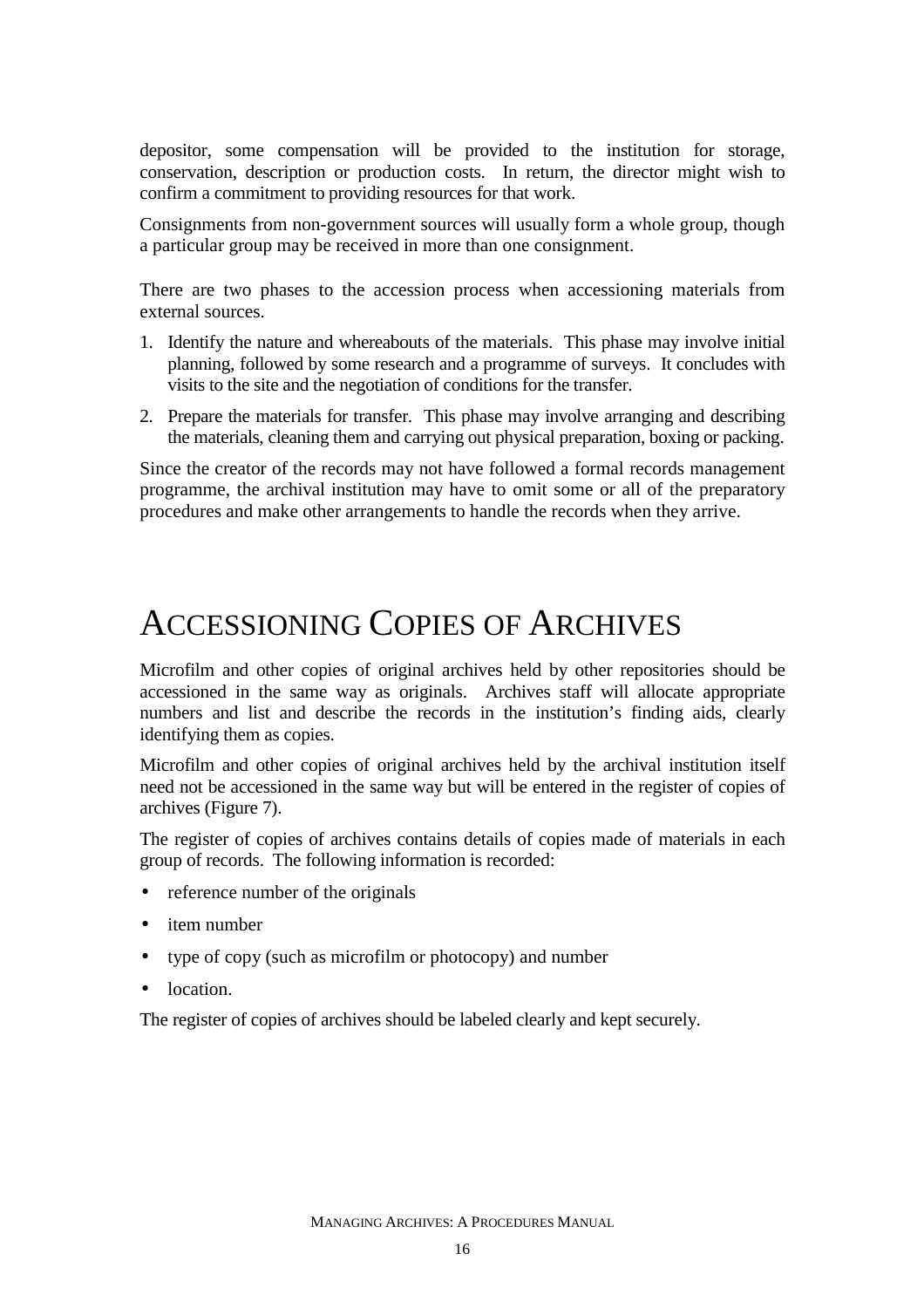depositor, some compensation will be provided to the institution for storage, conservation, description or production costs. In return, the director might wish to confirm a commitment to providing resources for that work.

Consignments from non-government sources will usually form a whole group, though a particular group may be received in more than one consignment.

There are two phases to the accession process when accessioning materials from external sources.

1. Identify the nature and whereabouts of the materials. This phase may involve initial planning, followed by some research and a programme of surveys. It concludes with visits to the site and the negotiation of conditions for the transfer.
2. Prepare the materials for transfer. This phase may involve arranging and describing the materials, cleaning them and carrying out physical preparation, boxing or packing.

Since the creator of the records may not have followed a formal records management programme, the archival institution may have to omit some or all of the preparatory procedures and make other arrangements to handle the records when they arrive.

# Accessioning Copies of Archives

Microfilm and other copies of original archives held by other repositories should be accessioned in the same way as originals. Archives staff will allocate appropriate numbers and list and describe the records in the institution's finding aids, clearly identifying them as copies.

Microfilm and other copies of original archives held by the archival institution itself need not be accessioned in the same way but will be entered in the register of copies of archives (Figure 7).

The register of copies of archives contains details of copies made of materials in each group of records. The following information is recorded:

- reference number of the originals
- item number
- type of copy (such as microfilm or photocopy) and number
- location.

The register of copies of archives should be labeled clearly and kept securely.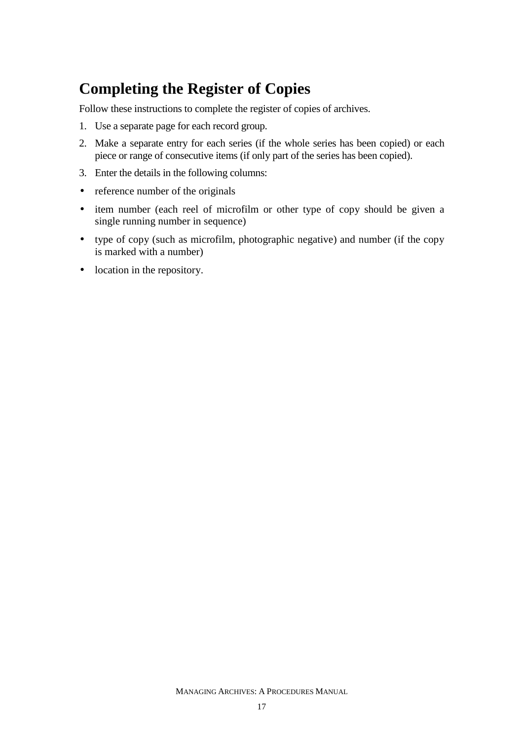## Completing the Register of Copies

Follow these instructions to complete the register of copies of archives.

1. Use a separate page for each record group.
2. Make a separate entry for each series (if the whole series has been copied) or each piece or range of consecutive items (if only part of the series has been copied).
3. Enter the details in the following columns:

- reference number of the originals
- item number (each reel of microfilm or other type of copy should be given a single running number in sequence)
- type of copy (such as microfilm, photographic negative) and number (if the copy is marked with a number)
- location in the repository.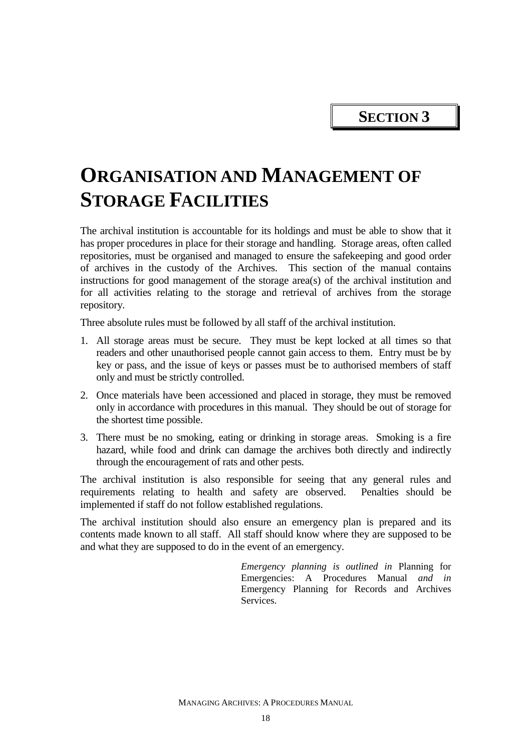**SECTION 3**

# ORGANISATION AND MANAGEMENT OF STORAGE FACILITIES

The archival institution is accountable for its holdings and must be able to show that it has proper procedures in place for their storage and handling. Storage areas, often called repositories, must be organised and managed to ensure the safekeeping and good order of archives in the custody of the Archives. This section of the manual contains instructions for good management of the storage area(s) of the archival institution and for all activities relating to the storage and retrieval of archives from the storage repository.

Three absolute rules must be followed by all staff of the archival institution.

1. All storage areas must be secure. They must be kept locked at all times so that readers and other unauthorised people cannot gain access to them. Entry must be by key or pass, and the issue of keys or passes must be to authorised members of staff only and must be strictly controlled.
2. Once materials have been accessioned and placed in storage, they must be removed only in accordance with procedures in this manual. They should be out of storage for the shortest time possible.
3. There must be no smoking, eating or drinking in storage areas. Smoking is a fire hazard, while food and drink can damage the archives both directly and indirectly through the encouragement of rats and other pests.

The archival institution is also responsible for seeing that any general rules and requirements relating to health and safety are observed. Penalties should be implemented if staff do not follow established regulations.

The archival institution should also ensure an emergency plan is prepared and its contents made known to all staff. All staff should know where they are supposed to be and what they are supposed to do in the event of an emergency.

*Emergency planning is outlined in* Planning for Emergencies: A Procedures Manual *and in* Emergency Planning for Records and Archives Services.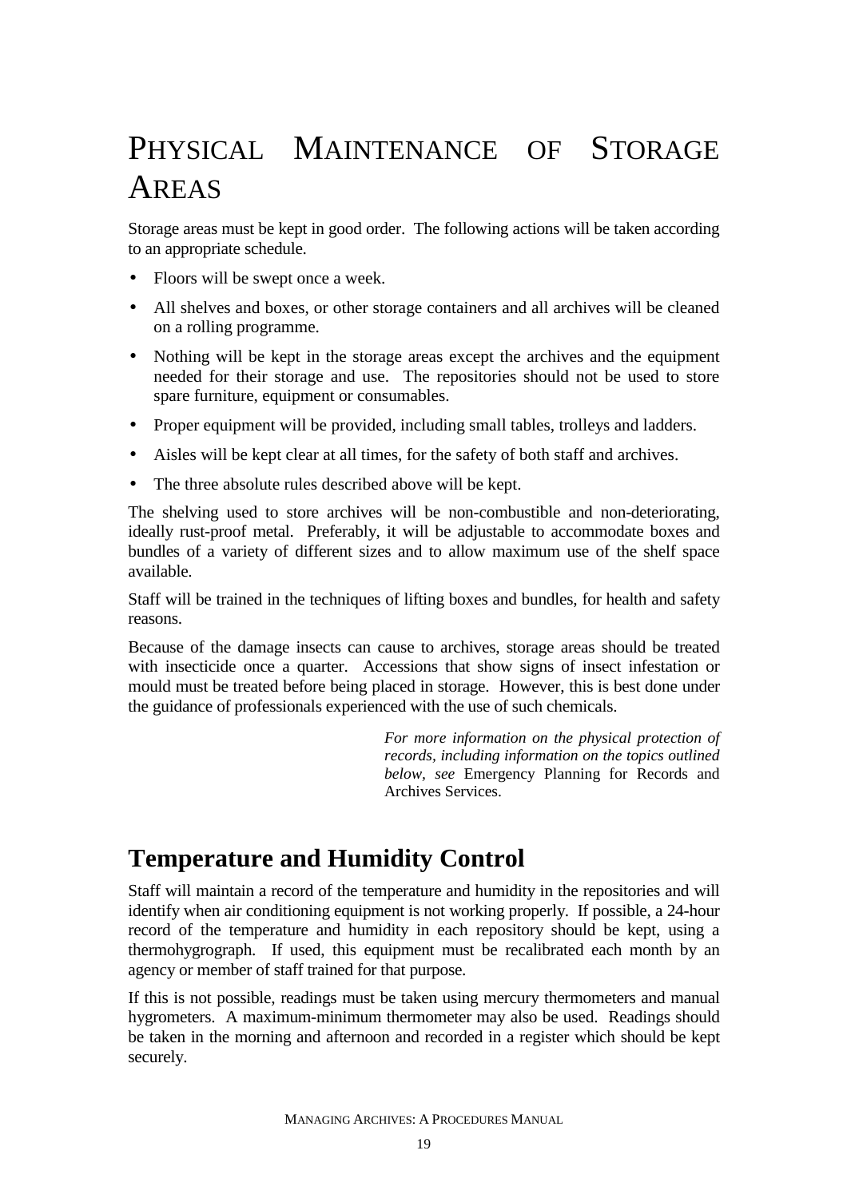# Physical Maintenance of Storage Areas

Storage areas must be kept in good order. The following actions will be taken according to an appropriate schedule.

- Floors will be swept once a week.
- All shelves and boxes, or other storage containers and all archives will be cleaned on a rolling programme.
- Nothing will be kept in the storage areas except the archives and the equipment needed for their storage and use. The repositories should not be used to store spare furniture, equipment or consumables.
- Proper equipment will be provided, including small tables, trolleys and ladders.
- Aisles will be kept clear at all times, for the safety of both staff and archives.
- The three absolute rules described above will be kept.

The shelving used to store archives will be non-combustible and non-deteriorating, ideally rust-proof metal. Preferably, it will be adjustable to accommodate boxes and bundles of a variety of different sizes and to allow maximum use of the shelf space available.

Staff will be trained in the techniques of lifting boxes and bundles, for health and safety reasons.

Because of the damage insects can cause to archives, storage areas should be treated with insecticide once a quarter. Accessions that show signs of insect infestation or mould must be treated before being placed in storage. However, this is best done under the guidance of professionals experienced with the use of such chemicals.

*For more information on the physical protection of records, including information on the topics outlined below, see* Emergency Planning for Records and Archives Services.

## Temperature and Humidity Control

Staff will maintain a record of the temperature and humidity in the repositories and will identify when air conditioning equipment is not working properly. If possible, a 24-hour record of the temperature and humidity in each repository should be kept, using a thermohygrograph. If used, this equipment must be recalibrated each month by an agency or member of staff trained for that purpose.

If this is not possible, readings must be taken using mercury thermometers and manual hygrometers. A maximum-minimum thermometer may also be used. Readings should be taken in the morning and afternoon and recorded in a register which should be kept securely.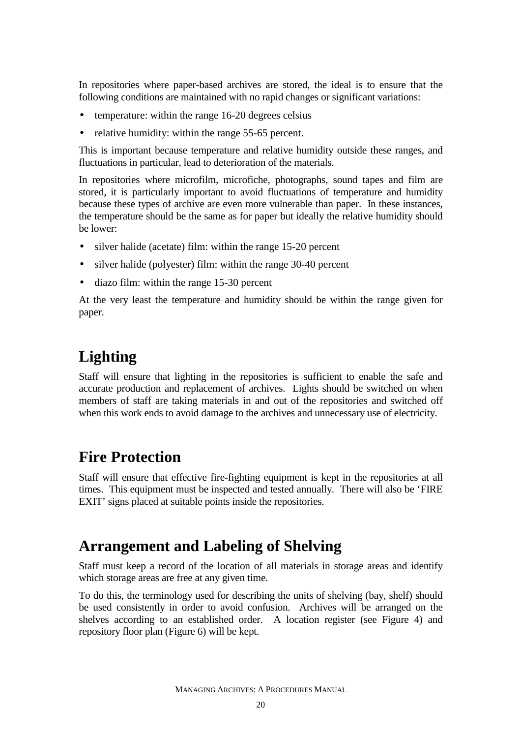In repositories where paper-based archives are stored, the ideal is to ensure that the following conditions are maintained with no rapid changes or significant variations:

- temperature: within the range 16-20 degrees celsius
- relative humidity: within the range 55-65 percent.

This is important because temperature and relative humidity outside these ranges, and fluctuations in particular, lead to deterioration of the materials.

In repositories where microfilm, microfiche, photographs, sound tapes and film are stored, it is particularly important to avoid fluctuations of temperature and humidity because these types of archive are even more vulnerable than paper. In these instances, the temperature should be the same as for paper but ideally the relative humidity should be lower:

- silver halide (acetate) film: within the range 15-20 percent
- silver halide (polyester) film: within the range 30-40 percent
- diazo film: within the range 15-30 percent

At the very least the temperature and humidity should be within the range given for paper.

## Lighting

Staff will ensure that lighting in the repositories is sufficient to enable the safe and accurate production and replacement of archives. Lights should be switched on when members of staff are taking materials in and out of the repositories and switched off when this work ends to avoid damage to the archives and unnecessary use of electricity.

## Fire Protection

Staff will ensure that effective fire-fighting equipment is kept in the repositories at all times. This equipment must be inspected and tested annually. There will also be 'FIRE EXIT' signs placed at suitable points inside the repositories.

## Arrangement and Labeling of Shelving

Staff must keep a record of the location of all materials in storage areas and identify which storage areas are free at any given time.

To do this, the terminology used for describing the units of shelving (bay, shelf) should be used consistently in order to avoid confusion. Archives will be arranged on the shelves according to an established order. A location register (see Figure 4) and repository floor plan (Figure 6) will be kept.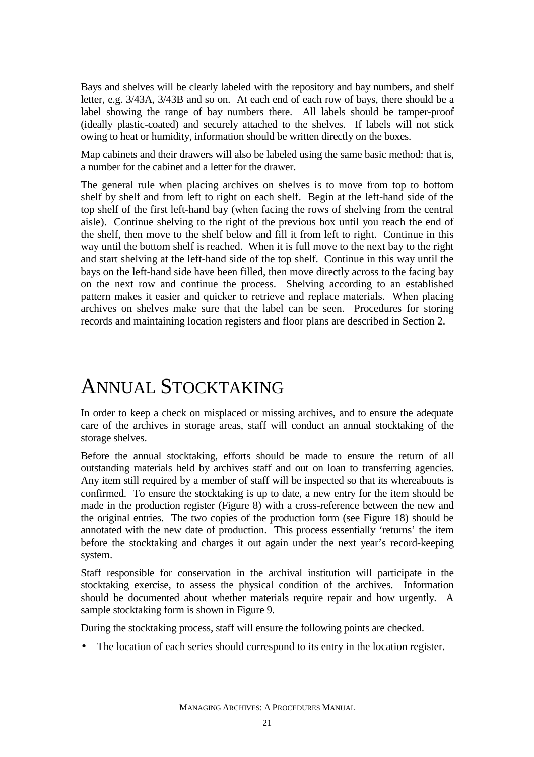Bays and shelves will be clearly labeled with the repository and bay numbers, and shelf letter, e.g. 3/43A, 3/43B and so on. At each end of each row of bays, there should be a label showing the range of bay numbers there. All labels should be tamper-proof (ideally plastic-coated) and securely attached to the shelves. If labels will not stick owing to heat or humidity, information should be written directly on the boxes.

Map cabinets and their drawers will also be labeled using the same basic method: that is, a number for the cabinet and a letter for the drawer.

The general rule when placing archives on shelves is to move from top to bottom shelf by shelf and from left to right on each shelf. Begin at the left-hand side of the top shelf of the first left-hand bay (when facing the rows of shelving from the central aisle). Continue shelving to the right of the previous box until you reach the end of the shelf, then move to the shelf below and fill it from left to right. Continue in this way until the bottom shelf is reached. When it is full move to the next bay to the right and start shelving at the left-hand side of the top shelf. Continue in this way until the bays on the left-hand side have been filled, then move directly across to the facing bay on the next row and continue the process. Shelving according to an established pattern makes it easier and quicker to retrieve and replace materials. When placing archives on shelves make sure that the label can be seen. Procedures for storing records and maintaining location registers and floor plans are described in Section 2.

# ANNUAL STOCKTAKING

In order to keep a check on misplaced or missing archives, and to ensure the adequate care of the archives in storage areas, staff will conduct an annual stocktaking of the storage shelves.

Before the annual stocktaking, efforts should be made to ensure the return of all outstanding materials held by archives staff and out on loan to transferring agencies. Any item still required by a member of staff will be inspected so that its whereabouts is confirmed. To ensure the stocktaking is up to date, a new entry for the item should be made in the production register (Figure 8) with a cross-reference between the new and the original entries. The two copies of the production form (see Figure 18) should be annotated with the new date of production. This process essentially 'returns' the item before the stocktaking and charges it out again under the next year's record-keeping system.

Staff responsible for conservation in the archival institution will participate in the stocktaking exercise, to assess the physical condition of the archives. Information should be documented about whether materials require repair and how urgently. A sample stocktaking form is shown in Figure 9.

During the stocktaking process, staff will ensure the following points are checked.

- The location of each series should correspond to its entry in the location register.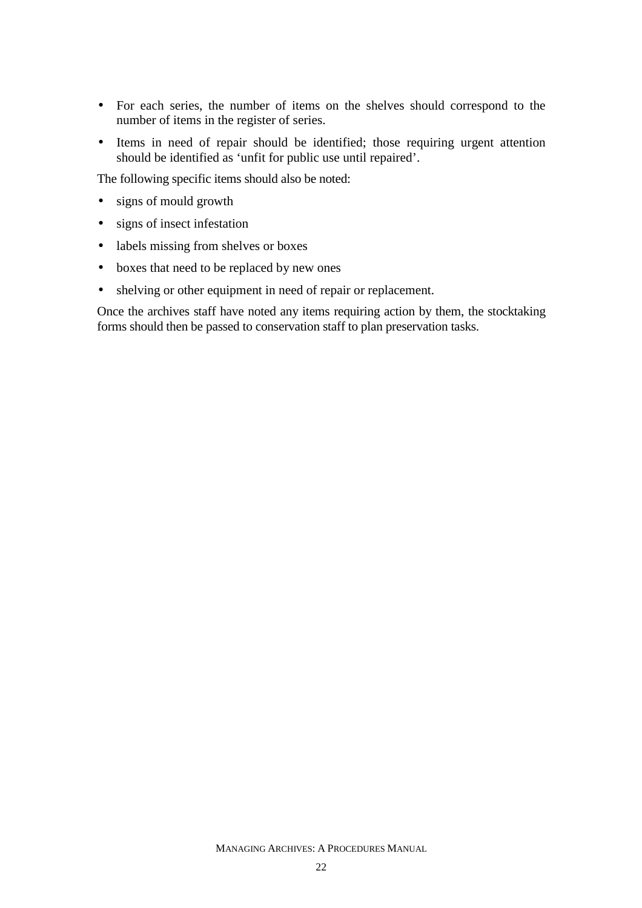- For each series, the number of items on the shelves should correspond to the number of items in the register of series.
- Items in need of repair should be identified; those requiring urgent attention should be identified as 'unfit for public use until repaired'.

The following specific items should also be noted:

- signs of mould growth
- signs of insect infestation
- labels missing from shelves or boxes
- boxes that need to be replaced by new ones
- shelving or other equipment in need of repair or replacement.

Once the archives staff have noted any items requiring action by them, the stocktaking forms should then be passed to conservation staff to plan preservation tasks.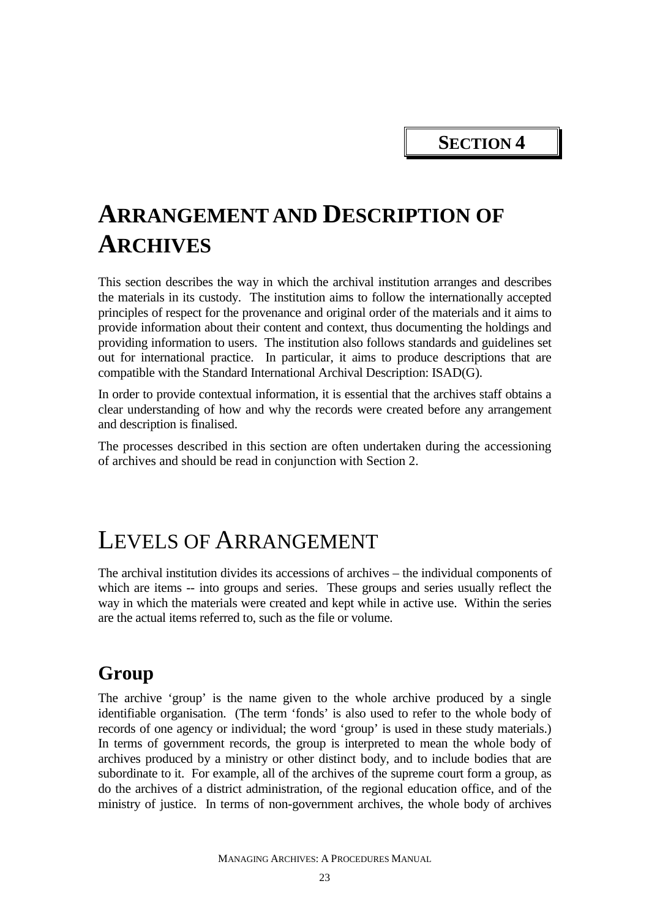**SECTION 4**

# ARRANGEMENT AND DESCRIPTION OF ARCHIVES

This section describes the way in which the archival institution arranges and describes the materials in its custody. The institution aims to follow the internationally accepted principles of respect for the provenance and original order of the materials and it aims to provide information about their content and context, thus documenting the holdings and providing information to users. The institution also follows standards and guidelines set out for international practice. In particular, it aims to produce descriptions that are compatible with the Standard International Archival Description: ISAD(G).

In order to provide contextual information, it is essential that the archives staff obtains a clear understanding of how and why the records were created before any arrangement and description is finalised.

The processes described in this section are often undertaken during the accessioning of archives and should be read in conjunction with Section 2.

## LEVELS OF ARRANGEMENT

The archival institution divides its accessions of archives – the individual components of which are items -- into groups and series. These groups and series usually reflect the way in which the materials were created and kept while in active use. Within the series are the actual items referred to, such as the file or volume.

### Group

The archive 'group' is the name given to the whole archive produced by a single identifiable organisation. (The term 'fonds' is also used to refer to the whole body of records of one agency or individual; the word 'group' is used in these study materials.) In terms of government records, the group is interpreted to mean the whole body of archives produced by a ministry or other distinct body, and to include bodies that are subordinate to it. For example, all of the archives of the supreme court form a group, as do the archives of a district administration, of the regional education office, and of the ministry of justice. In terms of non-government archives, the whole body of archives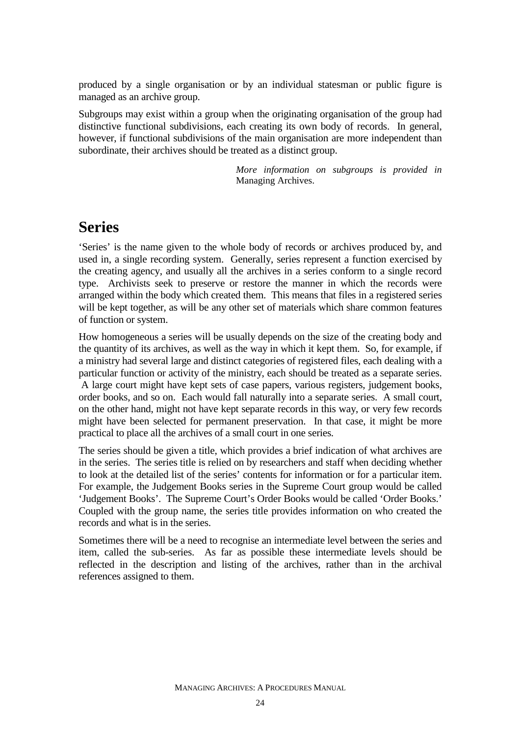produced by a single organisation or by an individual statesman or public figure is managed as an archive group.

Subgroups may exist within a group when the originating organisation of the group had distinctive functional subdivisions, each creating its own body of records. In general, however, if functional subdivisions of the main organisation are more independent than subordinate, their archives should be treated as a distinct group.

*More information on subgroups is provided in* Managing Archives.

## Series

'Series' is the name given to the whole body of records or archives produced by, and used in, a single recording system. Generally, series represent a function exercised by the creating agency, and usually all the archives in a series conform to a single record type. Archivists seek to preserve or restore the manner in which the records were arranged within the body which created them. This means that files in a registered series will be kept together, as will be any other set of materials which share common features of function or system.

How homogeneous a series will be usually depends on the size of the creating body and the quantity of its archives, as well as the way in which it kept them. So, for example, if a ministry had several large and distinct categories of registered files, each dealing with a particular function or activity of the ministry, each should be treated as a separate series. A large court might have kept sets of case papers, various registers, judgement books, order books, and so on. Each would fall naturally into a separate series. A small court, on the other hand, might not have kept separate records in this way, or very few records might have been selected for permanent preservation. In that case, it might be more practical to place all the archives of a small court in one series.

The series should be given a title, which provides a brief indication of what archives are in the series. The series title is relied on by researchers and staff when deciding whether to look at the detailed list of the series' contents for information or for a particular item. For example, the Judgement Books series in the Supreme Court group would be called 'Judgement Books'. The Supreme Court's Order Books would be called 'Order Books.' Coupled with the group name, the series title provides information on who created the records and what is in the series.

Sometimes there will be a need to recognise an intermediate level between the series and item, called the sub-series. As far as possible these intermediate levels should be reflected in the description and listing of the archives, rather than in the archival references assigned to them.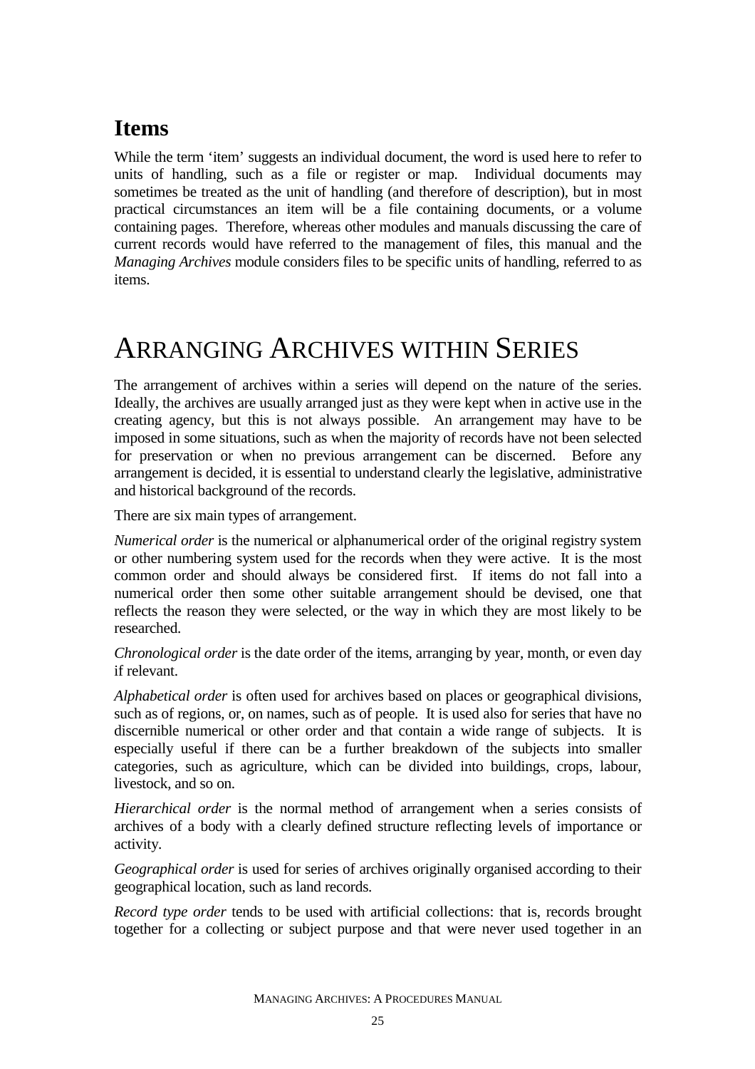## Items

While the term 'item' suggests an individual document, the word is used here to refer to units of handling, such as a file or register or map. Individual documents may sometimes be treated as the unit of handling (and therefore of description), but in most practical circumstances an item will be a file containing documents, or a volume containing pages. Therefore, whereas other modules and manuals discussing the care of current records would have referred to the management of files, this manual and the *Managing Archives* module considers files to be specific units of handling, referred to as items.

# Arranging Archives within Series

The arrangement of archives within a series will depend on the nature of the series. Ideally, the archives are usually arranged just as they were kept when in active use in the creating agency, but this is not always possible. An arrangement may have to be imposed in some situations, such as when the majority of records have not been selected for preservation or when no previous arrangement can be discerned. Before any arrangement is decided, it is essential to understand clearly the legislative, administrative and historical background of the records.

There are six main types of arrangement.

*Numerical order* is the numerical or alphanumerical order of the original registry system or other numbering system used for the records when they were active. It is the most common order and should always be considered first. If items do not fall into a numerical order then some other suitable arrangement should be devised, one that reflects the reason they were selected, or the way in which they are most likely to be researched.

*Chronological order* is the date order of the items, arranging by year, month, or even day if relevant.

*Alphabetical order* is often used for archives based on places or geographical divisions, such as of regions, or, on names, such as of people. It is used also for series that have no discernible numerical or other order and that contain a wide range of subjects. It is especially useful if there can be a further breakdown of the subjects into smaller categories, such as agriculture, which can be divided into buildings, crops, labour, livestock, and so on.

*Hierarchical order* is the normal method of arrangement when a series consists of archives of a body with a clearly defined structure reflecting levels of importance or activity.

*Geographical order* is used for series of archives originally organised according to their geographical location, such as land records.

*Record type order* tends to be used with artificial collections: that is, records brought together for a collecting or subject purpose and that were never used together in an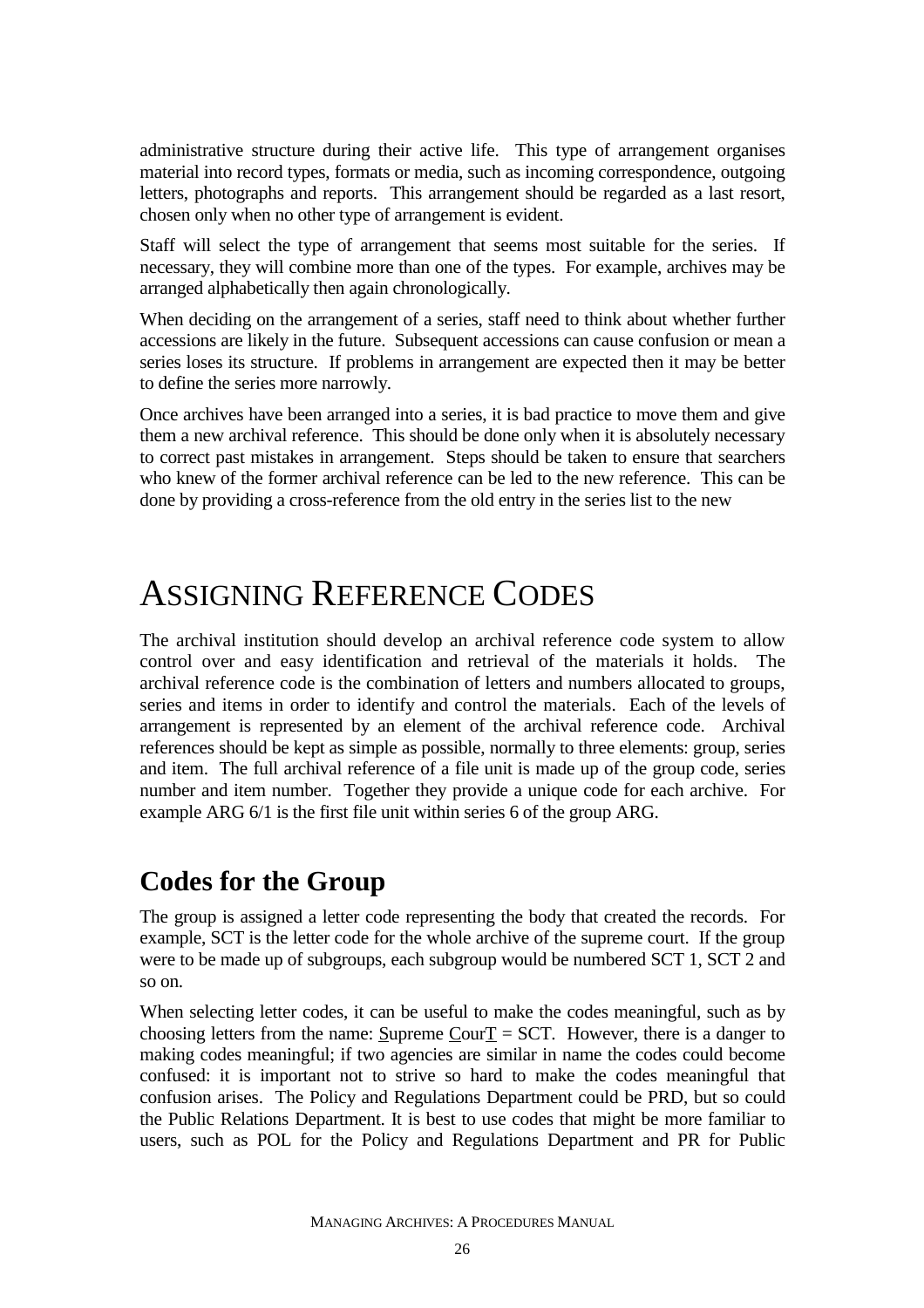administrative structure during their active life. This type of arrangement organises material into record types, formats or media, such as incoming correspondence, outgoing letters, photographs and reports. This arrangement should be regarded as a last resort, chosen only when no other type of arrangement is evident.

Staff will select the type of arrangement that seems most suitable for the series. If necessary, they will combine more than one of the types. For example, archives may be arranged alphabetically then again chronologically.

When deciding on the arrangement of a series, staff need to think about whether further accessions are likely in the future. Subsequent accessions can cause confusion or mean a series loses its structure. If problems in arrangement are expected then it may be better to define the series more narrowly.

Once archives have been arranged into a series, it is bad practice to move them and give them a new archival reference. This should be done only when it is absolutely necessary to correct past mistakes in arrangement. Steps should be taken to ensure that searchers who knew of the former archival reference can be led to the new reference. This can be done by providing a cross-reference from the old entry in the series list to the new

# Assigning Reference Codes

The archival institution should develop an archival reference code system to allow control over and easy identification and retrieval of the materials it holds. The archival reference code is the combination of letters and numbers allocated to groups, series and items in order to identify and control the materials. Each of the levels of arrangement is represented by an element of the archival reference code. Archival references should be kept as simple as possible, normally to three elements: group, series and item. The full archival reference of a file unit is made up of the group code, series number and item number. Together they provide a unique code for each archive. For example ARG 6/1 is the first file unit within series 6 of the group ARG.

## Codes for the Group

The group is assigned a letter code representing the body that created the records. For example, SCT is the letter code for the whole archive of the supreme court. If the group were to be made up of subgroups, each subgroup would be numbered SCT 1, SCT 2 and so on.

When selecting letter codes, it can be useful to make the codes meaningful, such as by choosing letters from the name: Supreme CourT = SCT. However, there is a danger to making codes meaningful; if two agencies are similar in name the codes could become confused: it is important not to strive so hard to make the codes meaningful that confusion arises. The Policy and Regulations Department could be PRD, but so could the Public Relations Department. It is best to use codes that might be more familiar to users, such as POL for the Policy and Regulations Department and PR for Public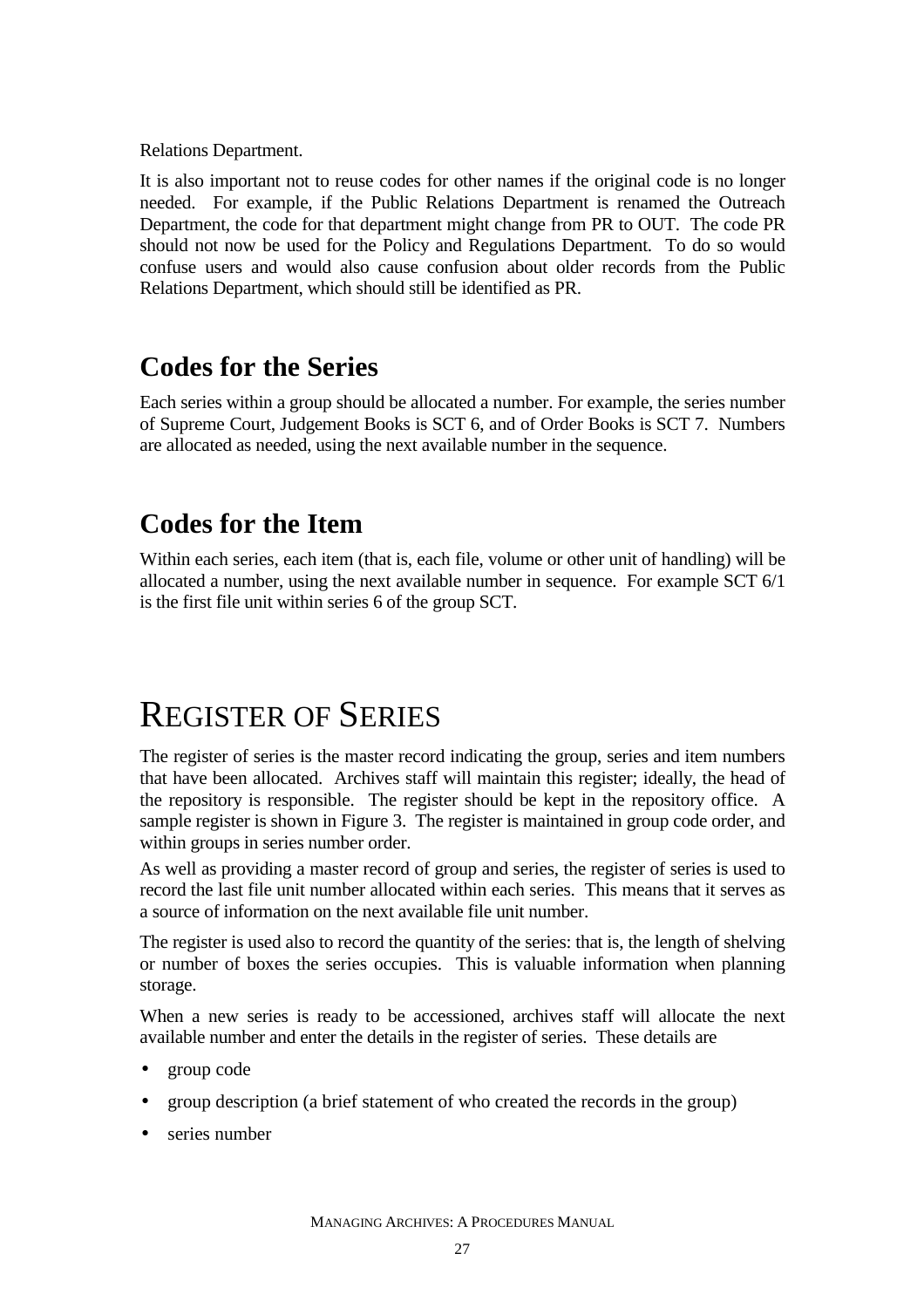Relations Department.

It is also important not to reuse codes for other names if the original code is no longer needed. For example, if the Public Relations Department is renamed the Outreach Department, the code for that department might change from PR to OUT. The code PR should not now be used for the Policy and Regulations Department. To do so would confuse users and would also cause confusion about older records from the Public Relations Department, which should still be identified as PR.

## Codes for the Series

Each series within a group should be allocated a number. For example, the series number of Supreme Court, Judgement Books is SCT 6, and of Order Books is SCT 7. Numbers are allocated as needed, using the next available number in the sequence.

## Codes for the Item

Within each series, each item (that is, each file, volume or other unit of handling) will be allocated a number, using the next available number in sequence. For example SCT 6/1 is the first file unit within series 6 of the group SCT.

# Register of Series

The register of series is the master record indicating the group, series and item numbers that have been allocated. Archives staff will maintain this register; ideally, the head of the repository is responsible. The register should be kept in the repository office. A sample register is shown in Figure 3. The register is maintained in group code order, and within groups in series number order.

As well as providing a master record of group and series, the register of series is used to record the last file unit number allocated within each series. This means that it serves as a source of information on the next available file unit number.

The register is used also to record the quantity of the series: that is, the length of shelving or number of boxes the series occupies. This is valuable information when planning storage.

When a new series is ready to be accessioned, archives staff will allocate the next available number and enter the details in the register of series. These details are

- group code
- group description (a brief statement of who created the records in the group)
- series number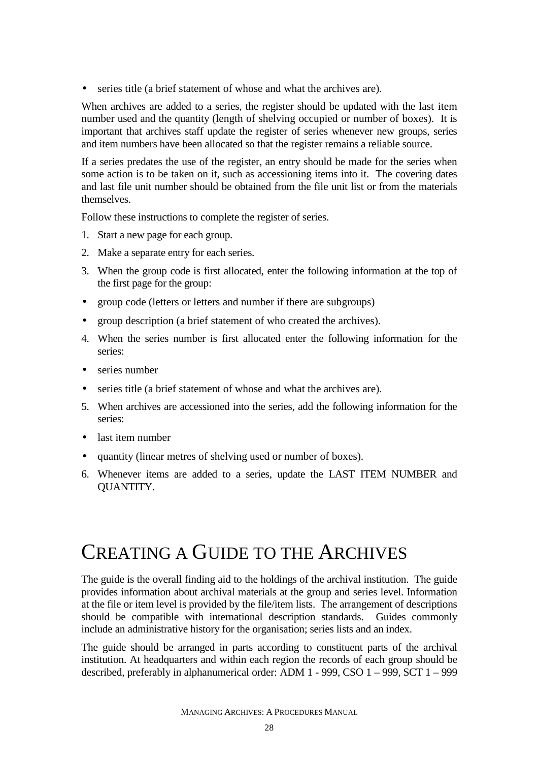- series title (a brief statement of whose and what the archives are).

When archives are added to a series, the register should be updated with the last item number used and the quantity (length of shelving occupied or number of boxes). It is important that archives staff update the register of series whenever new groups, series and item numbers have been allocated so that the register remains a reliable source.

If a series predates the use of the register, an entry should be made for the series when some action is to be taken on it, such as accessioning items into it. The covering dates and last file unit number should be obtained from the file unit list or from the materials themselves.

Follow these instructions to complete the register of series.

1. Start a new page for each group.
2. Make a separate entry for each series.
3. When the group code is first allocated, enter the following information at the top of the first page for the group:

- group code (letters or letters and number if there are subgroups)
- group description (a brief statement of who created the archives).

4. When the series number is first allocated enter the following information for the series:

- series number
- series title (a brief statement of whose and what the archives are).

5. When archives are accessioned into the series, add the following information for the series:

- last item number
- quantity (linear metres of shelving used or number of boxes).

6. Whenever items are added to a series, update the LAST ITEM NUMBER and QUANTITY.

# CREATING A GUIDE TO THE ARCHIVES

The guide is the overall finding aid to the holdings of the archival institution. The guide provides information about archival materials at the group and series level. Information at the file or item level is provided by the file/item lists. The arrangement of descriptions should be compatible with international description standards. Guides commonly include an administrative history for the organisation; series lists and an index.

The guide should be arranged in parts according to constituent parts of the archival institution. At headquarters and within each region the records of each group should be described, preferably in alphanumerical order: ADM 1 - 999, CSO 1 – 999, SCT 1 – 999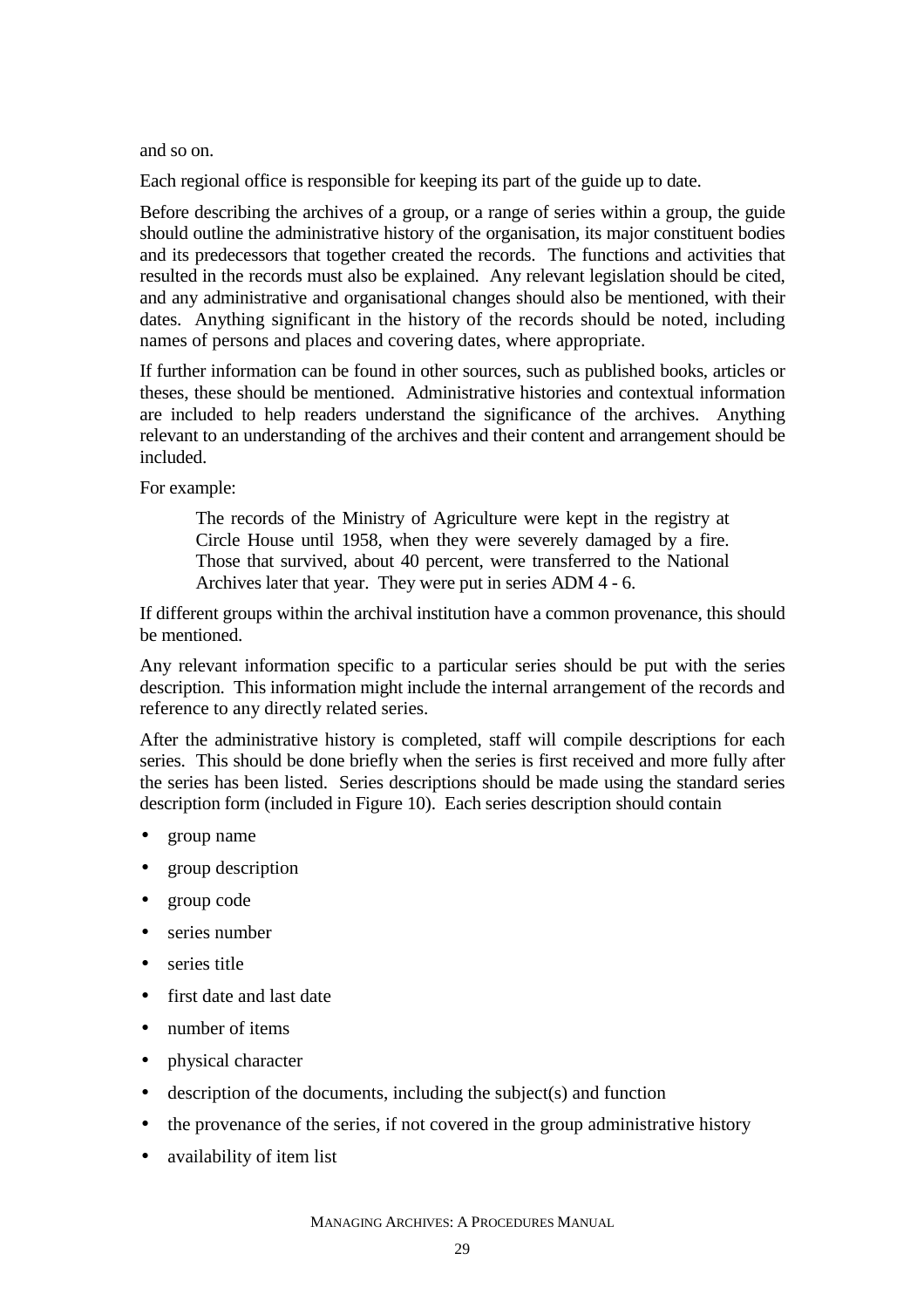and so on.

Each regional office is responsible for keeping its part of the guide up to date.

Before describing the archives of a group, or a range of series within a group, the guide should outline the administrative history of the organisation, its major constituent bodies and its predecessors that together created the records. The functions and activities that resulted in the records must also be explained. Any relevant legislation should be cited, and any administrative and organisational changes should also be mentioned, with their dates. Anything significant in the history of the records should be noted, including names of persons and places and covering dates, where appropriate.

If further information can be found in other sources, such as published books, articles or theses, these should be mentioned. Administrative histories and contextual information are included to help readers understand the significance of the archives. Anything relevant to an understanding of the archives and their content and arrangement should be included.

For example:

> The records of the Ministry of Agriculture were kept in the registry at Circle House until 1958, when they were severely damaged by a fire. Those that survived, about 40 percent, were transferred to the National Archives later that year. They were put in series ADM 4 - 6.

If different groups within the archival institution have a common provenance, this should be mentioned.

Any relevant information specific to a particular series should be put with the series description. This information might include the internal arrangement of the records and reference to any directly related series.

After the administrative history is completed, staff will compile descriptions for each series. This should be done briefly when the series is first received and more fully after the series has been listed. Series descriptions should be made using the standard series description form (included in Figure 10). Each series description should contain

- group name
- group description
- group code
- series number
- series title
- first date and last date
- number of items
- physical character
- description of the documents, including the subject(s) and function
- the provenance of the series, if not covered in the group administrative history
- availability of item list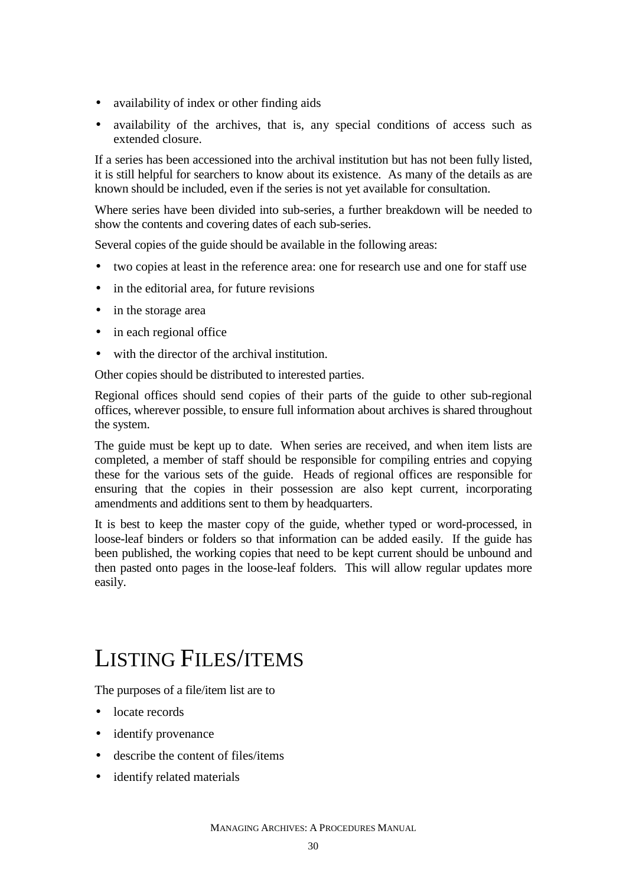- availability of index or other finding aids
- availability of the archives, that is, any special conditions of access such as extended closure.

If a series has been accessioned into the archival institution but has not been fully listed, it is still helpful for searchers to know about its existence. As many of the details as are known should be included, even if the series is not yet available for consultation.

Where series have been divided into sub-series, a further breakdown will be needed to show the contents and covering dates of each sub-series.

Several copies of the guide should be available in the following areas:

- two copies at least in the reference area: one for research use and one for staff use
- in the editorial area, for future revisions
- in the storage area
- in each regional office
- with the director of the archival institution.

Other copies should be distributed to interested parties.

Regional offices should send copies of their parts of the guide to other sub-regional offices, wherever possible, to ensure full information about archives is shared throughout the system.

The guide must be kept up to date. When series are received, and when item lists are completed, a member of staff should be responsible for compiling entries and copying these for the various sets of the guide. Heads of regional offices are responsible for ensuring that the copies in their possession are also kept current, incorporating amendments and additions sent to them by headquarters.

It is best to keep the master copy of the guide, whether typed or word-processed, in loose-leaf binders or folders so that information can be added easily. If the guide has been published, the working copies that need to be kept current should be unbound and then pasted onto pages in the loose-leaf folders. This will allow regular updates more easily.

# LISTING FILES/ITEMS

The purposes of a file/item list are to

- locate records
- identify provenance
- describe the content of files/items
- identify related materials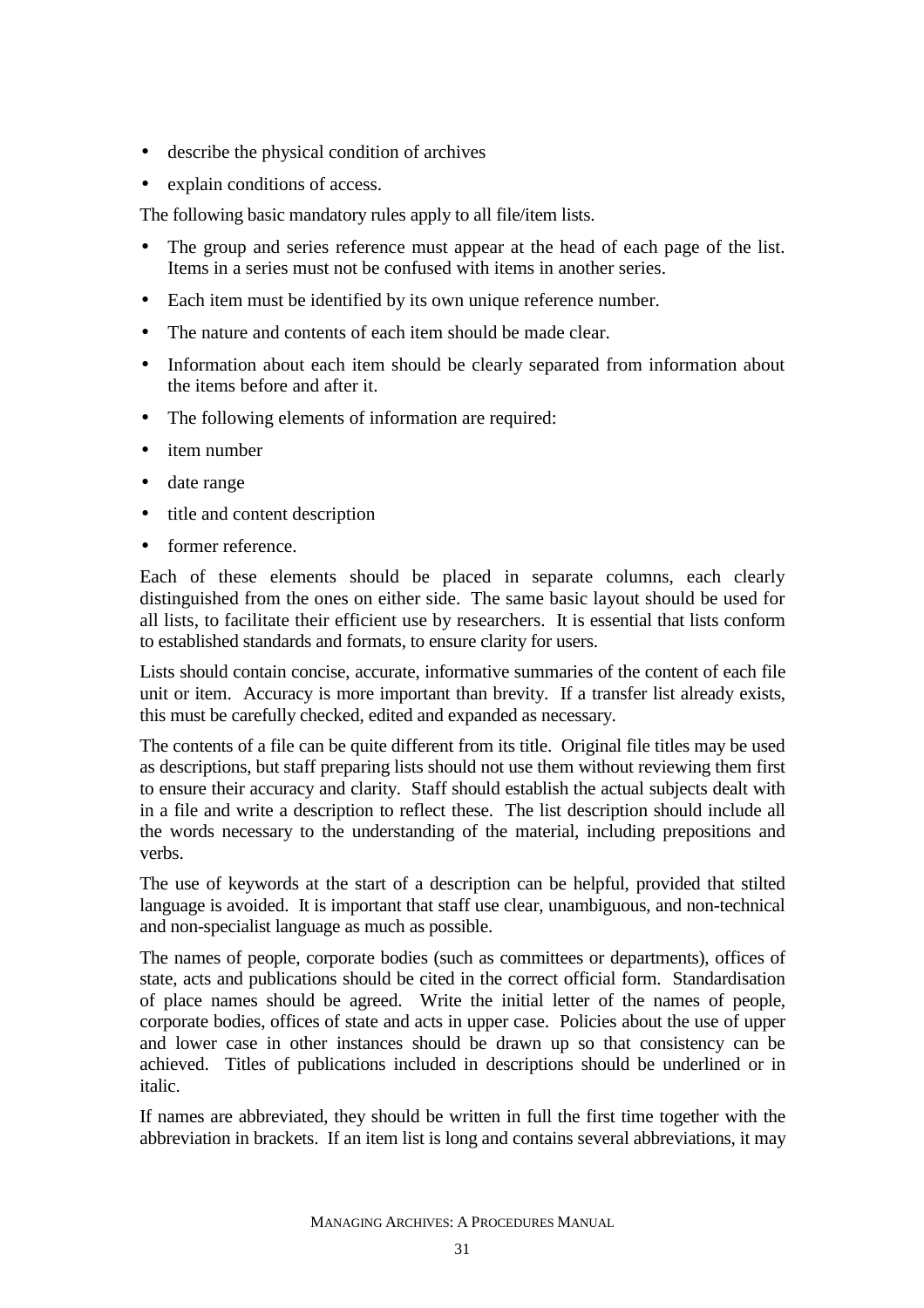- describe the physical condition of archives
- explain conditions of access.

The following basic mandatory rules apply to all file/item lists.

- The group and series reference must appear at the head of each page of the list. Items in a series must not be confused with items in another series.
- Each item must be identified by its own unique reference number.
- The nature and contents of each item should be made clear.
- Information about each item should be clearly separated from information about the items before and after it.
- The following elements of information are required:
- item number
- date range
- title and content description
- former reference.

Each of these elements should be placed in separate columns, each clearly distinguished from the ones on either side. The same basic layout should be used for all lists, to facilitate their efficient use by researchers. It is essential that lists conform to established standards and formats, to ensure clarity for users.

Lists should contain concise, accurate, informative summaries of the content of each file unit or item. Accuracy is more important than brevity. If a transfer list already exists, this must be carefully checked, edited and expanded as necessary.

The contents of a file can be quite different from its title. Original file titles may be used as descriptions, but staff preparing lists should not use them without reviewing them first to ensure their accuracy and clarity. Staff should establish the actual subjects dealt with in a file and write a description to reflect these. The list description should include all the words necessary to the understanding of the material, including prepositions and verbs.

The use of keywords at the start of a description can be helpful, provided that stilted language is avoided. It is important that staff use clear, unambiguous, and non-technical and non-specialist language as much as possible.

The names of people, corporate bodies (such as committees or departments), offices of state, acts and publications should be cited in the correct official form. Standardisation of place names should be agreed. Write the initial letter of the names of people, corporate bodies, offices of state and acts in upper case. Policies about the use of upper and lower case in other instances should be drawn up so that consistency can be achieved. Titles of publications included in descriptions should be underlined or in italic.

If names are abbreviated, they should be written in full the first time together with the abbreviation in brackets. If an item list is long and contains several abbreviations, it may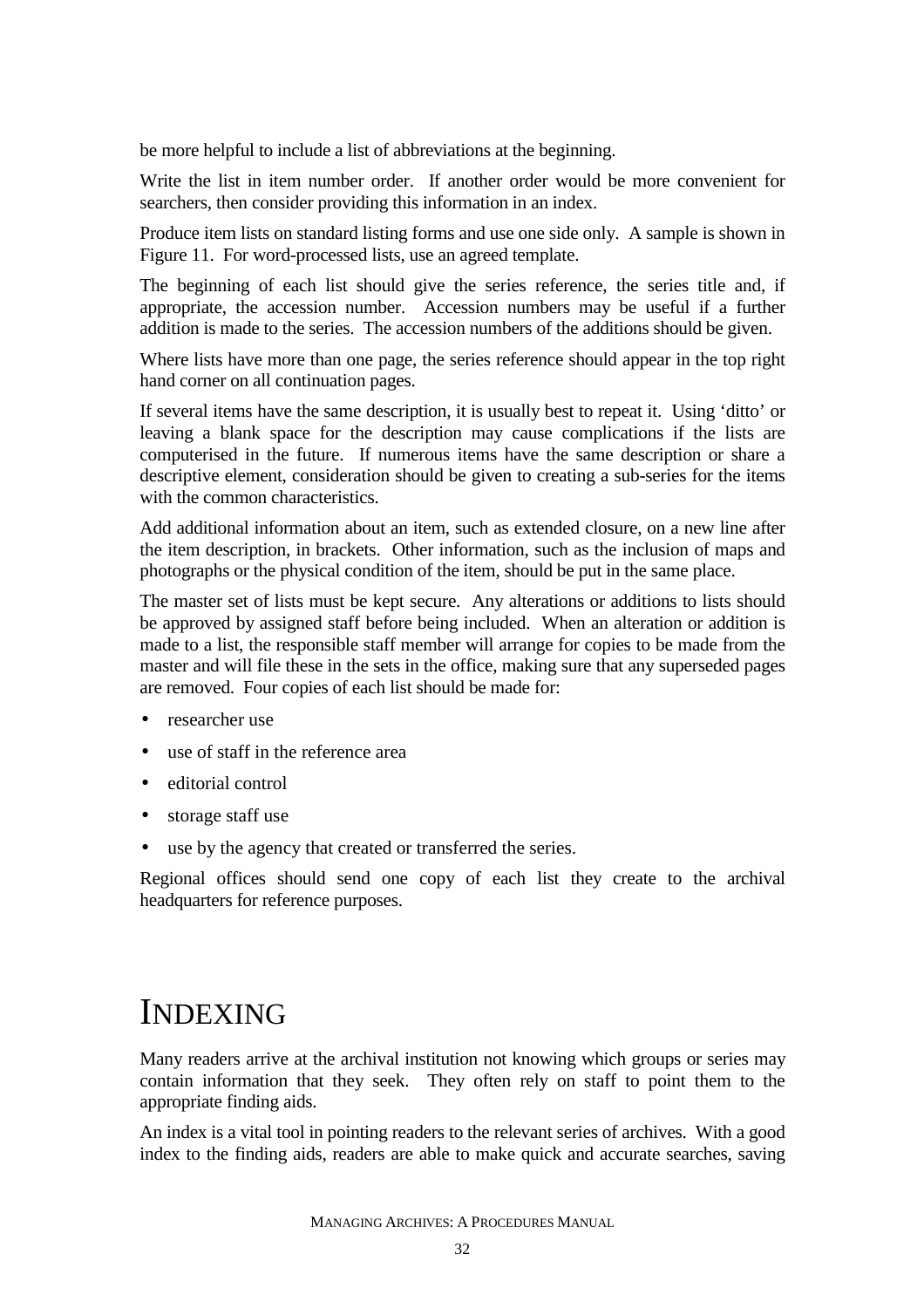be more helpful to include a list of abbreviations at the beginning.

Write the list in item number order. If another order would be more convenient for searchers, then consider providing this information in an index.

Produce item lists on standard listing forms and use one side only. A sample is shown in Figure 11. For word-processed lists, use an agreed template.

The beginning of each list should give the series reference, the series title and, if appropriate, the accession number. Accession numbers may be useful if a further addition is made to the series. The accession numbers of the additions should be given.

Where lists have more than one page, the series reference should appear in the top right hand corner on all continuation pages.

If several items have the same description, it is usually best to repeat it. Using 'ditto' or leaving a blank space for the description may cause complications if the lists are computerised in the future. If numerous items have the same description or share a descriptive element, consideration should be given to creating a sub-series for the items with the common characteristics.

Add additional information about an item, such as extended closure, on a new line after the item description, in brackets. Other information, such as the inclusion of maps and photographs or the physical condition of the item, should be put in the same place.

The master set of lists must be kept secure. Any alterations or additions to lists should be approved by assigned staff before being included. When an alteration or addition is made to a list, the responsible staff member will arrange for copies to be made from the master and will file these in the sets in the office, making sure that any superseded pages are removed. Four copies of each list should be made for:

- researcher use
- use of staff in the reference area
- editorial control
- storage staff use
- use by the agency that created or transferred the series.

Regional offices should send one copy of each list they create to the archival headquarters for reference purposes.

# INDEXING

Many readers arrive at the archival institution not knowing which groups or series may contain information that they seek. They often rely on staff to point them to the appropriate finding aids.

An index is a vital tool in pointing readers to the relevant series of archives. With a good index to the finding aids, readers are able to make quick and accurate searches, saving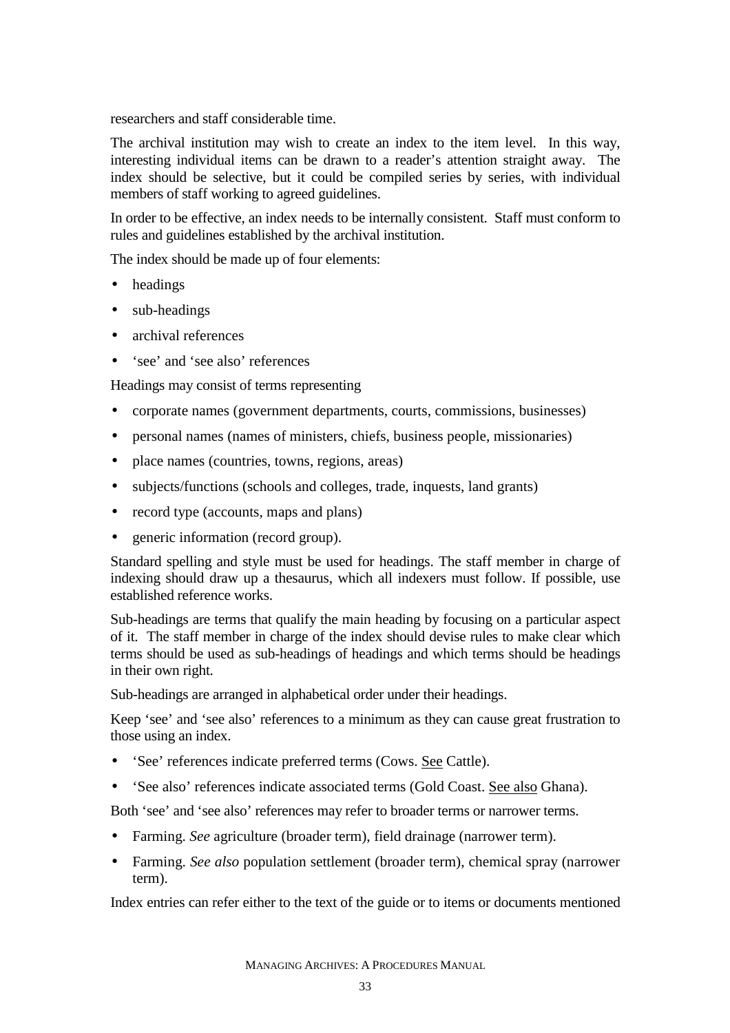researchers and staff considerable time.

The archival institution may wish to create an index to the item level. In this way, interesting individual items can be drawn to a reader's attention straight away. The index should be selective, but it could be compiled series by series, with individual members of staff working to agreed guidelines.

In order to be effective, an index needs to be internally consistent. Staff must conform to rules and guidelines established by the archival institution.

The index should be made up of four elements:

- headings
- sub-headings
- archival references
- 'see' and 'see also' references

Headings may consist of terms representing

- corporate names (government departments, courts, commissions, businesses)
- personal names (names of ministers, chiefs, business people, missionaries)
- place names (countries, towns, regions, areas)
- subjects/functions (schools and colleges, trade, inquests, land grants)
- record type (accounts, maps and plans)
- generic information (record group).

Standard spelling and style must be used for headings. The staff member in charge of indexing should draw up a thesaurus, which all indexers must follow. If possible, use established reference works.

Sub-headings are terms that qualify the main heading by focusing on a particular aspect of it. The staff member in charge of the index should devise rules to make clear which terms should be used as sub-headings of headings and which terms should be headings in their own right.

Sub-headings are arranged in alphabetical order under their headings.

Keep 'see' and 'see also' references to a minimum as they can cause great frustration to those using an index.

- 'See' references indicate preferred terms (Cows. <u>See</u> Cattle).
- 'See also' references indicate associated terms (Gold Coast. <u>See also</u> Ghana).

Both 'see' and 'see also' references may refer to broader terms or narrower terms.

- Farming. *See* agriculture (broader term), field drainage (narrower term).
- Farming. *See also* population settlement (broader term), chemical spray (narrower term).

Index entries can refer either to the text of the guide or to items or documents mentioned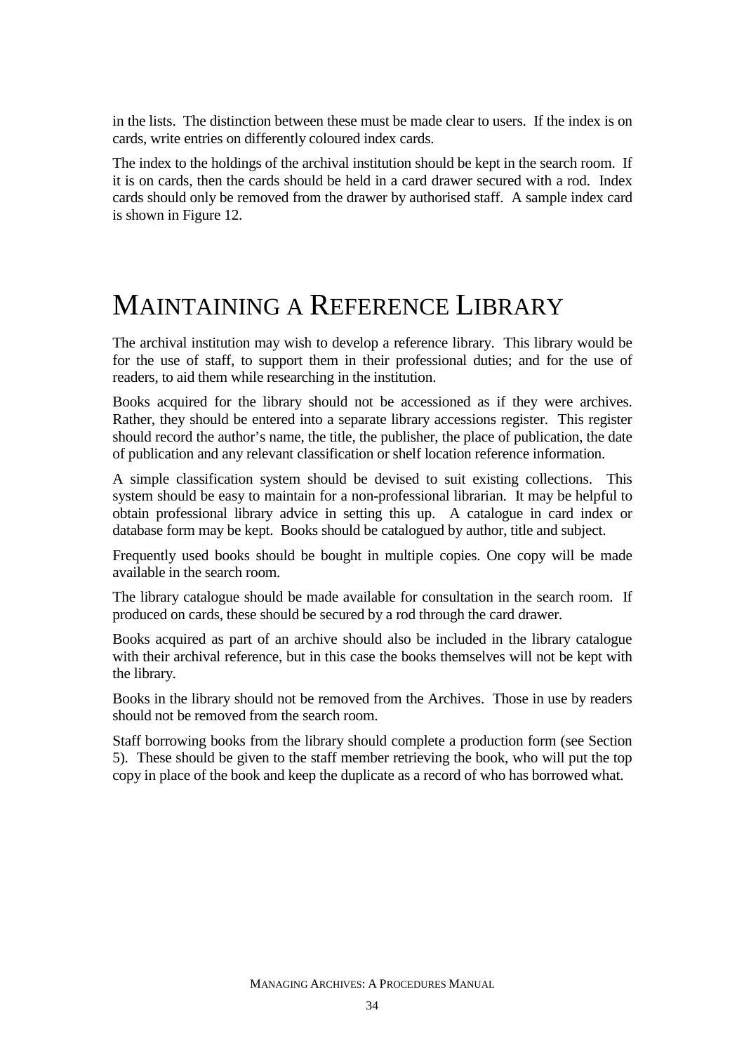in the lists. The distinction between these must be made clear to users. If the index is on cards, write entries on differently coloured index cards.

The index to the holdings of the archival institution should be kept in the search room. If it is on cards, then the cards should be held in a card drawer secured with a rod. Index cards should only be removed from the drawer by authorised staff. A sample index card is shown in Figure 12.

# Maintaining a Reference Library

The archival institution may wish to develop a reference library. This library would be for the use of staff, to support them in their professional duties; and for the use of readers, to aid them while researching in the institution.

Books acquired for the library should not be accessioned as if they were archives. Rather, they should be entered into a separate library accessions register. This register should record the author's name, the title, the publisher, the place of publication, the date of publication and any relevant classification or shelf location reference information.

A simple classification system should be devised to suit existing collections. This system should be easy to maintain for a non-professional librarian. It may be helpful to obtain professional library advice in setting this up. A catalogue in card index or database form may be kept. Books should be catalogued by author, title and subject.

Frequently used books should be bought in multiple copies. One copy will be made available in the search room.

The library catalogue should be made available for consultation in the search room. If produced on cards, these should be secured by a rod through the card drawer.

Books acquired as part of an archive should also be included in the library catalogue with their archival reference, but in this case the books themselves will not be kept with the library.

Books in the library should not be removed from the Archives. Those in use by readers should not be removed from the search room.

Staff borrowing books from the library should complete a production form (see Section 5). These should be given to the staff member retrieving the book, who will put the top copy in place of the book and keep the duplicate as a record of who has borrowed what.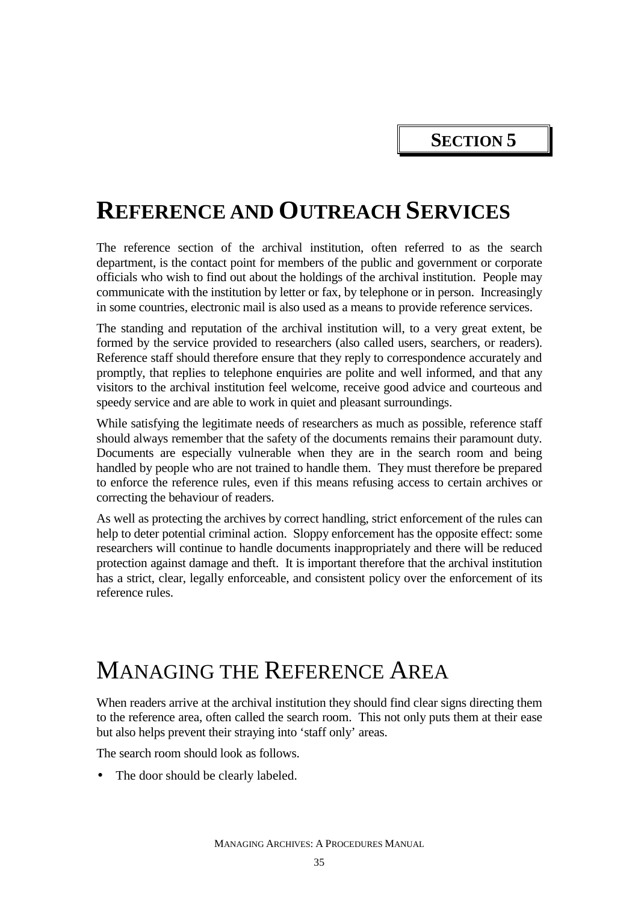**SECTION 5**

# REFERENCE AND OUTREACH SERVICES

The reference section of the archival institution, often referred to as the search department, is the contact point for members of the public and government or corporate officials who wish to find out about the holdings of the archival institution. People may communicate with the institution by letter or fax, by telephone or in person. Increasingly in some countries, electronic mail is also used as a means to provide reference services.

The standing and reputation of the archival institution will, to a very great extent, be formed by the service provided to researchers (also called users, searchers, or readers). Reference staff should therefore ensure that they reply to correspondence accurately and promptly, that replies to telephone enquiries are polite and well informed, and that any visitors to the archival institution feel welcome, receive good advice and courteous and speedy service and are able to work in quiet and pleasant surroundings.

While satisfying the legitimate needs of researchers as much as possible, reference staff should always remember that the safety of the documents remains their paramount duty. Documents are especially vulnerable when they are in the search room and being handled by people who are not trained to handle them. They must therefore be prepared to enforce the reference rules, even if this means refusing access to certain archives or correcting the behaviour of readers.

As well as protecting the archives by correct handling, strict enforcement of the rules can help to deter potential criminal action. Sloppy enforcement has the opposite effect: some researchers will continue to handle documents inappropriately and there will be reduced protection against damage and theft. It is important therefore that the archival institution has a strict, clear, legally enforceable, and consistent policy over the enforcement of its reference rules.

## MANAGING THE REFERENCE AREA

When readers arrive at the archival institution they should find clear signs directing them to the reference area, often called the search room. This not only puts them at their ease but also helps prevent their straying into 'staff only' areas.

The search room should look as follows.

- The door should be clearly labeled.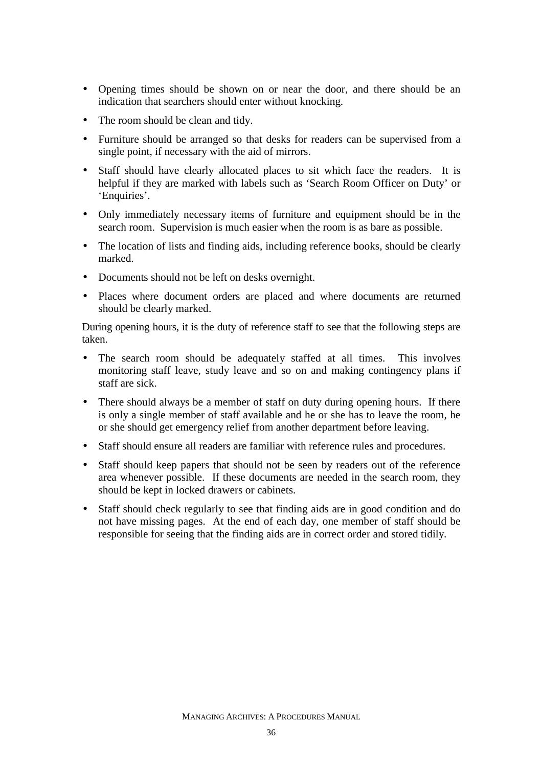- Opening times should be shown on or near the door, and there should be an indication that searchers should enter without knocking.
- The room should be clean and tidy.
- Furniture should be arranged so that desks for readers can be supervised from a single point, if necessary with the aid of mirrors.
- Staff should have clearly allocated places to sit which face the readers. It is helpful if they are marked with labels such as 'Search Room Officer on Duty' or 'Enquiries'.
- Only immediately necessary items of furniture and equipment should be in the search room. Supervision is much easier when the room is as bare as possible.
- The location of lists and finding aids, including reference books, should be clearly marked.
- Documents should not be left on desks overnight.
- Places where document orders are placed and where documents are returned should be clearly marked.

During opening hours, it is the duty of reference staff to see that the following steps are taken.

- The search room should be adequately staffed at all times. This involves monitoring staff leave, study leave and so on and making contingency plans if staff are sick.
- There should always be a member of staff on duty during opening hours. If there is only a single member of staff available and he or she has to leave the room, he or she should get emergency relief from another department before leaving.
- Staff should ensure all readers are familiar with reference rules and procedures.
- Staff should keep papers that should not be seen by readers out of the reference area whenever possible. If these documents are needed in the search room, they should be kept in locked drawers or cabinets.
- Staff should check regularly to see that finding aids are in good condition and do not have missing pages. At the end of each day, one member of staff should be responsible for seeing that the finding aids are in correct order and stored tidily.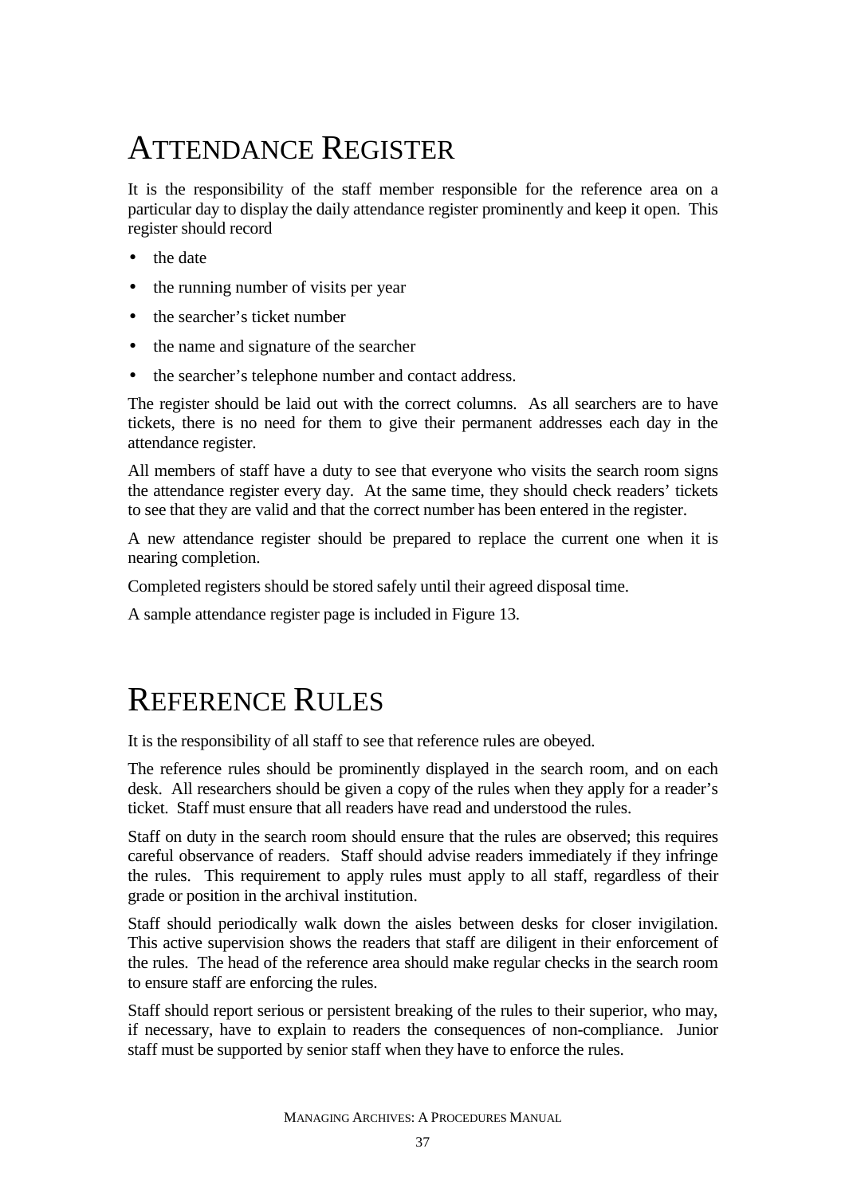# Attendance Register

It is the responsibility of the staff member responsible for the reference area on a particular day to display the daily attendance register prominently and keep it open. This register should record

- the date
- the running number of visits per year
- the searcher's ticket number
- the name and signature of the searcher
- the searcher's telephone number and contact address.

The register should be laid out with the correct columns. As all searchers are to have tickets, there is no need for them to give their permanent addresses each day in the attendance register.

All members of staff have a duty to see that everyone who visits the search room signs the attendance register every day. At the same time, they should check readers' tickets to see that they are valid and that the correct number has been entered in the register.

A new attendance register should be prepared to replace the current one when it is nearing completion.

Completed registers should be stored safely until their agreed disposal time.

A sample attendance register page is included in Figure 13.

# Reference Rules

It is the responsibility of all staff to see that reference rules are obeyed.

The reference rules should be prominently displayed in the search room, and on each desk. All researchers should be given a copy of the rules when they apply for a reader's ticket. Staff must ensure that all readers have read and understood the rules.

Staff on duty in the search room should ensure that the rules are observed; this requires careful observance of readers. Staff should advise readers immediately if they infringe the rules. This requirement to apply rules must apply to all staff, regardless of their grade or position in the archival institution.

Staff should periodically walk down the aisles between desks for closer invigilation. This active supervision shows the readers that staff are diligent in their enforcement of the rules. The head of the reference area should make regular checks in the search room to ensure staff are enforcing the rules.

Staff should report serious or persistent breaking of the rules to their superior, who may, if necessary, have to explain to readers the consequences of non-compliance. Junior staff must be supported by senior staff when they have to enforce the rules.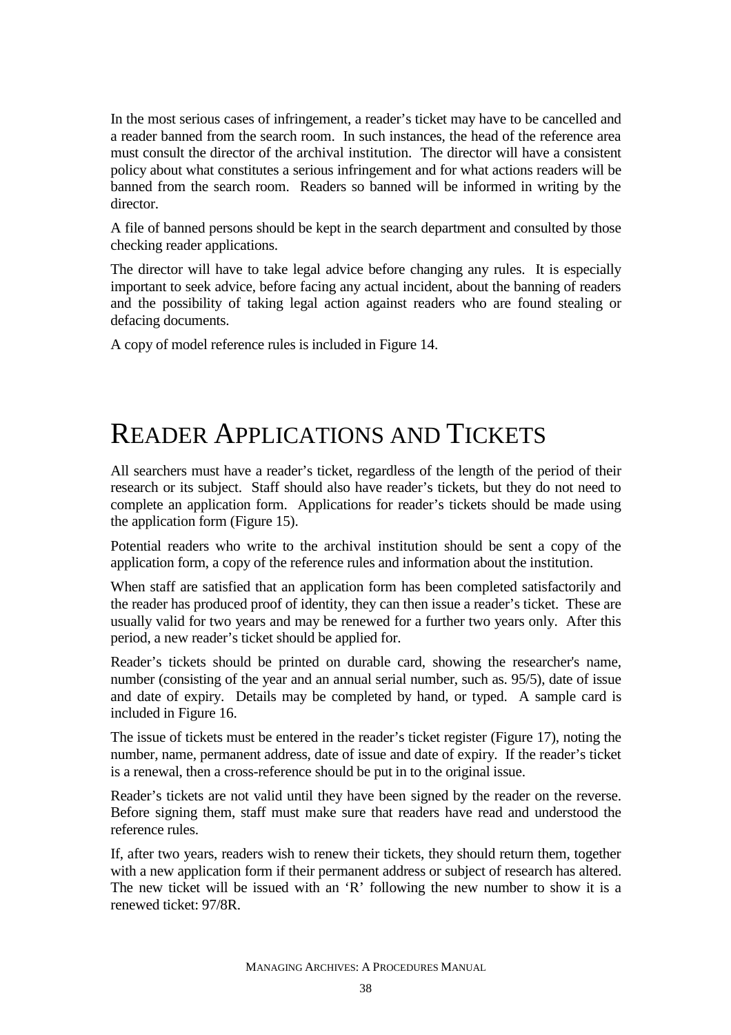In the most serious cases of infringement, a reader's ticket may have to be cancelled and a reader banned from the search room. In such instances, the head of the reference area must consult the director of the archival institution. The director will have a consistent policy about what constitutes a serious infringement and for what actions readers will be banned from the search room. Readers so banned will be informed in writing by the director.

A file of banned persons should be kept in the search department and consulted by those checking reader applications.

The director will have to take legal advice before changing any rules. It is especially important to seek advice, before facing any actual incident, about the banning of readers and the possibility of taking legal action against readers who are found stealing or defacing documents.

A copy of model reference rules is included in Figure 14.

# Reader Applications and Tickets

All searchers must have a reader's ticket, regardless of the length of the period of their research or its subject. Staff should also have reader's tickets, but they do not need to complete an application form. Applications for reader's tickets should be made using the application form (Figure 15).

Potential readers who write to the archival institution should be sent a copy of the application form, a copy of the reference rules and information about the institution.

When staff are satisfied that an application form has been completed satisfactorily and the reader has produced proof of identity, they can then issue a reader's ticket. These are usually valid for two years and may be renewed for a further two years only. After this period, a new reader's ticket should be applied for.

Reader's tickets should be printed on durable card, showing the researcher's name, number (consisting of the year and an annual serial number, such as. 95/5), date of issue and date of expiry. Details may be completed by hand, or typed. A sample card is included in Figure 16.

The issue of tickets must be entered in the reader's ticket register (Figure 17), noting the number, name, permanent address, date of issue and date of expiry. If the reader's ticket is a renewal, then a cross-reference should be put in to the original issue.

Reader's tickets are not valid until they have been signed by the reader on the reverse. Before signing them, staff must make sure that readers have read and understood the reference rules.

If, after two years, readers wish to renew their tickets, they should return them, together with a new application form if their permanent address or subject of research has altered. The new ticket will be issued with an 'R' following the new number to show it is a renewed ticket: 97/8R.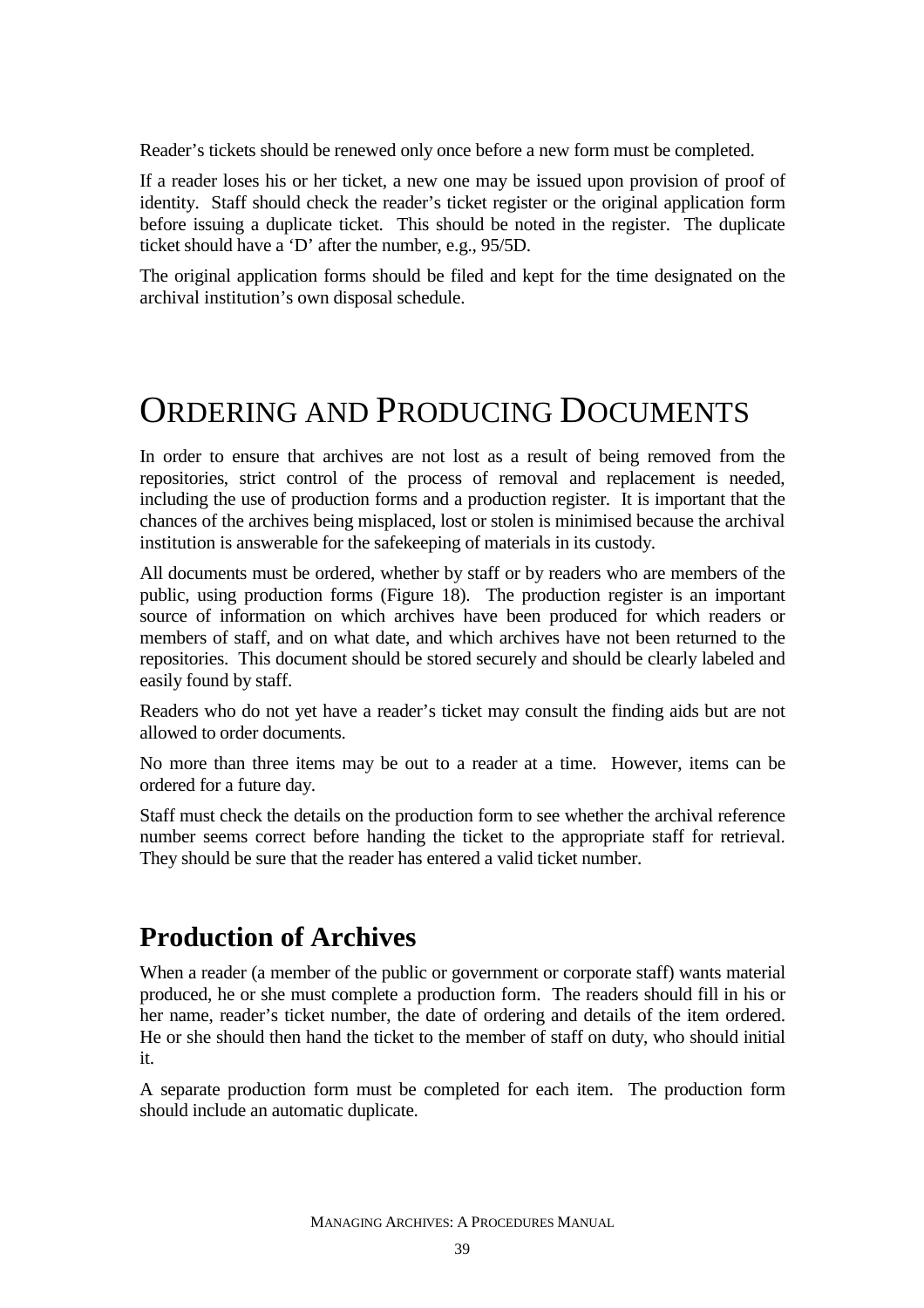Reader's tickets should be renewed only once before a new form must be completed.

If a reader loses his or her ticket, a new one may be issued upon provision of proof of identity. Staff should check the reader's ticket register or the original application form before issuing a duplicate ticket. This should be noted in the register. The duplicate ticket should have a 'D' after the number, e.g., 95/5D.

The original application forms should be filed and kept for the time designated on the archival institution's own disposal schedule.

# ORDERING AND PRODUCING DOCUMENTS

In order to ensure that archives are not lost as a result of being removed from the repositories, strict control of the process of removal and replacement is needed, including the use of production forms and a production register. It is important that the chances of the archives being misplaced, lost or stolen is minimised because the archival institution is answerable for the safekeeping of materials in its custody.

All documents must be ordered, whether by staff or by readers who are members of the public, using production forms (Figure 18). The production register is an important source of information on which archives have been produced for which readers or members of staff, and on what date, and which archives have not been returned to the repositories. This document should be stored securely and should be clearly labeled and easily found by staff.

Readers who do not yet have a reader's ticket may consult the finding aids but are not allowed to order documents.

No more than three items may be out to a reader at a time. However, items can be ordered for a future day.

Staff must check the details on the production form to see whether the archival reference number seems correct before handing the ticket to the appropriate staff for retrieval. They should be sure that the reader has entered a valid ticket number.

## Production of Archives

When a reader (a member of the public or government or corporate staff) wants material produced, he or she must complete a production form. The readers should fill in his or her name, reader's ticket number, the date of ordering and details of the item ordered. He or she should then hand the ticket to the member of staff on duty, who should initial it.

A separate production form must be completed for each item. The production form should include an automatic duplicate.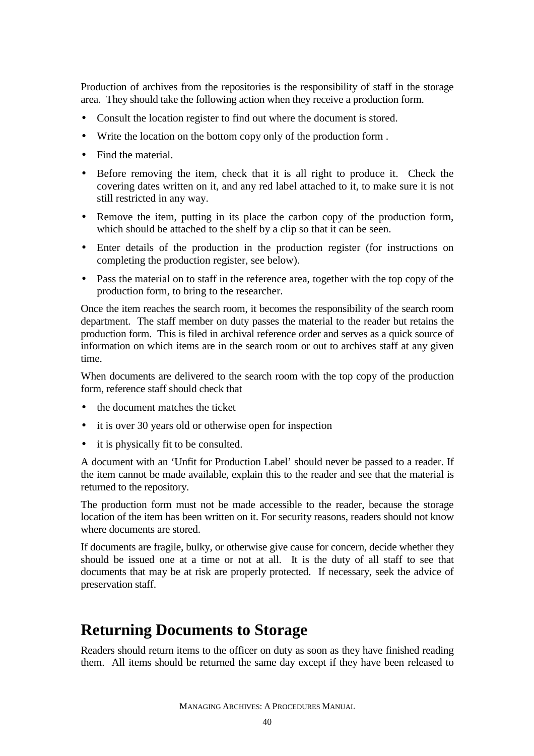Production of archives from the repositories is the responsibility of staff in the storage area. They should take the following action when they receive a production form.

- Consult the location register to find out where the document is stored.
- Write the location on the bottom copy only of the production form .
- Find the material.
- Before removing the item, check that it is all right to produce it. Check the covering dates written on it, and any red label attached to it, to make sure it is not still restricted in any way.
- Remove the item, putting in its place the carbon copy of the production form, which should be attached to the shelf by a clip so that it can be seen.
- Enter details of the production in the production register (for instructions on completing the production register, see below).
- Pass the material on to staff in the reference area, together with the top copy of the production form, to bring to the researcher.

Once the item reaches the search room, it becomes the responsibility of the search room department. The staff member on duty passes the material to the reader but retains the production form. This is filed in archival reference order and serves as a quick source of information on which items are in the search room or out to archives staff at any given time.

When documents are delivered to the search room with the top copy of the production form, reference staff should check that

- the document matches the ticket
- it is over 30 years old or otherwise open for inspection
- it is physically fit to be consulted.

A document with an 'Unfit for Production Label' should never be passed to a reader. If the item cannot be made available, explain this to the reader and see that the material is returned to the repository.

The production form must not be made accessible to the reader, because the storage location of the item has been written on it. For security reasons, readers should not know where documents are stored.

If documents are fragile, bulky, or otherwise give cause for concern, decide whether they should be issued one at a time or not at all. It is the duty of all staff to see that documents that may be at risk are properly protected. If necessary, seek the advice of preservation staff.

## Returning Documents to Storage

Readers should return items to the officer on duty as soon as they have finished reading them. All items should be returned the same day except if they have been released to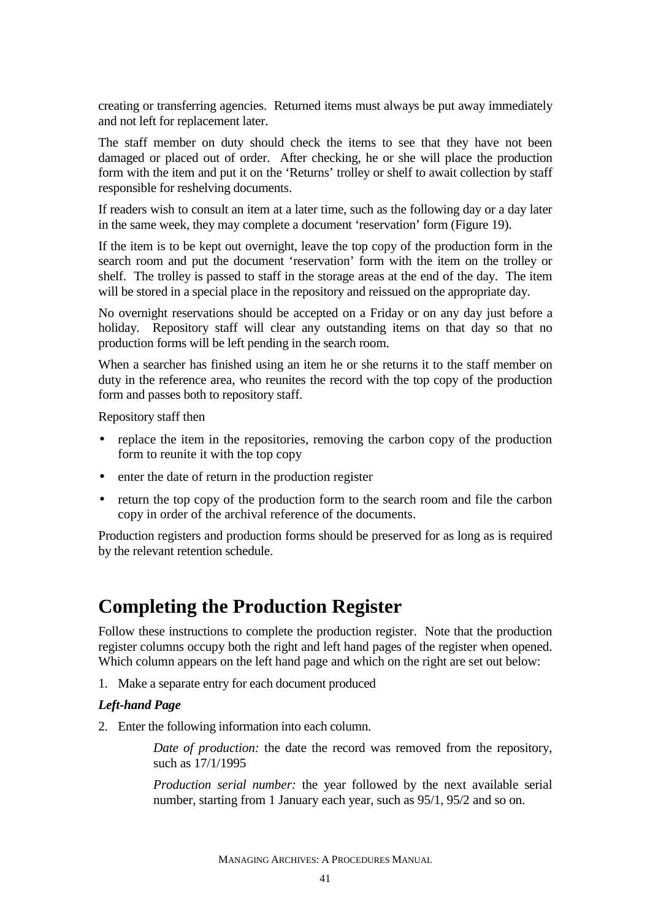creating or transferring agencies. Returned items must always be put away immediately and not left for replacement later.

The staff member on duty should check the items to see that they have not been damaged or placed out of order. After checking, he or she will place the production form with the item and put it on the 'Returns' trolley or shelf to await collection by staff responsible for reshelving documents.

If readers wish to consult an item at a later time, such as the following day or a day later in the same week, they may complete a document 'reservation' form (Figure 19).

If the item is to be kept out overnight, leave the top copy of the production form in the search room and put the document 'reservation' form with the item on the trolley or shelf. The trolley is passed to staff in the storage areas at the end of the day. The item will be stored in a special place in the repository and reissued on the appropriate day.

No overnight reservations should be accepted on a Friday or on any day just before a holiday. Repository staff will clear any outstanding items on that day so that no production forms will be left pending in the search room.

When a searcher has finished using an item he or she returns it to the staff member on duty in the reference area, who reunites the record with the top copy of the production form and passes both to repository staff.

Repository staff then

- replace the item in the repositories, removing the carbon copy of the production form to reunite it with the top copy
- enter the date of return in the production register
- return the top copy of the production form to the search room and file the carbon copy in order of the archival reference of the documents.

Production registers and production forms should be preserved for as long as is required by the relevant retention schedule.

# Completing the Production Register

Follow these instructions to complete the production register. Note that the production register columns occupy both the right and left hand pages of the register when opened. Which column appears on the left hand page and which on the right are set out below:

1. Make a separate entry for each document produced

***Left-hand Page***

2. Enter the following information into each column.

   *Date of production:* the date the record was removed from the repository, such as 17/1/1995

   *Production serial number:* the year followed by the next available serial number, starting from 1 January each year, such as 95/1, 95/2 and so on.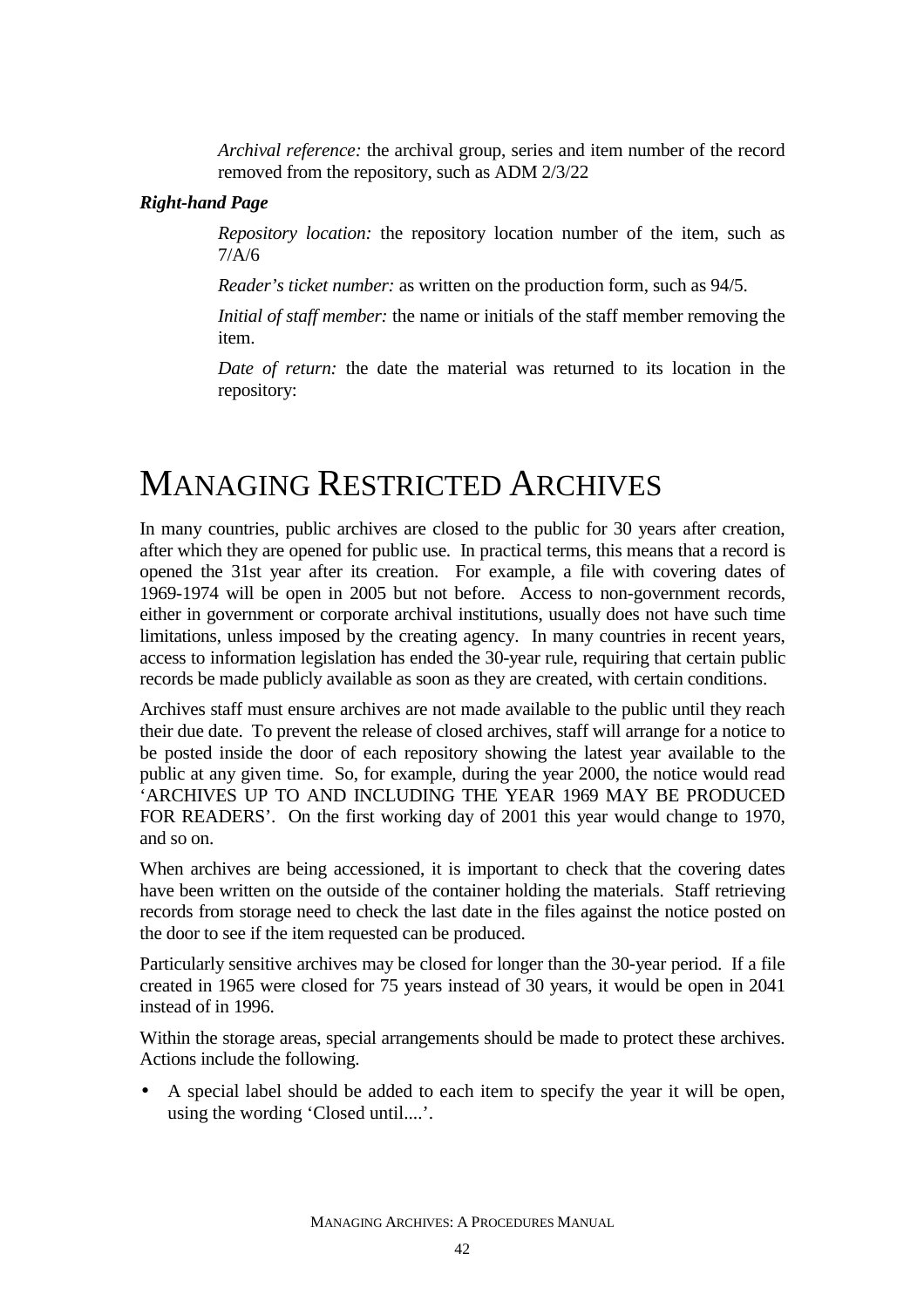*Archival reference:* the archival group, series and item number of the record removed from the repository, such as ADM 2/3/22

***Right-hand Page***

*Repository location:* the repository location number of the item, such as 7/A/6

*Reader's ticket number:* as written on the production form, such as 94/5.

*Initial of staff member:* the name or initials of the staff member removing the item.

*Date of return:* the date the material was returned to its location in the repository:

# MANAGING RESTRICTED ARCHIVES

In many countries, public archives are closed to the public for 30 years after creation, after which they are opened for public use. In practical terms, this means that a record is opened the 31st year after its creation. For example, a file with covering dates of 1969-1974 will be open in 2005 but not before. Access to non-government records, either in government or corporate archival institutions, usually does not have such time limitations, unless imposed by the creating agency. In many countries in recent years, access to information legislation has ended the 30-year rule, requiring that certain public records be made publicly available as soon as they are created, with certain conditions.

Archives staff must ensure archives are not made available to the public until they reach their due date. To prevent the release of closed archives, staff will arrange for a notice to be posted inside the door of each repository showing the latest year available to the public at any given time. So, for example, during the year 2000, the notice would read 'ARCHIVES UP TO AND INCLUDING THE YEAR 1969 MAY BE PRODUCED FOR READERS'. On the first working day of 2001 this year would change to 1970, and so on.

When archives are being accessioned, it is important to check that the covering dates have been written on the outside of the container holding the materials. Staff retrieving records from storage need to check the last date in the files against the notice posted on the door to see if the item requested can be produced.

Particularly sensitive archives may be closed for longer than the 30-year period. If a file created in 1965 were closed for 75 years instead of 30 years, it would be open in 2041 instead of in 1996.

Within the storage areas, special arrangements should be made to protect these archives. Actions include the following.

- A special label should be added to each item to specify the year it will be open, using the wording 'Closed until....'.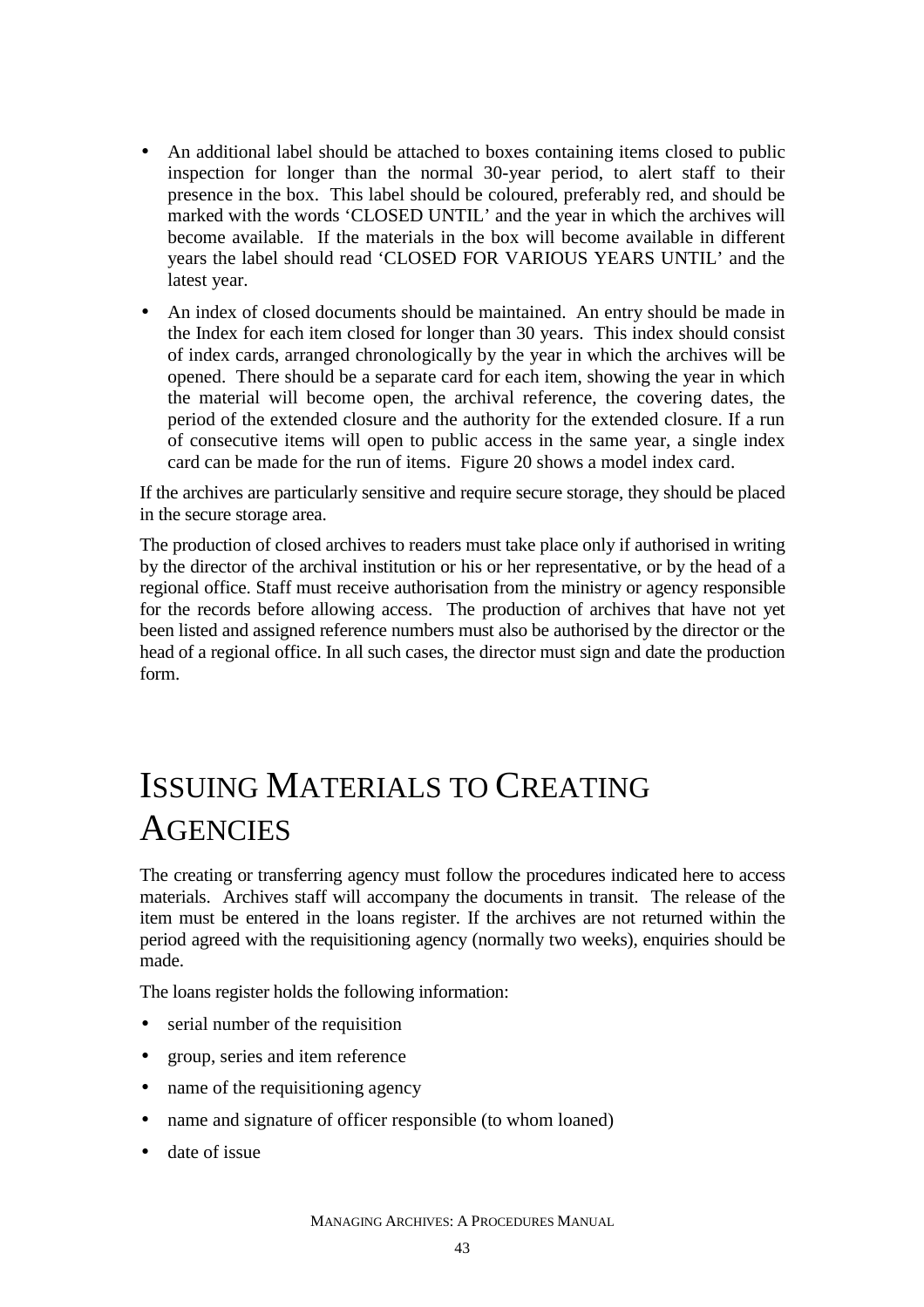- An additional label should be attached to boxes containing items closed to public inspection for longer than the normal 30-year period, to alert staff to their presence in the box. This label should be coloured, preferably red, and should be marked with the words 'CLOSED UNTIL' and the year in which the archives will become available. If the materials in the box will become available in different years the label should read 'CLOSED FOR VARIOUS YEARS UNTIL' and the latest year.
- An index of closed documents should be maintained. An entry should be made in the Index for each item closed for longer than 30 years. This index should consist of index cards, arranged chronologically by the year in which the archives will be opened. There should be a separate card for each item, showing the year in which the material will become open, the archival reference, the covering dates, the period of the extended closure and the authority for the extended closure. If a run of consecutive items will open to public access in the same year, a single index card can be made for the run of items. Figure 20 shows a model index card.

If the archives are particularly sensitive and require secure storage, they should be placed in the secure storage area.

The production of closed archives to readers must take place only if authorised in writing by the director of the archival institution or his or her representative, or by the head of a regional office. Staff must receive authorisation from the ministry or agency responsible for the records before allowing access. The production of archives that have not yet been listed and assigned reference numbers must also be authorised by the director or the head of a regional office. In all such cases, the director must sign and date the production form.

# Issuing Materials to Creating Agencies

The creating or transferring agency must follow the procedures indicated here to access materials. Archives staff will accompany the documents in transit. The release of the item must be entered in the loans register. If the archives are not returned within the period agreed with the requisitioning agency (normally two weeks), enquiries should be made.

The loans register holds the following information:

- serial number of the requisition
- group, series and item reference
- name of the requisitioning agency
- name and signature of officer responsible (to whom loaned)
- date of issue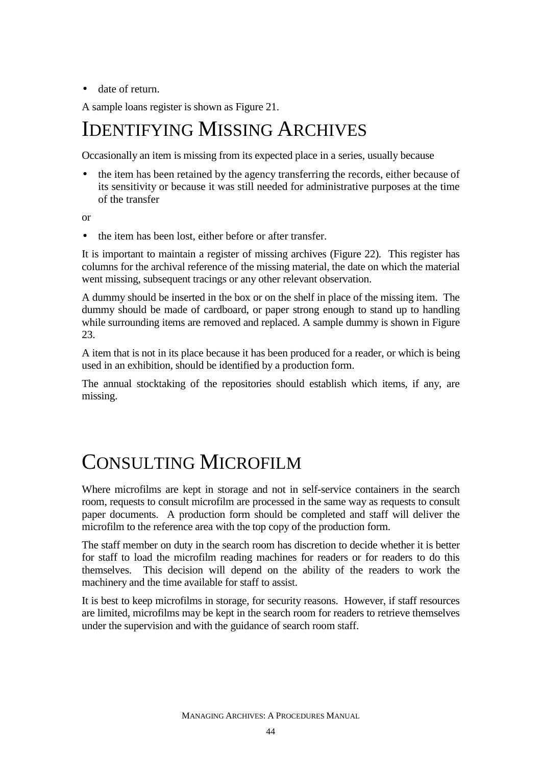- date of return.

A sample loans register is shown as Figure 21.

# Identifying Missing Archives

Occasionally an item is missing from its expected place in a series, usually because

- the item has been retained by the agency transferring the records, either because of its sensitivity or because it was still needed for administrative purposes at the time of the transfer

or

- the item has been lost, either before or after transfer.

It is important to maintain a register of missing archives (Figure 22). This register has columns for the archival reference of the missing material, the date on which the material went missing, subsequent tracings or any other relevant observation.

A dummy should be inserted in the box or on the shelf in place of the missing item. The dummy should be made of cardboard, or paper strong enough to stand up to handling while surrounding items are removed and replaced. A sample dummy is shown in Figure 23.

A item that is not in its place because it has been produced for a reader, or which is being used in an exhibition, should be identified by a production form.

The annual stocktaking of the repositories should establish which items, if any, are missing.

# Consulting Microfilm

Where microfilms are kept in storage and not in self-service containers in the search room, requests to consult microfilm are processed in the same way as requests to consult paper documents. A production form should be completed and staff will deliver the microfilm to the reference area with the top copy of the production form.

The staff member on duty in the search room has discretion to decide whether it is better for staff to load the microfilm reading machines for readers or for readers to do this themselves. This decision will depend on the ability of the readers to work the machinery and the time available for staff to assist.

It is best to keep microfilms in storage, for security reasons. However, if staff resources are limited, microfilms may be kept in the search room for readers to retrieve themselves under the supervision and with the guidance of search room staff.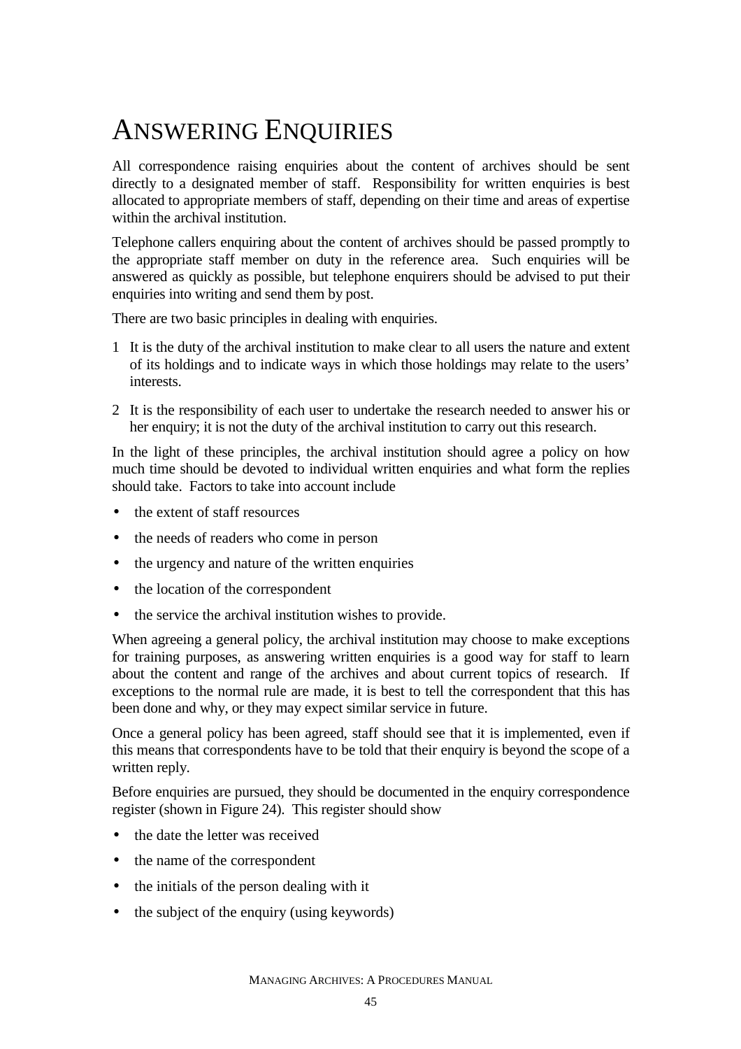# Answering Enquiries

All correspondence raising enquiries about the content of archives should be sent directly to a designated member of staff. Responsibility for written enquiries is best allocated to appropriate members of staff, depending on their time and areas of expertise within the archival institution.

Telephone callers enquiring about the content of archives should be passed promptly to the appropriate staff member on duty in the reference area. Such enquiries will be answered as quickly as possible, but telephone enquirers should be advised to put their enquiries into writing and send them by post.

There are two basic principles in dealing with enquiries.

1. It is the duty of the archival institution to make clear to all users the nature and extent of its holdings and to indicate ways in which those holdings may relate to the users' interests.
2. It is the responsibility of each user to undertake the research needed to answer his or her enquiry; it is not the duty of the archival institution to carry out this research.

In the light of these principles, the archival institution should agree a policy on how much time should be devoted to individual written enquiries and what form the replies should take. Factors to take into account include

- the extent of staff resources
- the needs of readers who come in person
- the urgency and nature of the written enquiries
- the location of the correspondent
- the service the archival institution wishes to provide.

When agreeing a general policy, the archival institution may choose to make exceptions for training purposes, as answering written enquiries is a good way for staff to learn about the content and range of the archives and about current topics of research. If exceptions to the normal rule are made, it is best to tell the correspondent that this has been done and why, or they may expect similar service in future.

Once a general policy has been agreed, staff should see that it is implemented, even if this means that correspondents have to be told that their enquiry is beyond the scope of a written reply.

Before enquiries are pursued, they should be documented in the enquiry correspondence register (shown in Figure 24). This register should show

- the date the letter was received
- the name of the correspondent
- the initials of the person dealing with it
- the subject of the enquiry (using keywords)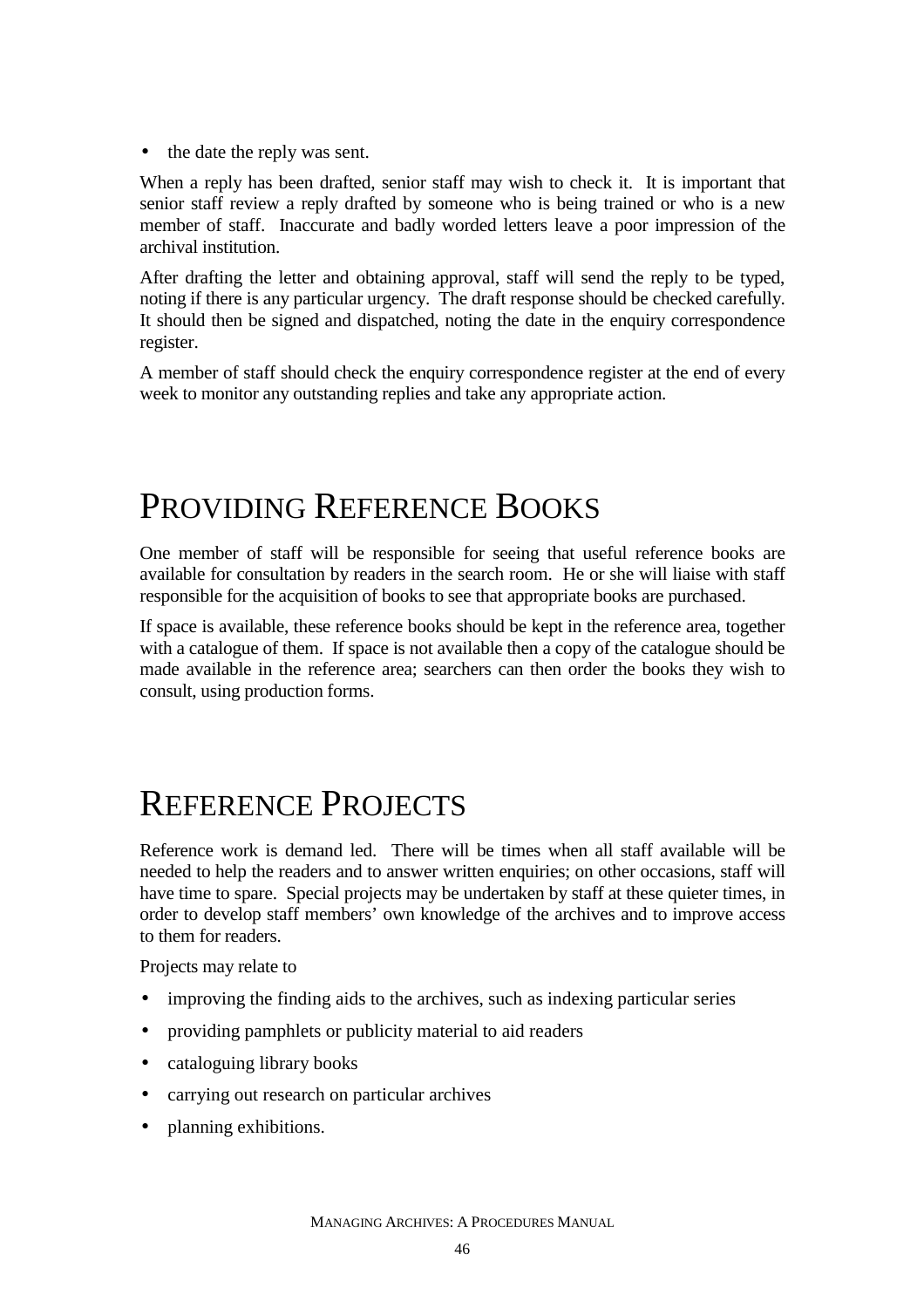- the date the reply was sent.

When a reply has been drafted, senior staff may wish to check it. It is important that senior staff review a reply drafted by someone who is being trained or who is a new member of staff. Inaccurate and badly worded letters leave a poor impression of the archival institution.

After drafting the letter and obtaining approval, staff will send the reply to be typed, noting if there is any particular urgency. The draft response should be checked carefully. It should then be signed and dispatched, noting the date in the enquiry correspondence register.

A member of staff should check the enquiry correspondence register at the end of every week to monitor any outstanding replies and take any appropriate action.

# Providing Reference Books

One member of staff will be responsible for seeing that useful reference books are available for consultation by readers in the search room. He or she will liaise with staff responsible for the acquisition of books to see that appropriate books are purchased.

If space is available, these reference books should be kept in the reference area, together with a catalogue of them. If space is not available then a copy of the catalogue should be made available in the reference area; searchers can then order the books they wish to consult, using production forms.

# Reference Projects

Reference work is demand led. There will be times when all staff available will be needed to help the readers and to answer written enquiries; on other occasions, staff will have time to spare. Special projects may be undertaken by staff at these quieter times, in order to develop staff members' own knowledge of the archives and to improve access to them for readers.

Projects may relate to

- improving the finding aids to the archives, such as indexing particular series
- providing pamphlets or publicity material to aid readers
- cataloguing library books
- carrying out research on particular archives
- planning exhibitions.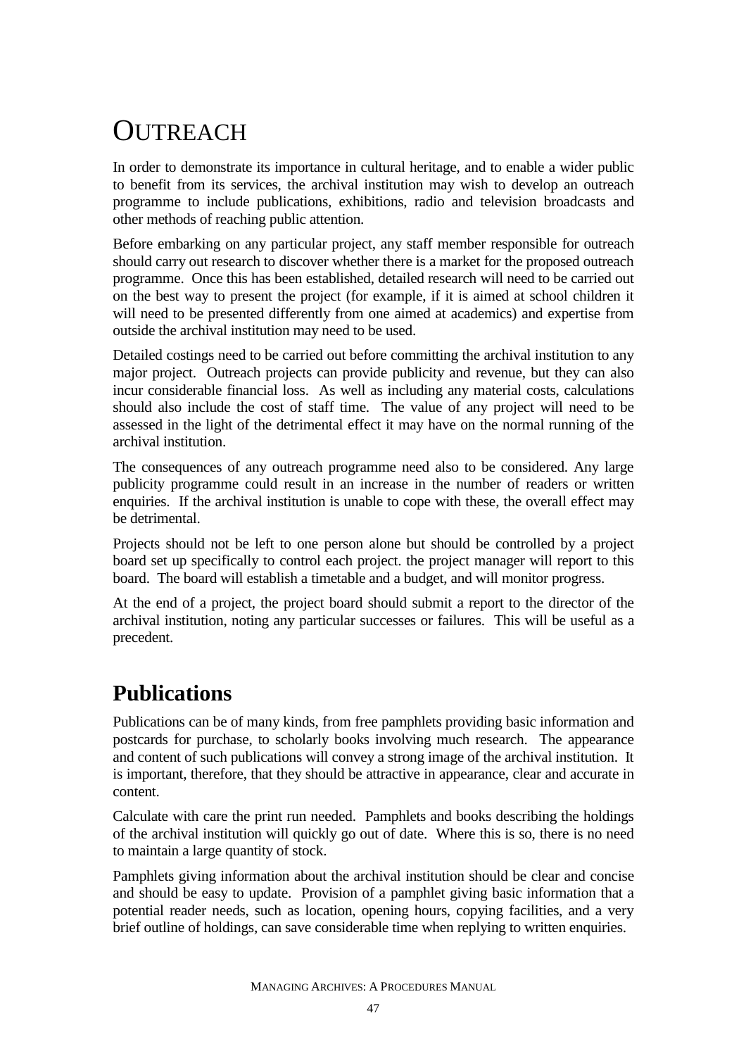# Outreach

In order to demonstrate its importance in cultural heritage, and to enable a wider public to benefit from its services, the archival institution may wish to develop an outreach programme to include publications, exhibitions, radio and television broadcasts and other methods of reaching public attention.

Before embarking on any particular project, any staff member responsible for outreach should carry out research to discover whether there is a market for the proposed outreach programme. Once this has been established, detailed research will need to be carried out on the best way to present the project (for example, if it is aimed at school children it will need to be presented differently from one aimed at academics) and expertise from outside the archival institution may need to be used.

Detailed costings need to be carried out before committing the archival institution to any major project. Outreach projects can provide publicity and revenue, but they can also incur considerable financial loss. As well as including any material costs, calculations should also include the cost of staff time. The value of any project will need to be assessed in the light of the detrimental effect it may have on the normal running of the archival institution.

The consequences of any outreach programme need also to be considered. Any large publicity programme could result in an increase in the number of readers or written enquiries. If the archival institution is unable to cope with these, the overall effect may be detrimental.

Projects should not be left to one person alone but should be controlled by a project board set up specifically to control each project. the project manager will report to this board. The board will establish a timetable and a budget, and will monitor progress.

At the end of a project, the project board should submit a report to the director of the archival institution, noting any particular successes or failures. This will be useful as a precedent.

## Publications

Publications can be of many kinds, from free pamphlets providing basic information and postcards for purchase, to scholarly books involving much research. The appearance and content of such publications will convey a strong image of the archival institution. It is important, therefore, that they should be attractive in appearance, clear and accurate in content.

Calculate with care the print run needed. Pamphlets and books describing the holdings of the archival institution will quickly go out of date. Where this is so, there is no need to maintain a large quantity of stock.

Pamphlets giving information about the archival institution should be clear and concise and should be easy to update. Provision of a pamphlet giving basic information that a potential reader needs, such as location, opening hours, copying facilities, and a very brief outline of holdings, can save considerable time when replying to written enquiries.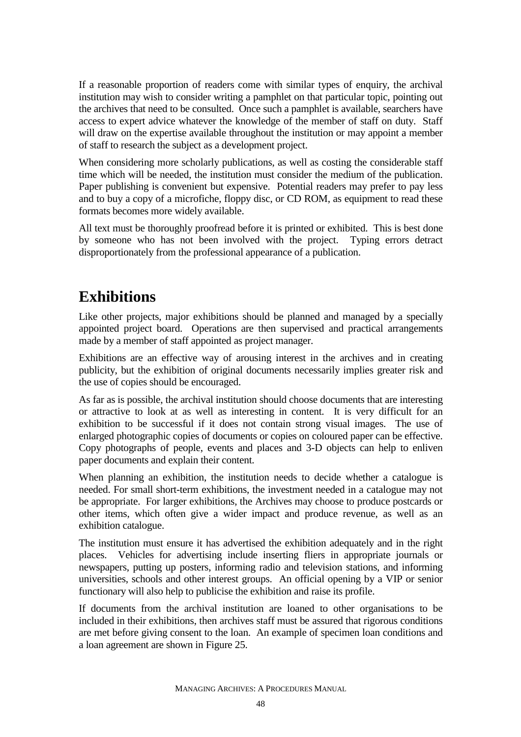If a reasonable proportion of readers come with similar types of enquiry, the archival institution may wish to consider writing a pamphlet on that particular topic, pointing out the archives that need to be consulted. Once such a pamphlet is available, searchers have access to expert advice whatever the knowledge of the member of staff on duty. Staff will draw on the expertise available throughout the institution or may appoint a member of staff to research the subject as a development project.

When considering more scholarly publications, as well as costing the considerable staff time which will be needed, the institution must consider the medium of the publication. Paper publishing is convenient but expensive. Potential readers may prefer to pay less and to buy a copy of a microfiche, floppy disc, or CD ROM, as equipment to read these formats becomes more widely available.

All text must be thoroughly proofread before it is printed or exhibited. This is best done by someone who has not been involved with the project. Typing errors detract disproportionately from the professional appearance of a publication.

# Exhibitions

Like other projects, major exhibitions should be planned and managed by a specially appointed project board. Operations are then supervised and practical arrangements made by a member of staff appointed as project manager.

Exhibitions are an effective way of arousing interest in the archives and in creating publicity, but the exhibition of original documents necessarily implies greater risk and the use of copies should be encouraged.

As far as is possible, the archival institution should choose documents that are interesting or attractive to look at as well as interesting in content. It is very difficult for an exhibition to be successful if it does not contain strong visual images. The use of enlarged photographic copies of documents or copies on coloured paper can be effective. Copy photographs of people, events and places and 3-D objects can help to enliven paper documents and explain their content.

When planning an exhibition, the institution needs to decide whether a catalogue is needed. For small short-term exhibitions, the investment needed in a catalogue may not be appropriate. For larger exhibitions, the Archives may choose to produce postcards or other items, which often give a wider impact and produce revenue, as well as an exhibition catalogue.

The institution must ensure it has advertised the exhibition adequately and in the right places. Vehicles for advertising include inserting fliers in appropriate journals or newspapers, putting up posters, informing radio and television stations, and informing universities, schools and other interest groups. An official opening by a VIP or senior functionary will also help to publicise the exhibition and raise its profile.

If documents from the archival institution are loaned to other organisations to be included in their exhibitions, then archives staff must be assured that rigorous conditions are met before giving consent to the loan. An example of specimen loan conditions and a loan agreement are shown in Figure 25.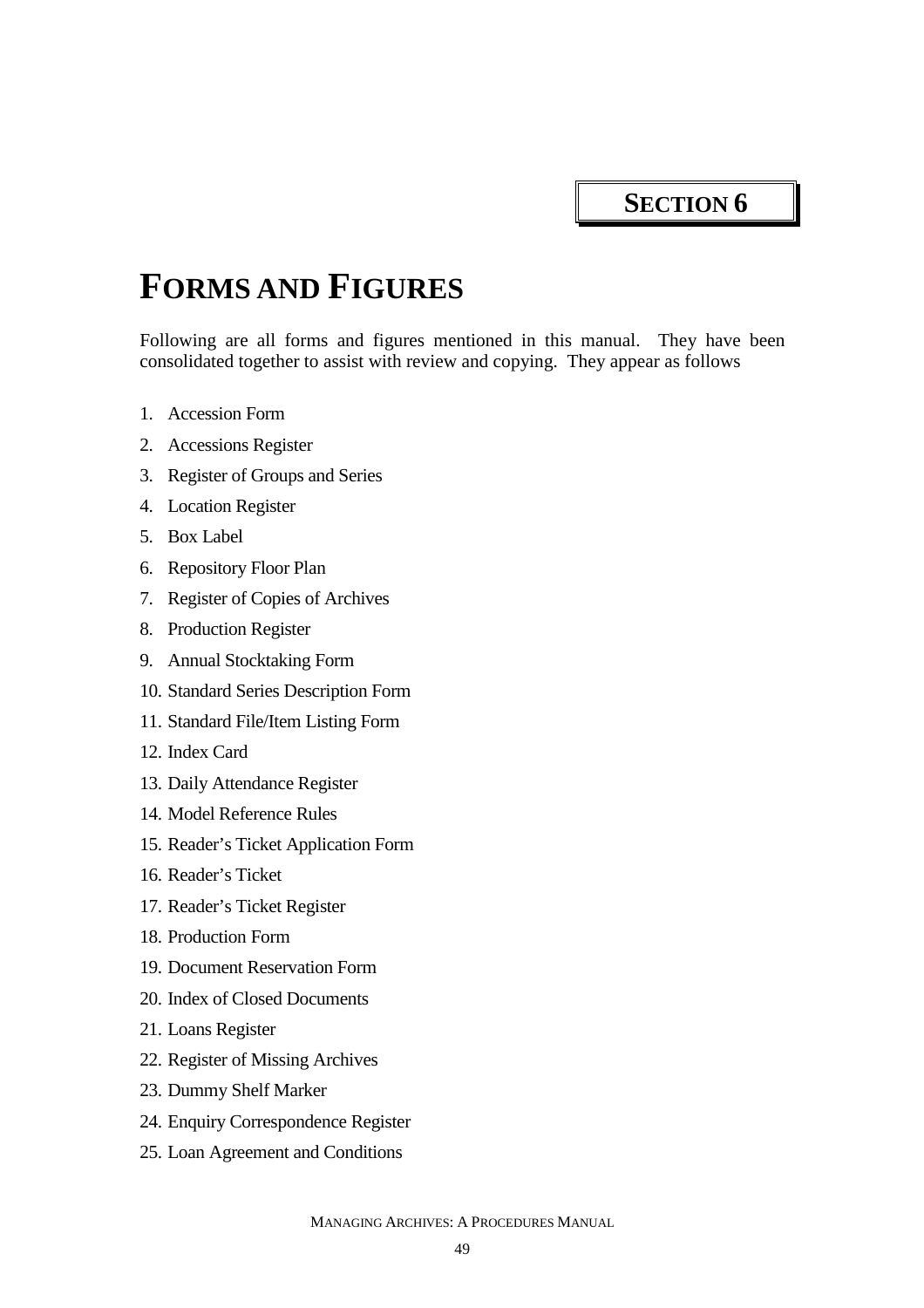**SECTION 6**

# FORMS AND FIGURES

Following are all forms and figures mentioned in this manual. They have been consolidated together to assist with review and copying. They appear as follows

1. Accession Form
2. Accessions Register
3. Register of Groups and Series
4. Location Register
5. Box Label
6. Repository Floor Plan
7. Register of Copies of Archives
8. Production Register
9. Annual Stocktaking Form
10. Standard Series Description Form
11. Standard File/Item Listing Form
12. Index Card
13. Daily Attendance Register
14. Model Reference Rules
15. Reader's Ticket Application Form
16. Reader's Ticket
17. Reader's Ticket Register
18. Production Form
19. Document Reservation Form
20. Index of Closed Documents
21. Loans Register
22. Register of Missing Archives
23. Dummy Shelf Marker
24. Enquiry Correspondence Register
25. Loan Agreement and Conditions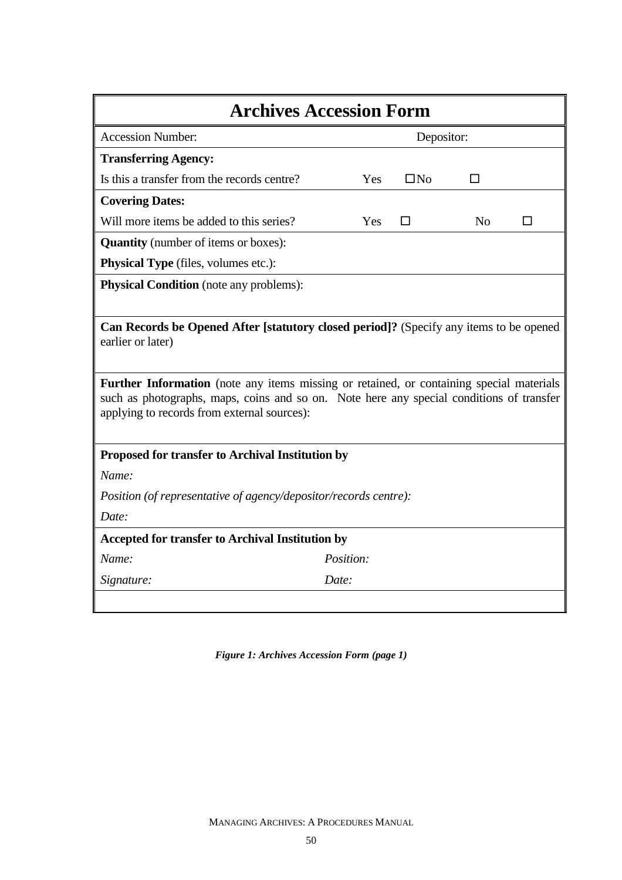# Archives Accession Form

| | | | | | |
|---|---|---|---|---|---|
| Accession Number: | | Depositor: | | | |
| **Transferring Agency:** | | | | | |
| Is this a transfer from the records centre? | Yes | ☐No | ☐ | | |
| **Covering Dates:** | | | | | |
| Will more items be added to this series? | Yes | ☐ | | No | ☐ |
| **Quantity** (number of items or boxes): | | | | | |
| **Physical Type** (files, volumes etc.): | | | | | |
| **Physical Condition** (note any problems): | | | | | |
| **Can Records be Opened After [statutory closed period]?** (Specify any items to be opened earlier or later) | | | | | |
| **Further Information** (note any items missing or retained, or containing special materials such as photographs, maps, coins and so on. Note here any special conditions of transfer applying to records from external sources): | | | | | |
| **Proposed for transfer to Archival Institution by** | | | | | |
| *Name:* | | | | | |
| *Position (of representative of agency/depositor/records centre):* | | | | | |
| *Date:* | | | | | |
| **Accepted for transfer to Archival Institution by** | | | | | |
| *Name:* | *Position:* | | | | |
| *Signature:* | *Date:* | | | | |

***Figure 1: Archives Accession Form (page 1)***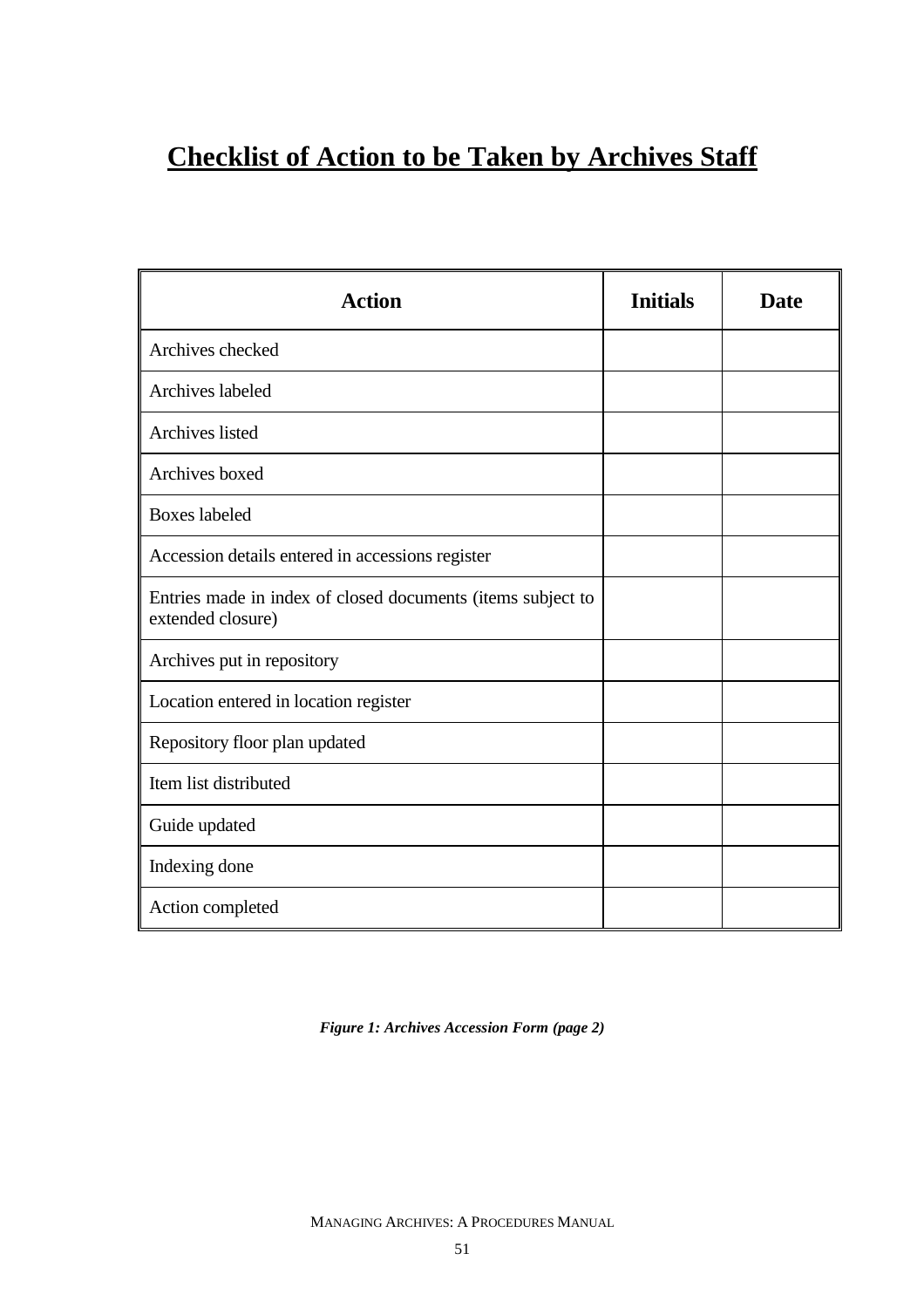# Checklist of Action to be Taken by Archives Staff

| Action | Initials | Date |
| --- | --- | --- |
| Archives checked | | |
| Archives labeled | | |
| Archives listed | | |
| Archives boxed | | |
| Boxes labeled | | |
| Accession details entered in accessions register | | |
| Entries made in index of closed documents (items subject to extended closure) | | |
| Archives put in repository | | |
| Location entered in location register | | |
| Repository floor plan updated | | |
| Item list distributed | | |
| Guide updated | | |
| Indexing done | | |
| Action completed | | |

***Figure 1: Archives Accession Form (page 2)***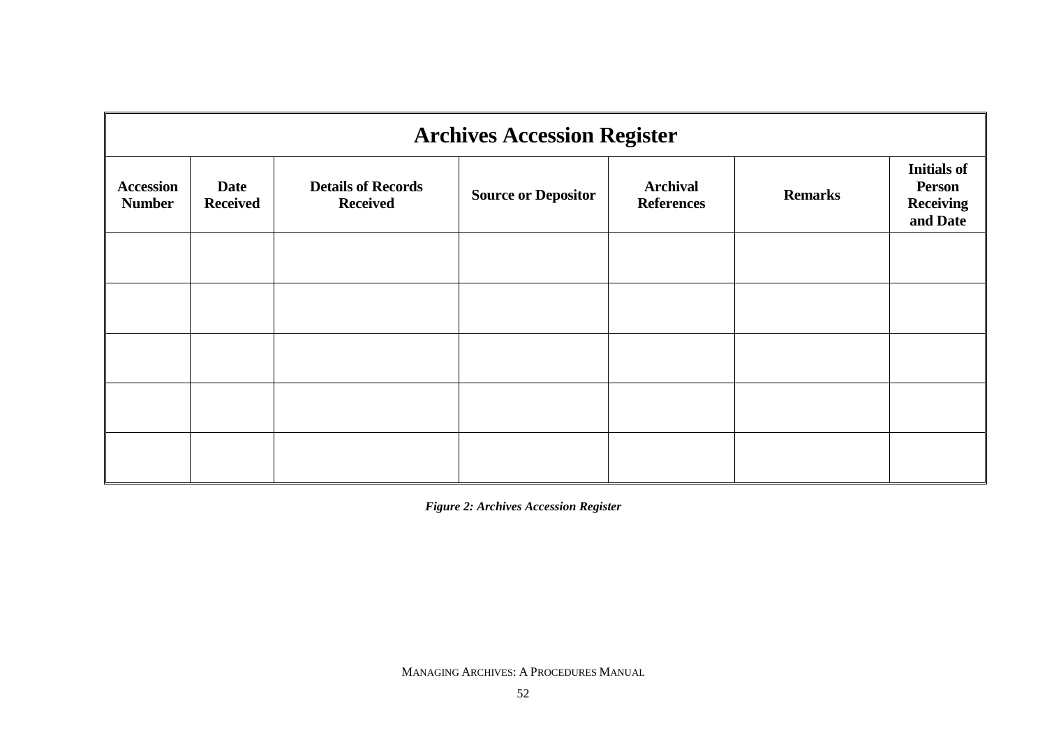| Archives Accession Register | | | | | | |
| --- | --- | --- | --- | --- | --- | --- |
| **Accession Number** | **Date Received** | **Details of Records Received** | **Source or Depositor** | **Archival References** | **Remarks** | **Initials of Person Receiving and Date** |
| | | | | | | |
| | | | | | | |
| | | | | | | |
| | | | | | | |
| | | | | | | |

***Figure 2: Archives Accession Register***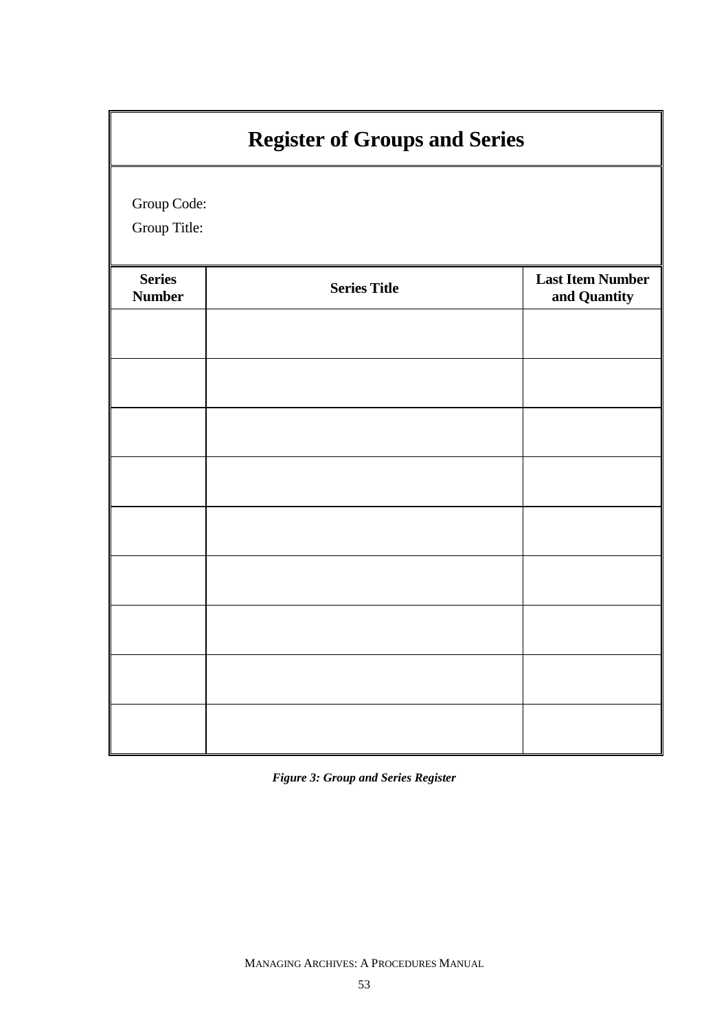# Register of Groups and Series

Group Code:

Group Title:

| Series Number | Series Title | Last Item Number and Quantity |
|---|---|---|
| | | |
| | | |
| | | |
| | | |
| | | |
| | | |
| | | |
| | | |
| | | |

***Figure 3: Group and Series Register***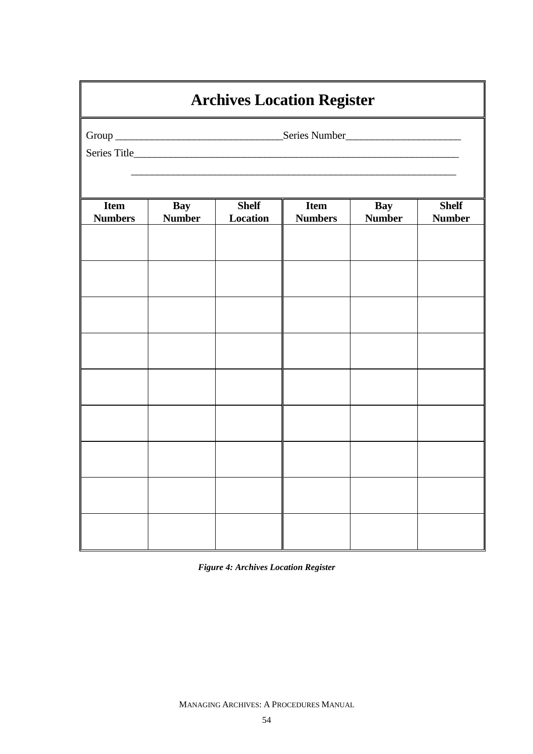# Archives Location Register

Group _______________________________Series Number_____________________

Series Title____________________________________________________________

_____________________________________________________________

| Item Numbers | Bay Number | Shelf Location | Item Numbers | Bay Number | Shelf Number |
|---|---|---|---|---|---|
| | | | | | |
| | | | | | |
| | | | | | |
| | | | | | |
| | | | | | |
| | | | | | |
| | | | | | |
| | | | | | |
| | | | | | |

***Figure 4: Archives Location Register***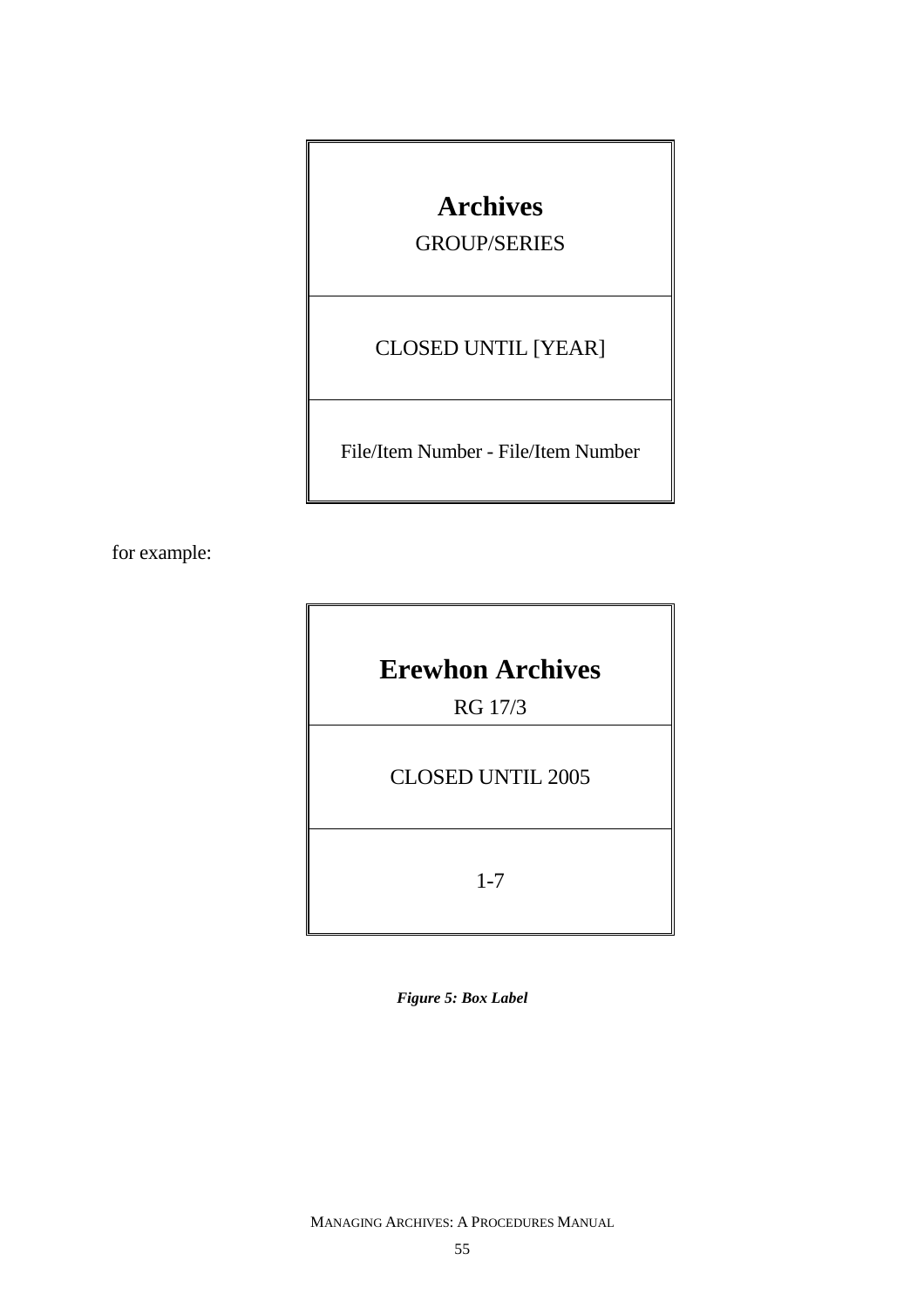| **Archives**<br>GROUP/SERIES |
| --- |
| CLOSED UNTIL [YEAR] |
| File/Item Number - File/Item Number |

for example:

| **Erewhon Archives**<br>RG 17/3 |
| --- |
| CLOSED UNTIL 2005 |
| 1-7 |

***Figure 5: Box Label***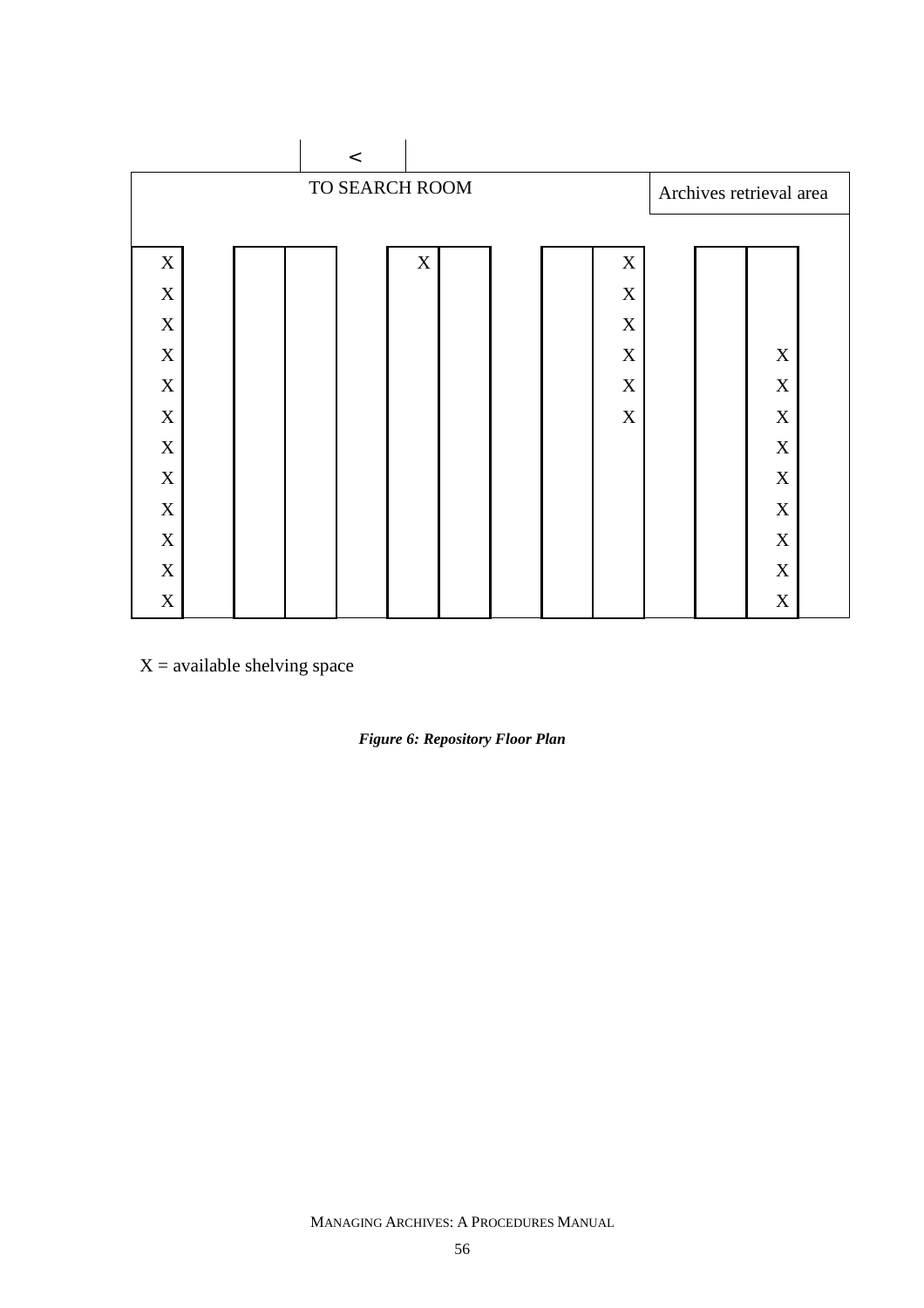<

TO SEARCH ROOM

Archives retrieval area

| | | | | | | | | | | | | | |
|---|---|---|---|---|---|---|---|---|---|---|---|---|---|
| X | | | | | X | | | | X | | | | |
| X | | | | | | | | | X | | | | |
| X | | | | | | | | | X | | | | |
| X | | | | | | | | | X | | | X | |
| X | | | | | | | | | X | | | X | |
| X | | | | | | | | | X | | | X | |
| X | | | | | | | | | | | | X | |
| X | | | | | | | | | | | | X | |
| X | | | | | | | | | | | | X | |
| X | | | | | | | | | | | | X | |
| X | | | | | | | | | | | | X | |
| X | | | | | | | | | | | | X | |

X = available shelving space

***Figure 6: Repository Floor Plan***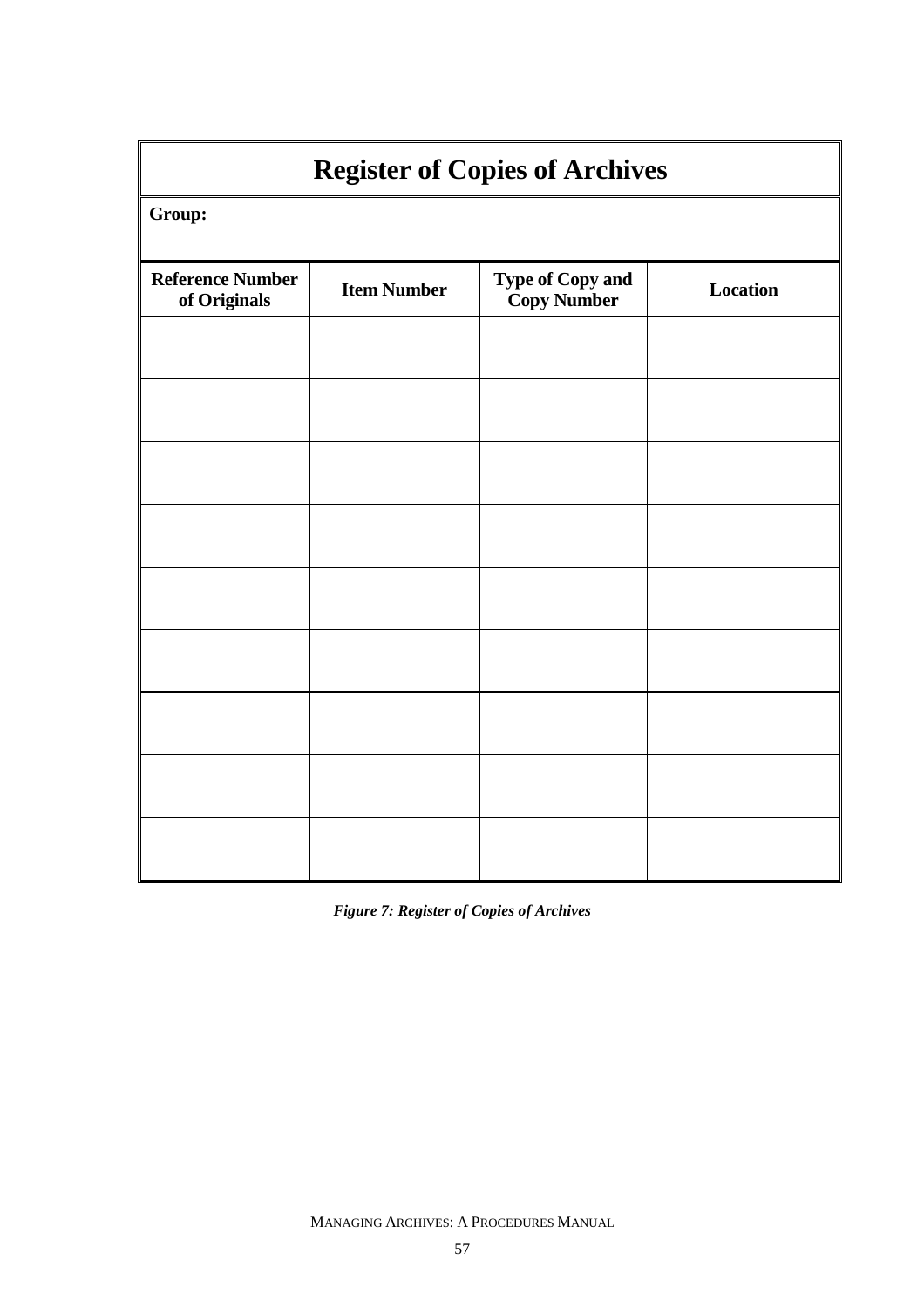| **Register of Copies of Archives** | | | |
|---|---|---|---|
| **Group:** | | | |
| **Reference Number of Originals** | **Item Number** | **Type of Copy and Copy Number** | **Location** |
| | | | |
| | | | |
| | | | |
| | | | |
| | | | |
| | | | |
| | | | |
| | | | |
| | | | |

*Figure 7: Register of Copies of Archives*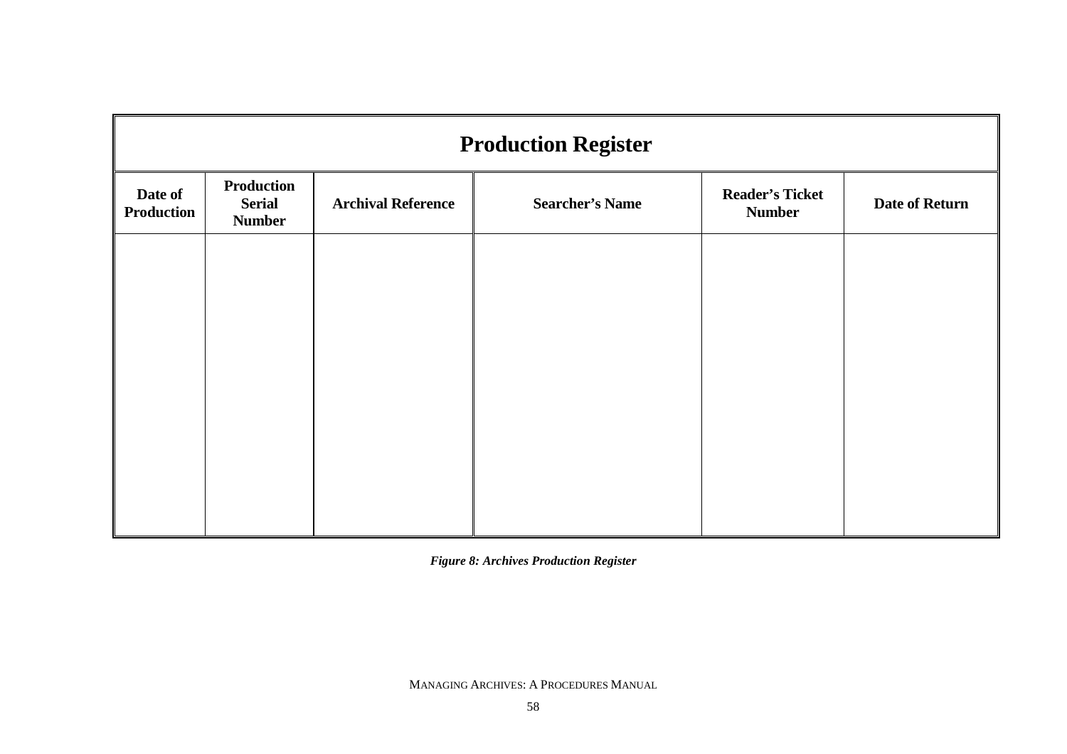| Production Register | | | | | |
|---|---|---|---|---|---|
| **Date of Production** | **Production Serial Number** | **Archival Reference** | **Searcher's Name** | **Reader's Ticket Number** | **Date of Return** |
| | | | | | |

***Figure 8: Archives Production Register***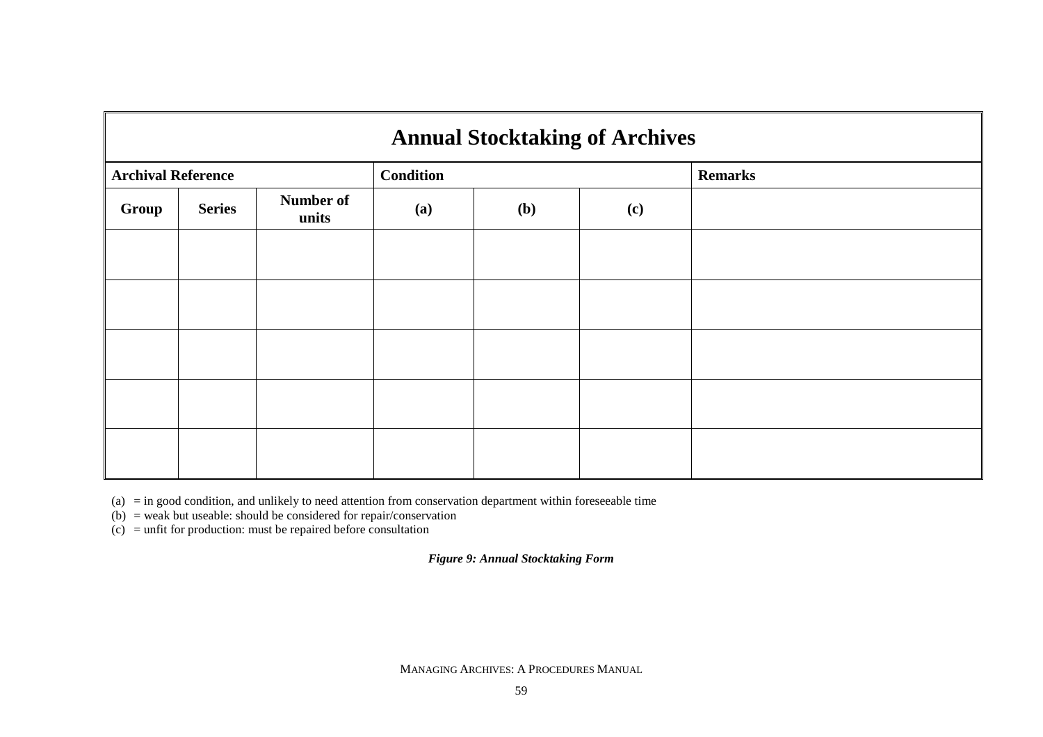| Annual Stocktaking of Archives | | | | | | |
|---|---|---|---|---|---|---|
| **Archival Reference** | | | **Condition** | | | **Remarks** |
| **Group** | **Series** | **Number of units** | **(a)** | **(b)** | **(c)** | |
| | | | | | | |
| | | | | | | |
| | | | | | | |
| | | | | | | |
| | | | | | | |

(a) = in good condition, and unlikely to need attention from conservation department within foreseeable time
(b) = weak but useable: should be considered for repair/conservation
(c) = unfit for production: must be repaired before consultation

***Figure 9: Annual Stocktaking Form***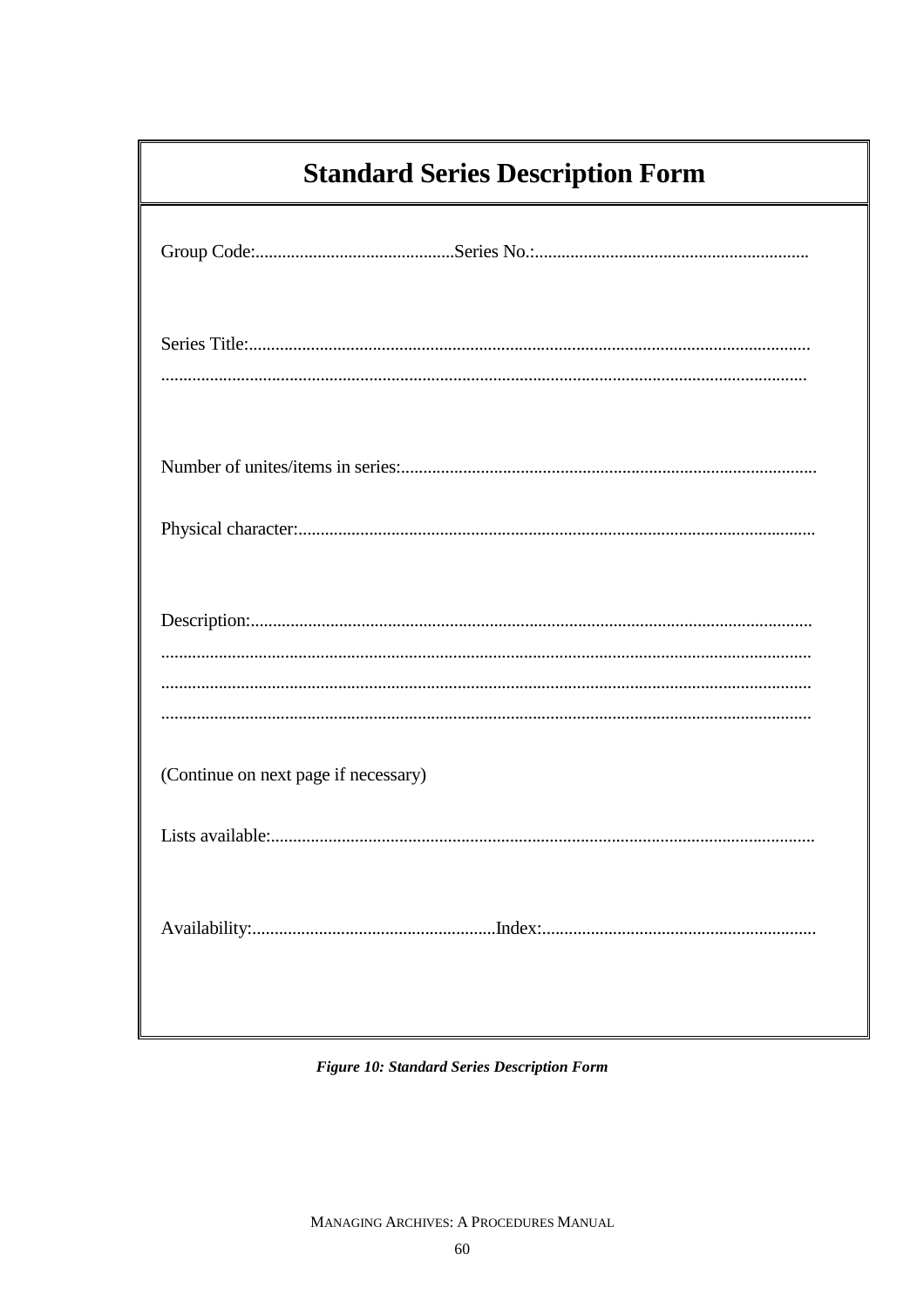# Standard Series Description Form

Group Code:............................................Series No.:.............................................................

Series Title:.............................................................................................................................
...............................................................................................................................................

Number of unites/items in series:.............................................................................................

Physical character:...................................................................................................................

Description:..............................................................................................................................
...............................................................................................................................................
...............................................................................................................................................
...............................................................................................................................................

(Continue on next page if necessary)

Lists available:.........................................................................................................................

Availability:.......................................................Index:.............................................................

***Figure 10: Standard Series Description Form***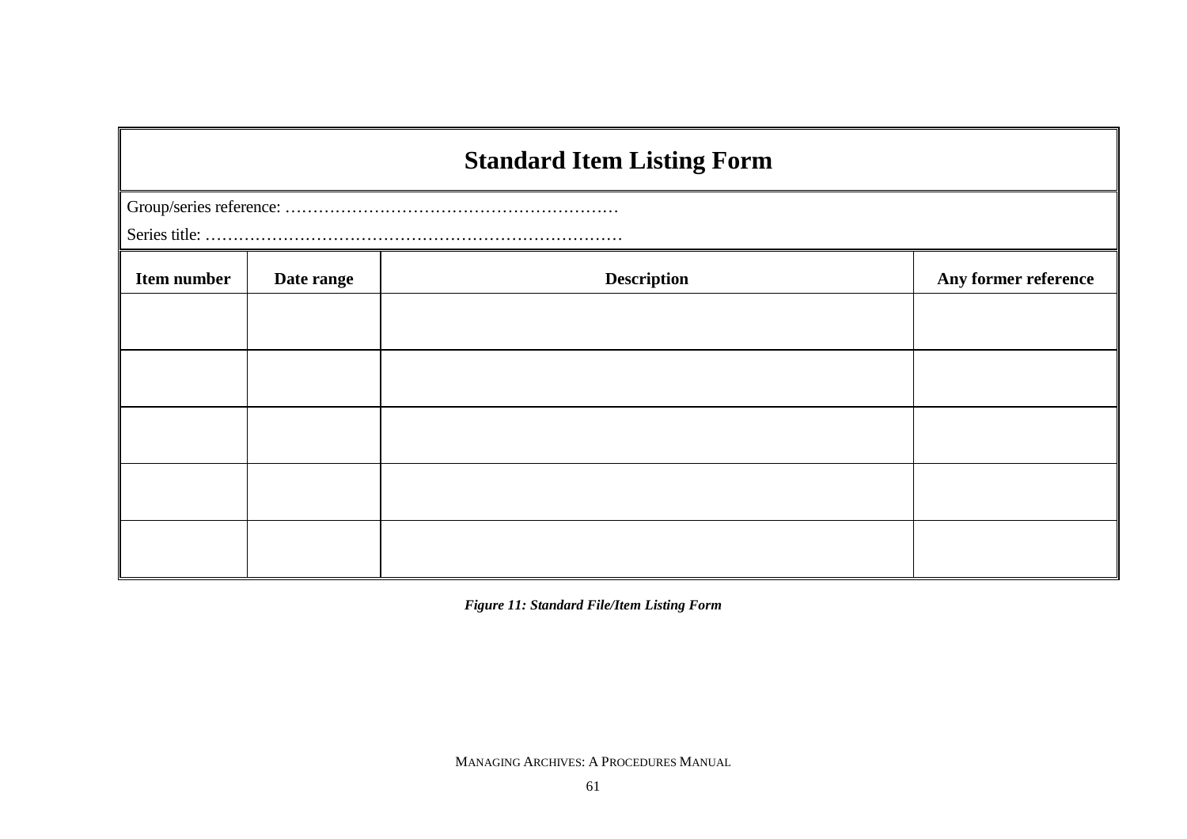## Standard Item Listing Form

Group/series reference: ……………………………………………………

Series title: …………………………………………………………………

| Item number | Date range | Description | Any former reference |
|---|---|---|---|
| | | | |
| | | | |
| | | | |
| | | | |
| | | | |

***Figure 11: Standard File/Item Listing Form***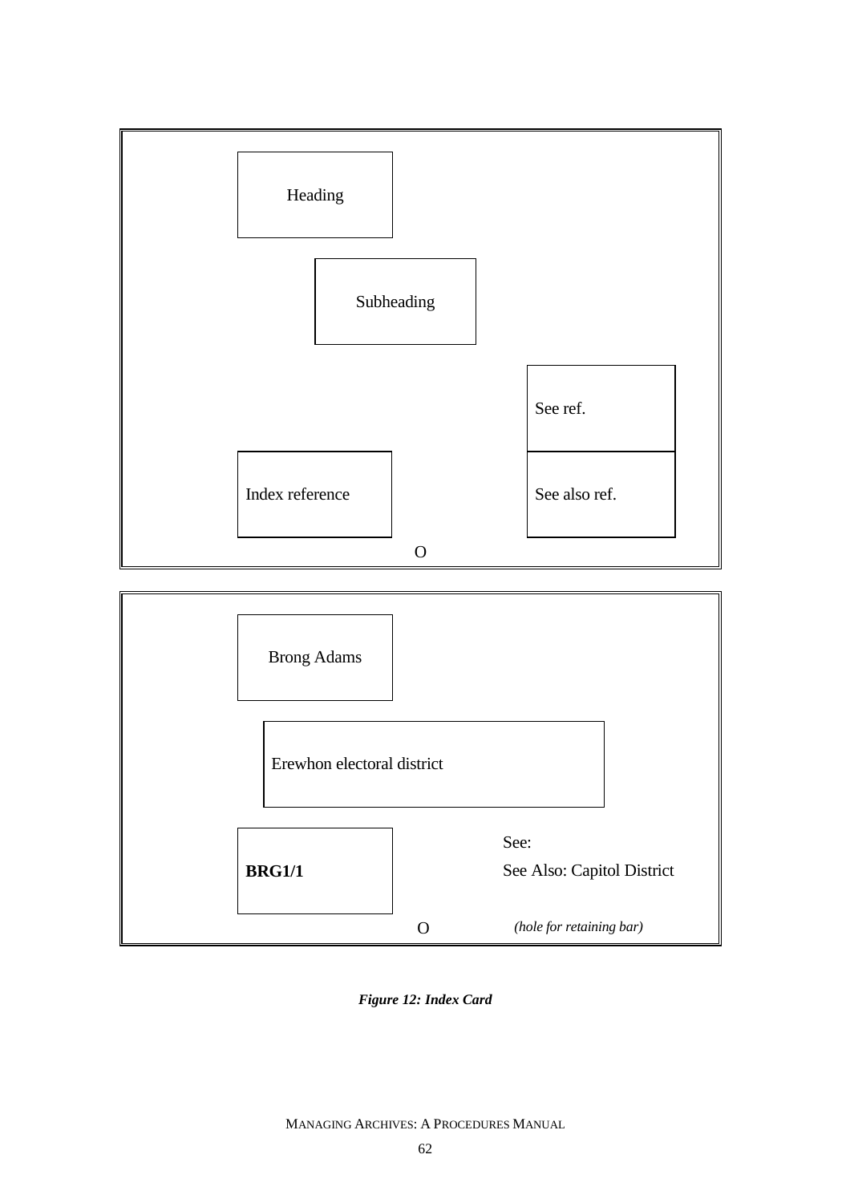Heading

Subheading

See ref.

Index reference

See also ref.

O

Brong Adams

Erewhon electoral district

See:

**BRG1/1**

See Also: Capitol District

O

*(hole for retaining bar)*

***Figure 12: Index Card***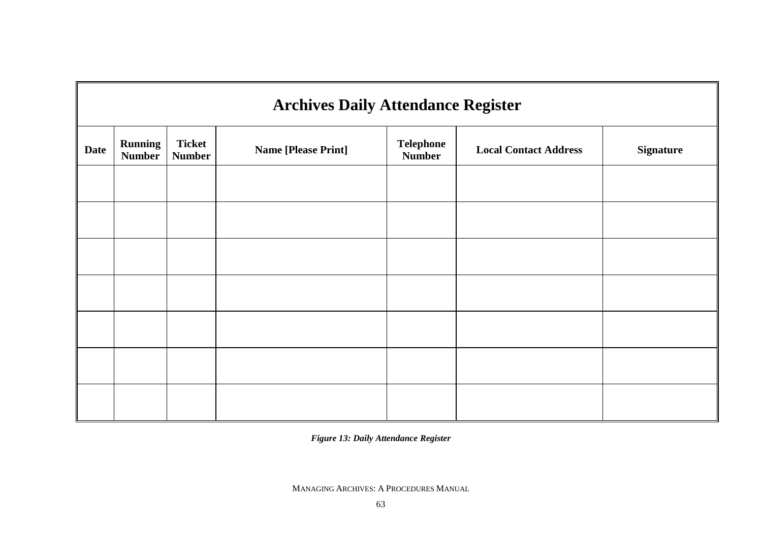| Archives Daily Attendance Register | | | | | | |
|---|---|---|---|---|---|---|
| **Date** | **Running Number** | **Ticket Number** | **Name [Please Print]** | **Telephone Number** | **Local Contact Address** | **Signature** |
| | | | | | | |
| | | | | | | |
| | | | | | | |
| | | | | | | |
| | | | | | | |
| | | | | | | |
| | | | | | | |

***Figure 13: Daily Attendance Register***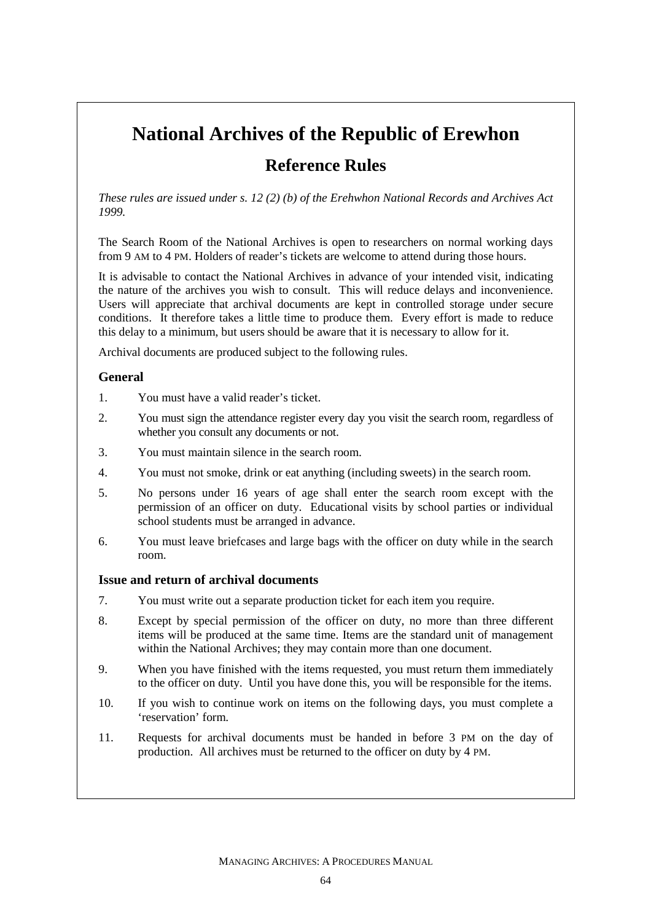# National Archives of the Republic of Erewhon

## Reference Rules

*These rules are issued under s. 12 (2) (b) of the Erehwhon National Records and Archives Act 1999.*

The Search Room of the National Archives is open to researchers on normal working days from 9 AM to 4 PM. Holders of reader's tickets are welcome to attend during those hours.

It is advisable to contact the National Archives in advance of your intended visit, indicating the nature of the archives you wish to consult. This will reduce delays and inconvenience. Users will appreciate that archival documents are kept in controlled storage under secure conditions. It therefore takes a little time to produce them. Every effort is made to reduce this delay to a minimum, but users should be aware that it is necessary to allow for it.

Archival documents are produced subject to the following rules.

### General

1. You must have a valid reader's ticket.
2. You must sign the attendance register every day you visit the search room, regardless of whether you consult any documents or not.
3. You must maintain silence in the search room.
4. You must not smoke, drink or eat anything (including sweets) in the search room.
5. No persons under 16 years of age shall enter the search room except with the permission of an officer on duty. Educational visits by school parties or individual school students must be arranged in advance.
6. You must leave briefcases and large bags with the officer on duty while in the search room.

### Issue and return of archival documents

7. You must write out a separate production ticket for each item you require.
8. Except by special permission of the officer on duty, no more than three different items will be produced at the same time. Items are the standard unit of management within the National Archives; they may contain more than one document.
9. When you have finished with the items requested, you must return them immediately to the officer on duty. Until you have done this, you will be responsible for the items.
10. If you wish to continue work on items on the following days, you must complete a 'reservation' form.
11. Requests for archival documents must be handed in before 3 PM on the day of production. All archives must be returned to the officer on duty by 4 PM.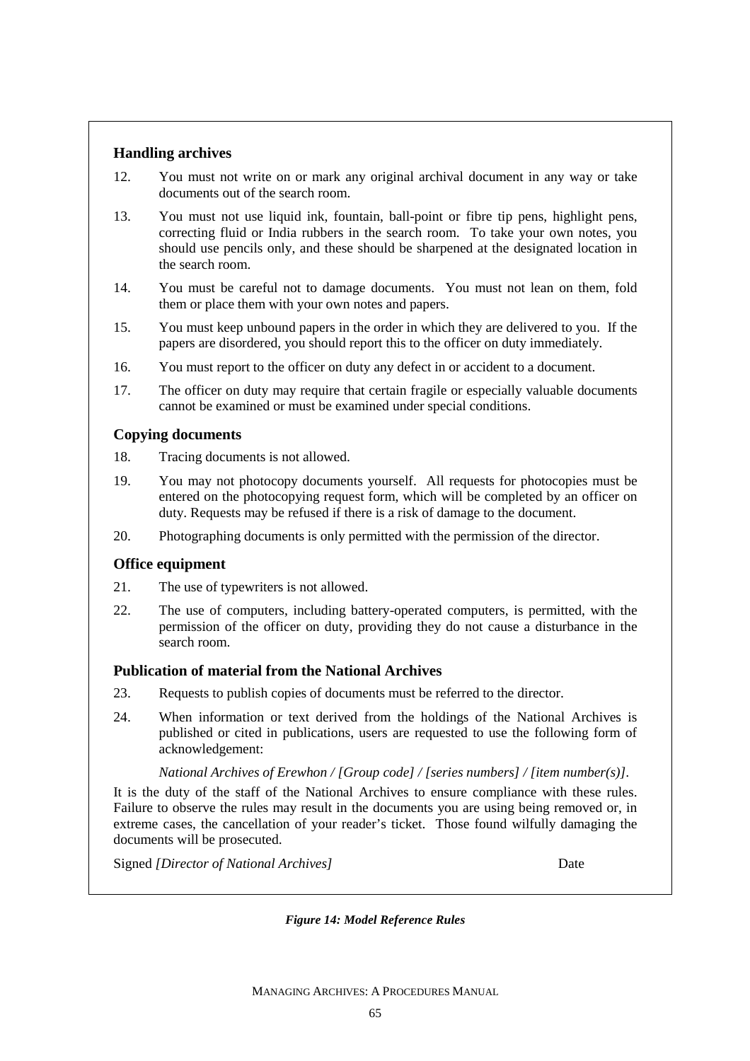### Handling archives

12. You must not write on or mark any original archival document in any way or take documents out of the search room.

13. You must not use liquid ink, fountain, ball-point or fibre tip pens, highlight pens, correcting fluid or India rubbers in the search room. To take your own notes, you should use pencils only, and these should be sharpened at the designated location in the search room.

14. You must be careful not to damage documents. You must not lean on them, fold them or place them with your own notes and papers.

15. You must keep unbound papers in the order in which they are delivered to you. If the papers are disordered, you should report this to the officer on duty immediately.

16. You must report to the officer on duty any defect in or accident to a document.

17. The officer on duty may require that certain fragile or especially valuable documents cannot be examined or must be examined under special conditions.

### Copying documents

18. Tracing documents is not allowed.

19. You may not photocopy documents yourself. All requests for photocopies must be entered on the photocopying request form, which will be completed by an officer on duty. Requests may be refused if there is a risk of damage to the document.

20. Photographing documents is only permitted with the permission of the director.

### Office equipment

21. The use of typewriters is not allowed.

22. The use of computers, including battery-operated computers, is permitted, with the permission of the officer on duty, providing they do not cause a disturbance in the search room.

### Publication of material from the National Archives

23. Requests to publish copies of documents must be referred to the director.

24. When information or text derived from the holdings of the National Archives is published or cited in publications, users are requested to use the following form of acknowledgement:

    *National Archives of Erewhon / [Group code] / [series numbers] / [item number(s)].*

It is the duty of the staff of the National Archives to ensure compliance with these rules. Failure to observe the rules may result in the documents you are using being removed or, in extreme cases, the cancellation of your reader's ticket. Those found wilfully damaging the documents will be prosecuted.

Signed *[Director of National Archives]* Date

***Figure 14: Model Reference Rules***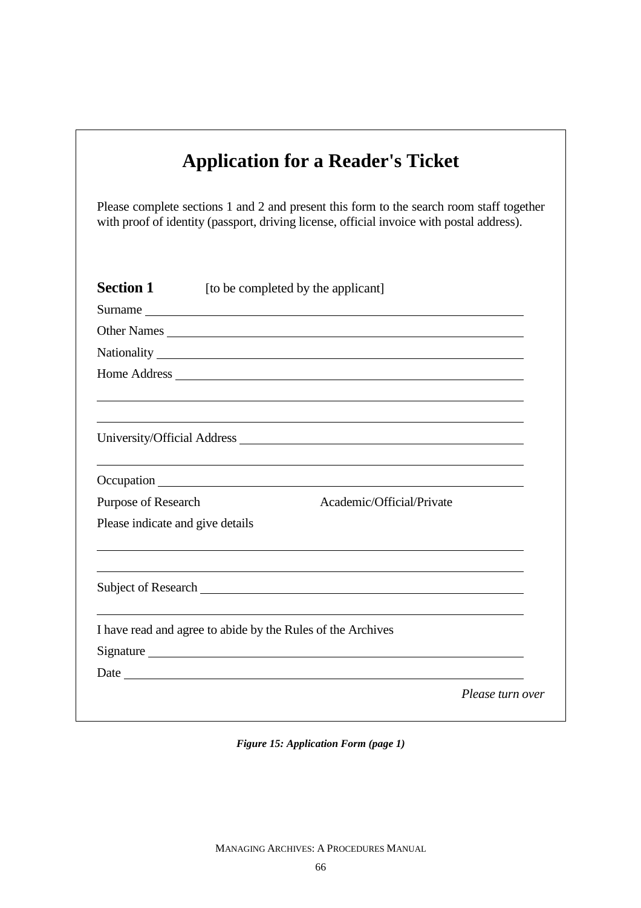# Application for a Reader's Ticket

Please complete sections 1 and 2 and present this form to the search room staff together with proof of identity (passport, driving license, official invoice with postal address).

**Section 1** [to be completed by the applicant]

Surname ____________________________________________

Other Names ____________________________________________

Nationality ____________________________________________

Home Address ____________________________________________

____________________________________________

____________________________________________

University/Official Address ____________________________________________

____________________________________________

Occupation ____________________________________________

Purpose of Research Academic/Official/Private

Please indicate and give details

____________________________________________

____________________________________________

Subject of Research ____________________________________________

____________________________________________

I have read and agree to abide by the Rules of the Archives

Signature ____________________________________________

Date ____________________________________________

*Please turn over*

***Figure 15: Application Form (page 1)***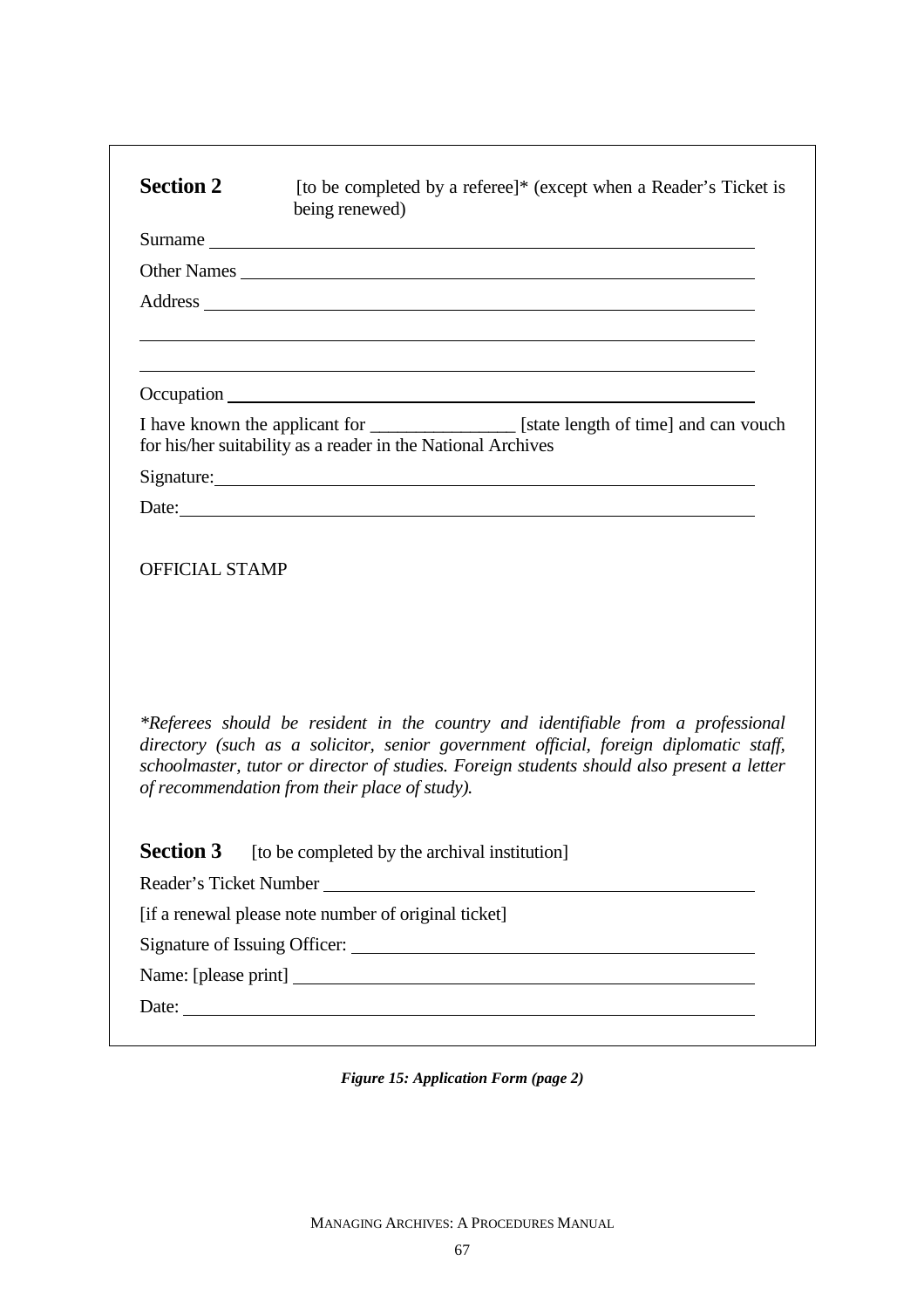**Section 2** [to be completed by a referee]* (except when a Reader's Ticket is being renewed)

Surname \_\_\_\_\_\_\_\_\_\_\_\_\_\_\_\_\_\_\_\_\_\_\_\_\_\_\_\_\_\_\_\_\_\_\_\_\_\_\_\_\_\_\_\_

Other Names \_\_\_\_\_\_\_\_\_\_\_\_\_\_\_\_\_\_\_\_\_\_\_\_\_\_\_\_\_\_\_\_\_\_\_\_\_\_\_\_

Address \_\_\_\_\_\_\_\_\_\_\_\_\_\_\_\_\_\_\_\_\_\_\_\_\_\_\_\_\_\_\_\_\_\_\_\_\_\_\_\_\_\_\_\_

\_\_\_\_\_\_\_\_\_\_\_\_\_\_\_\_\_\_\_\_\_\_\_\_\_\_\_\_\_\_\_\_\_\_\_\_\_\_\_\_\_\_\_\_\_\_\_\_\_\_

\_\_\_\_\_\_\_\_\_\_\_\_\_\_\_\_\_\_\_\_\_\_\_\_\_\_\_\_\_\_\_\_\_\_\_\_\_\_\_\_\_\_\_\_\_\_\_\_\_\_

Occupation \_\_\_\_\_\_\_\_\_\_\_\_\_\_\_\_\_\_\_\_\_\_\_\_\_\_\_\_\_\_\_\_\_\_\_\_\_\_\_\_\_\_

I have known the applicant for \_\_\_\_\_\_\_\_\_\_\_\_\_\_\_\_ [state length of time] and can vouch for his/her suitability as a reader in the National Archives

Signature: \_\_\_\_\_\_\_\_\_\_\_\_\_\_\_\_\_\_\_\_\_\_\_\_\_\_\_\_\_\_\_\_\_\_\_\_\_\_\_\_\_\_

Date: \_\_\_\_\_\_\_\_\_\_\_\_\_\_\_\_\_\_\_\_\_\_\_\_\_\_\_\_\_\_\_\_\_\_\_\_\_\_\_\_\_\_\_\_\_

OFFICIAL STAMP

*\*Referees should be resident in the country and identifiable from a professional directory (such as a solicitor, senior government official, foreign diplomatic staff, schoolmaster, tutor or director of studies. Foreign students should also present a letter of recommendation from their place of study).*

**Section 3** [to be completed by the archival institution]

Reader's Ticket Number \_\_\_\_\_\_\_\_\_\_\_\_\_\_\_\_\_\_\_\_\_\_\_\_\_\_\_\_\_\_\_\_\_\_

[if a renewal please note number of original ticket]

Signature of Issuing Officer: \_\_\_\_\_\_\_\_\_\_\_\_\_\_\_\_\_\_\_\_\_\_\_\_\_\_\_\_\_\_

Name: [please print] \_\_\_\_\_\_\_\_\_\_\_\_\_\_\_\_\_\_\_\_\_\_\_\_\_\_\_\_\_\_\_\_\_\_\_\_

Date: \_\_\_\_\_\_\_\_\_\_\_\_\_\_\_\_\_\_\_\_\_\_\_\_\_\_\_\_\_\_\_\_\_\_\_\_\_\_\_\_\_\_\_\_\_

***Figure 15: Application Form (page 2)***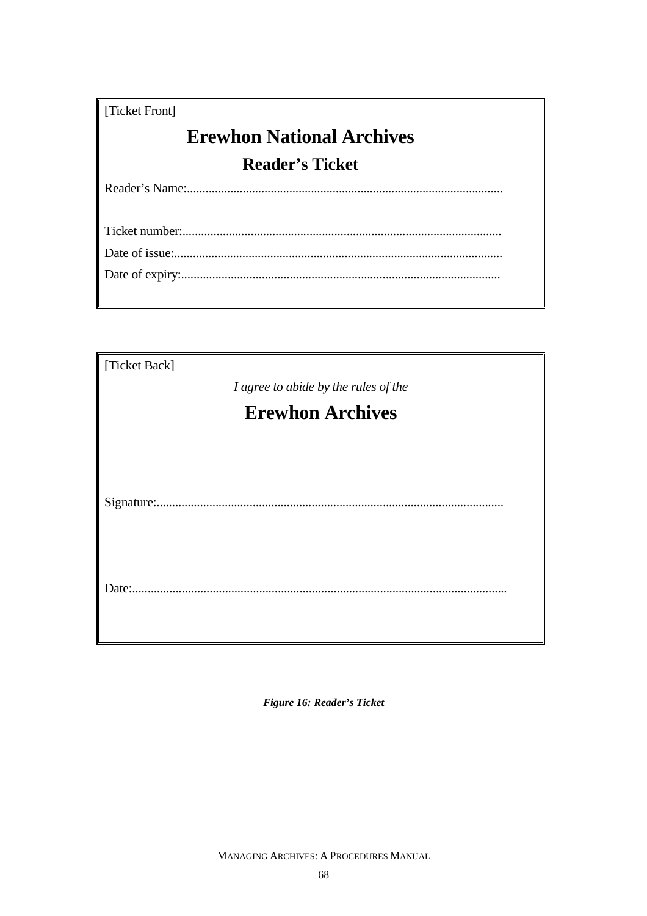[Ticket Front]

**Erewhon National Archives**

**Reader's Ticket**

Reader's Name:......................................................................................................

Ticket number:......................................................................................................

Date of issue:.........................................................................................................

Date of expiry:......................................................................................................

[Ticket Back]

*I agree to abide by the rules of the*

**Erewhon Archives**

Signature:...............................................................................................................

Date:........................................................................................................................

***Figure 16: Reader's Ticket***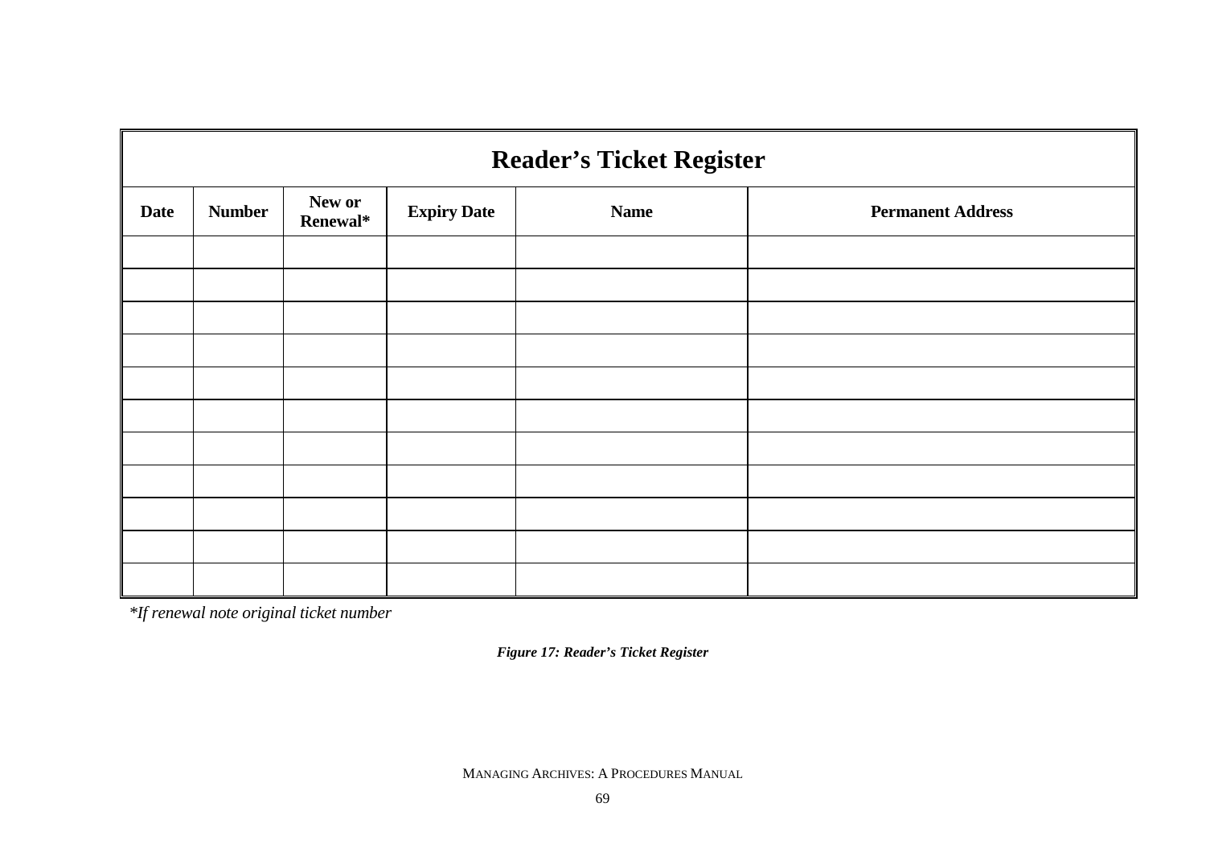| Reader's Ticket Register | | | | | |
|---|---|---|---|---|---|
| **Date** | **Number** | **New or Renewal*** | **Expiry Date** | **Name** | **Permanent Address** |
| | | | | | |
| | | | | | |
| | | | | | |
| | | | | | |
| | | | | | |
| | | | | | |
| | | | | | |
| | | | | | |
| | | | | | |
| | | | | | |
| | | | | | |

*\*If renewal note original ticket number*

***Figure 17: Reader's Ticket Register***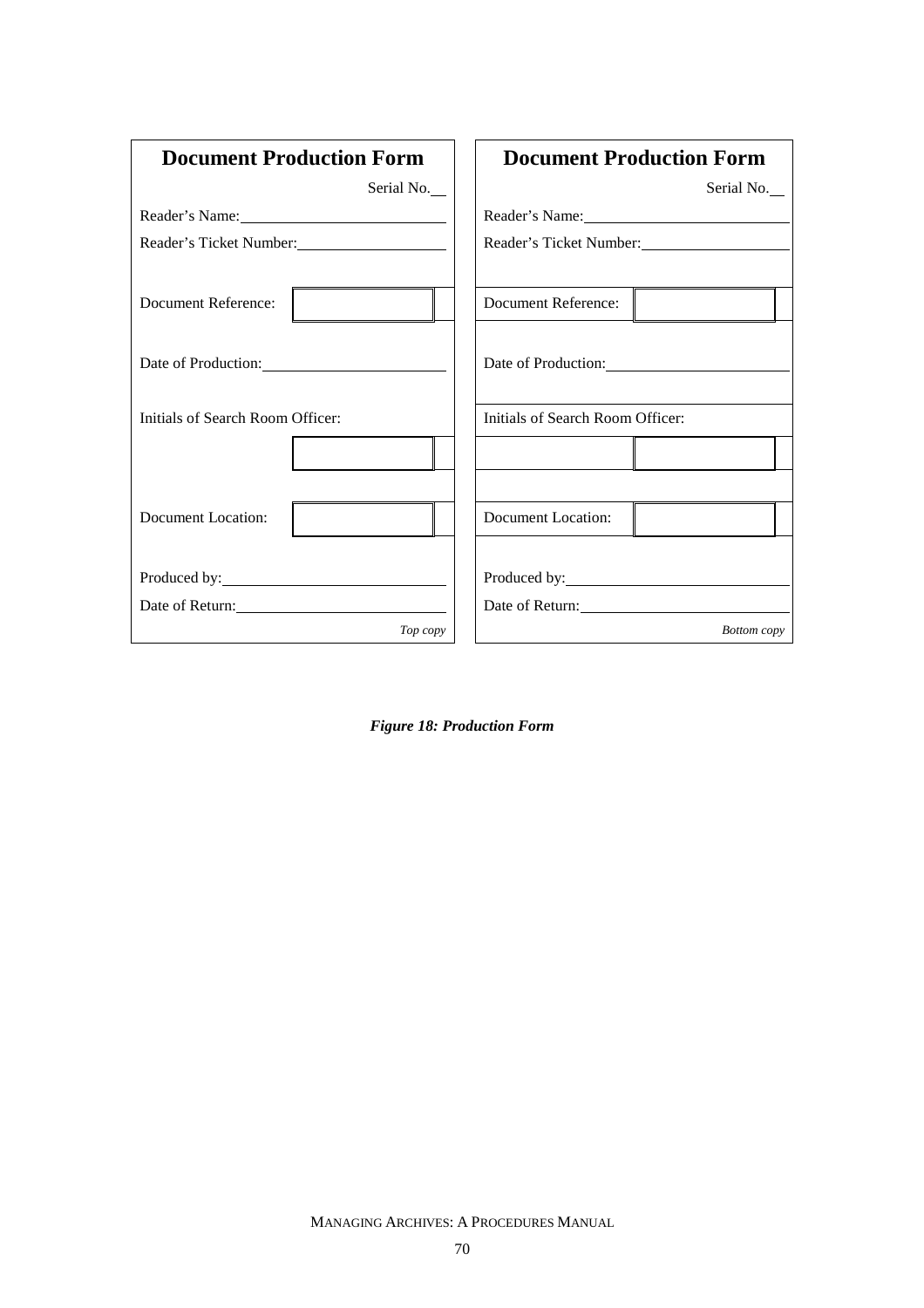**Document Production Form**

Serial No.\_\_

Reader's Name:\_\_\_\_\_\_\_\_\_\_\_\_\_\_\_\_\_\_\_\_\_\_\_\_

Reader's Ticket Number:\_\_\_\_\_\_\_\_\_\_\_\_\_\_\_\_\_\_

Document Reference:

Date of Production:\_\_\_\_\_\_\_\_\_\_\_\_\_\_\_\_\_\_\_\_\_\_

Initials of Search Room Officer:

Document Location:

Produced by:\_\_\_\_\_\_\_\_\_\_\_\_\_\_\_\_\_\_\_\_\_\_\_\_\_\_

Date of Return:\_\_\_\_\_\_\_\_\_\_\_\_\_\_\_\_\_\_\_\_\_\_\_\_

*Top copy*

**Document Production Form**

Serial No.\_\_

Reader's Name:\_\_\_\_\_\_\_\_\_\_\_\_\_\_\_\_\_\_\_\_\_\_\_\_

Reader's Ticket Number:\_\_\_\_\_\_\_\_\_\_\_\_\_\_\_\_\_\_

Document Reference:

Date of Production:\_\_\_\_\_\_\_\_\_\_\_\_\_\_\_\_\_\_\_\_\_\_

Initials of Search Room Officer:

Document Location:

Produced by:\_\_\_\_\_\_\_\_\_\_\_\_\_\_\_\_\_\_\_\_\_\_\_\_\_\_

Date of Return:\_\_\_\_\_\_\_\_\_\_\_\_\_\_\_\_\_\_\_\_\_\_\_\_

*Bottom copy*

***Figure 18: Production Form***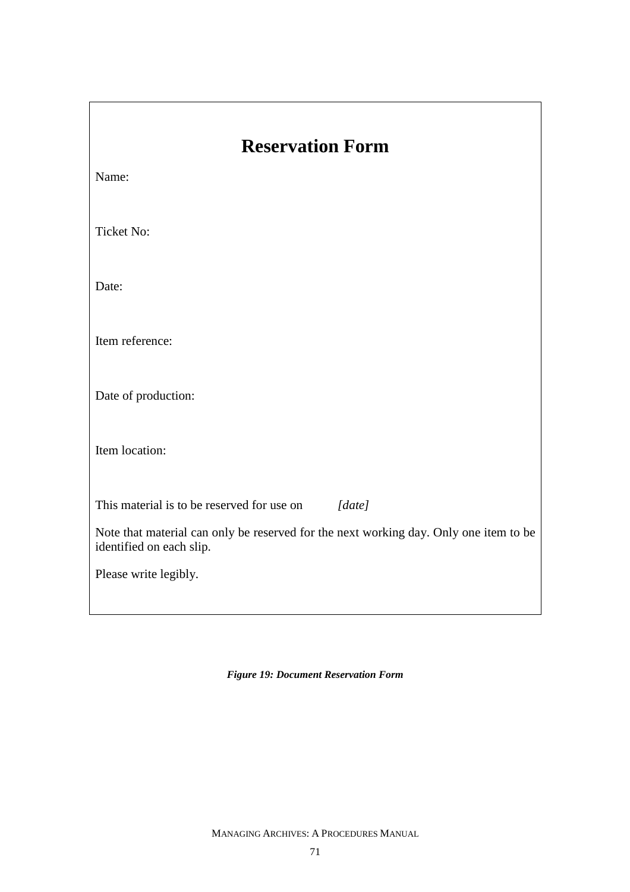# Reservation Form

Name:

Ticket No:

Date:

Item reference:

Date of production:

Item location:

This material is to be reserved for use on *[date]*

Note that material can only be reserved for the next working day. Only one item to be identified on each slip.

Please write legibly.

***Figure 19: Document Reservation Form***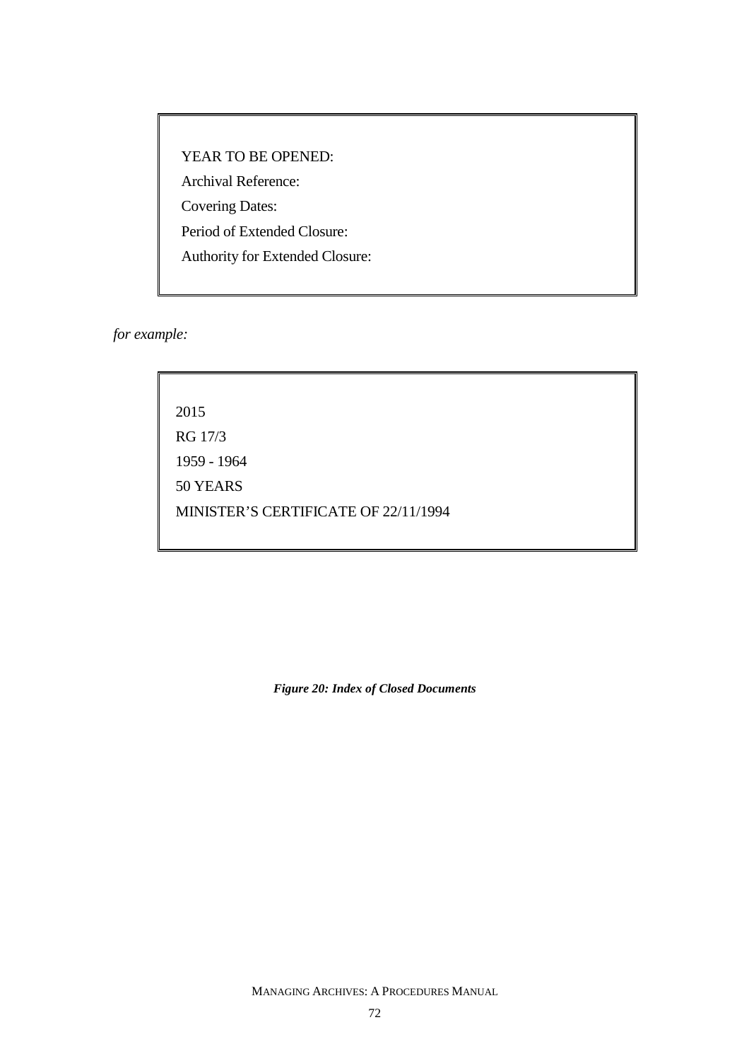> YEAR TO BE OPENED:
>
> Archival Reference:
>
> Covering Dates:
>
> Period of Extended Closure:
>
> Authority for Extended Closure:

*for example:*

> 2015
>
> RG 17/3
>
> 1959 - 1964
>
> 50 YEARS
>
> MINISTER'S CERTIFICATE OF 22/11/1994

***Figure 20: Index of Closed Documents***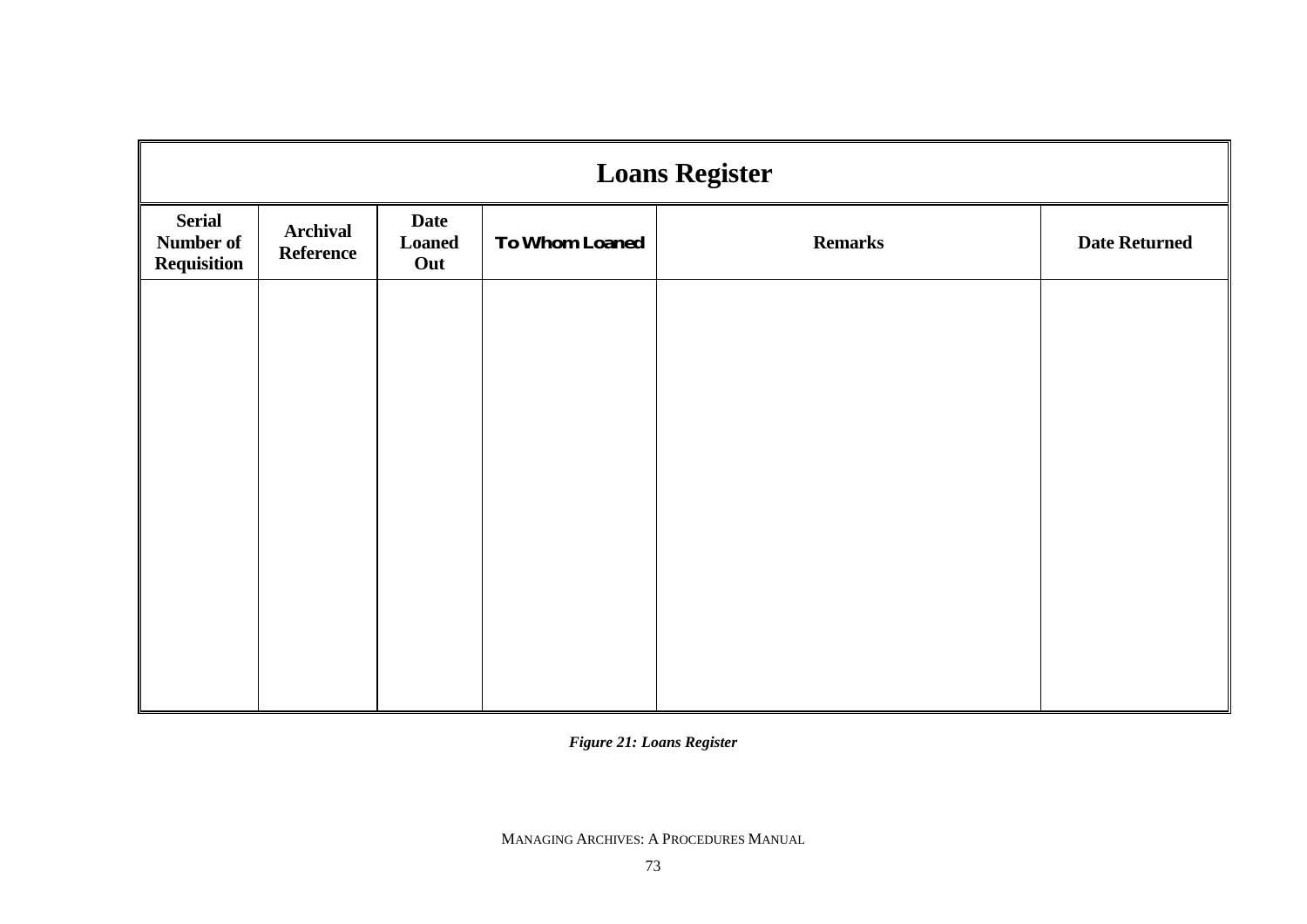| Loans Register | | | | | |
|---|---|---|---|---|---|
| **Serial Number of Requisition** | **Archival Reference** | **Date Loaned Out** | **To Whom Loaned** | **Remarks** | **Date Returned** |
| | | | | | |

***Figure 21: Loans Register***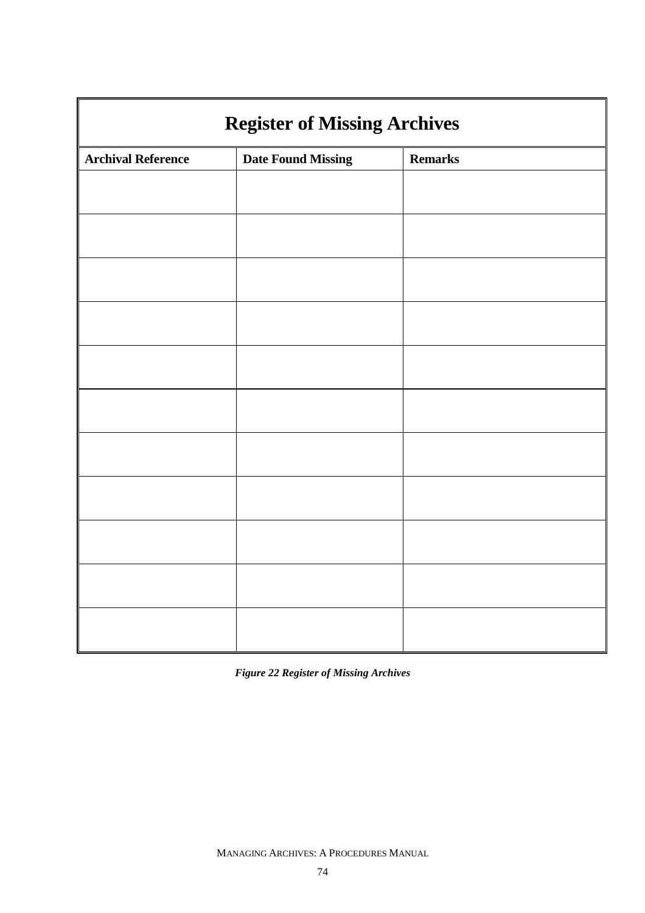| Register of Missing Archives | | |
|---|---|---|
| **Archival Reference** | **Date Found Missing** | **Remarks** |
| | | |
| | | |
| | | |
| | | |
| | | |
| | | |
| | | |
| | | |
| | | |
| | | |
| | | |

***Figure 22 Register of Missing Archives***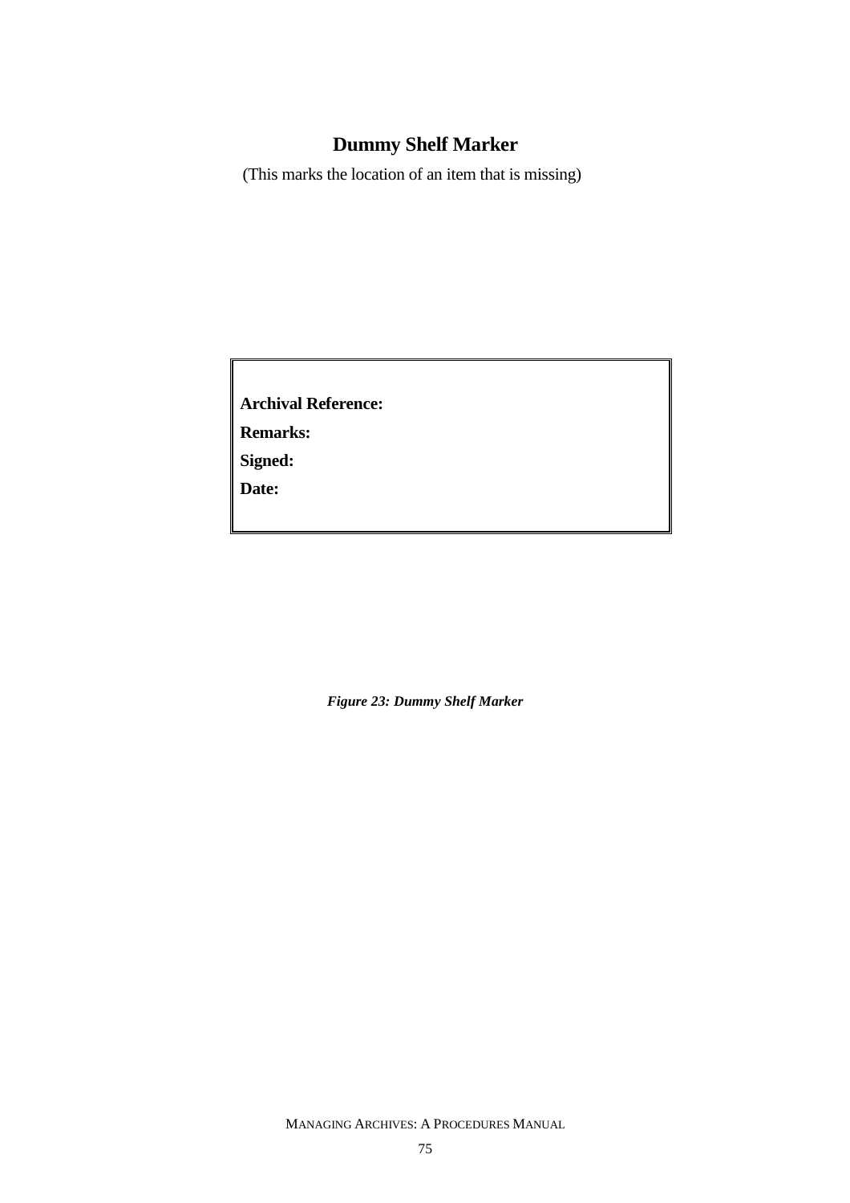## Dummy Shelf Marker

(This marks the location of an item that is missing)

**Archival Reference:**

**Remarks:**

**Signed:**

**Date:**

***Figure 23: Dummy Shelf Marker***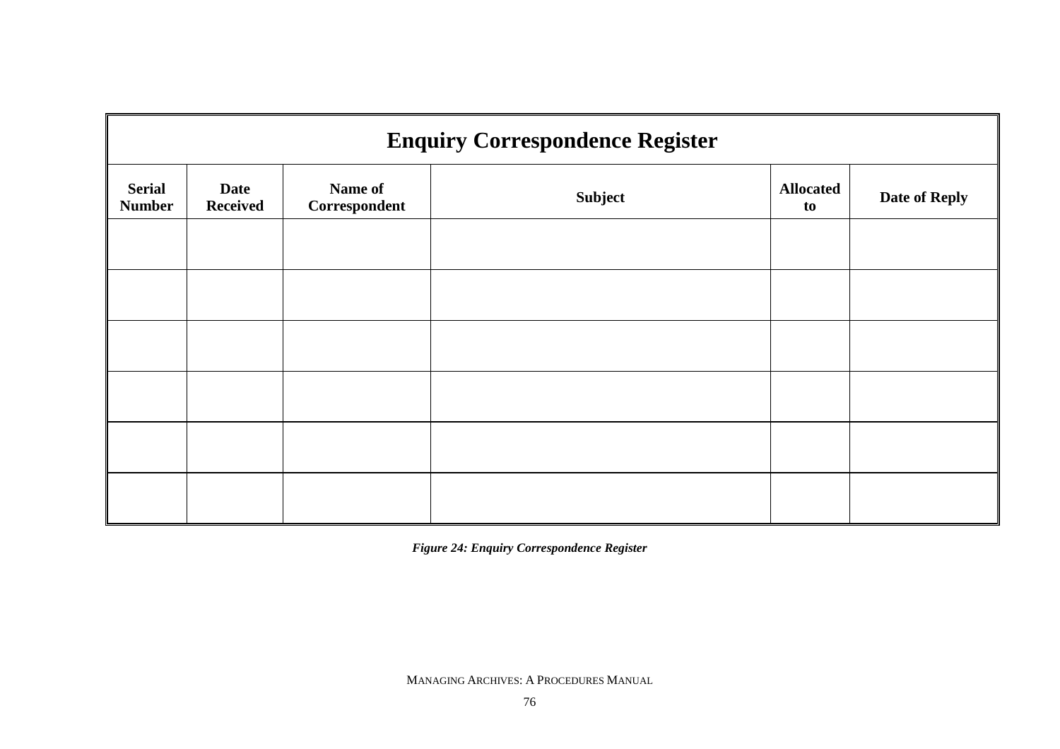| Enquiry Correspondence Register | | | | | |
|---|---|---|---|---|---|
| **Serial Number** | **Date Received** | **Name of Correspondent** | **Subject** | **Allocated to** | **Date of Reply** |
| | | | | | |
| | | | | | |
| | | | | | |
| | | | | | |
| | | | | | |
| | | | | | |

***Figure 24: Enquiry Correspondence Register***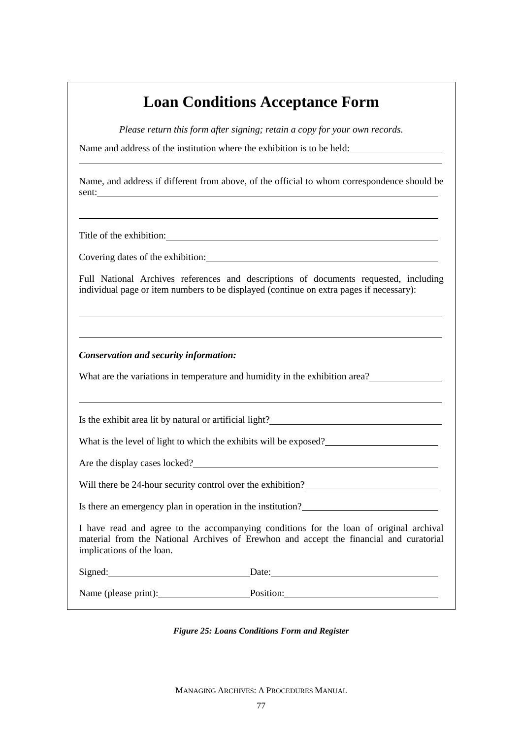# Loan Conditions Acceptance Form

*Please return this form after signing; retain a copy for your own records.*

Name and address of the institution where the exhibition is to be held: ____________________

______________________________________________________________________

Name, and address if different from above, of the official to whom correspondence should be sent: ______________________________________________________________________

______________________________________________________________________

Title of the exhibition: ______________________________________________________________________

Covering dates of the exhibition: ______________________________________________________________________

Full National Archives references and descriptions of documents requested, including individual page or item numbers to be displayed (continue on extra pages if necessary):

______________________________________________________________________

______________________________________________________________________

***Conservation and security information:***

What are the variations in temperature and humidity in the exhibition area? ____________________

______________________________________________________________________

Is the exhibit area lit by natural or artificial light? ____________________

What is the level of light to which the exhibits will be exposed? ____________________

Are the display cases locked? ____________________

Will there be 24-hour security control over the exhibition? ____________________

Is there an emergency plan in operation in the institution? ____________________

I have read and agree to the accompanying conditions for the loan of original archival material from the National Archives of Erewhon and accept the financial and curatorial implications of the loan.

Signed: ____________________ Date: ____________________

Name (please print): ____________________ Position: ____________________

***Figure 25: Loans Conditions Form and Register***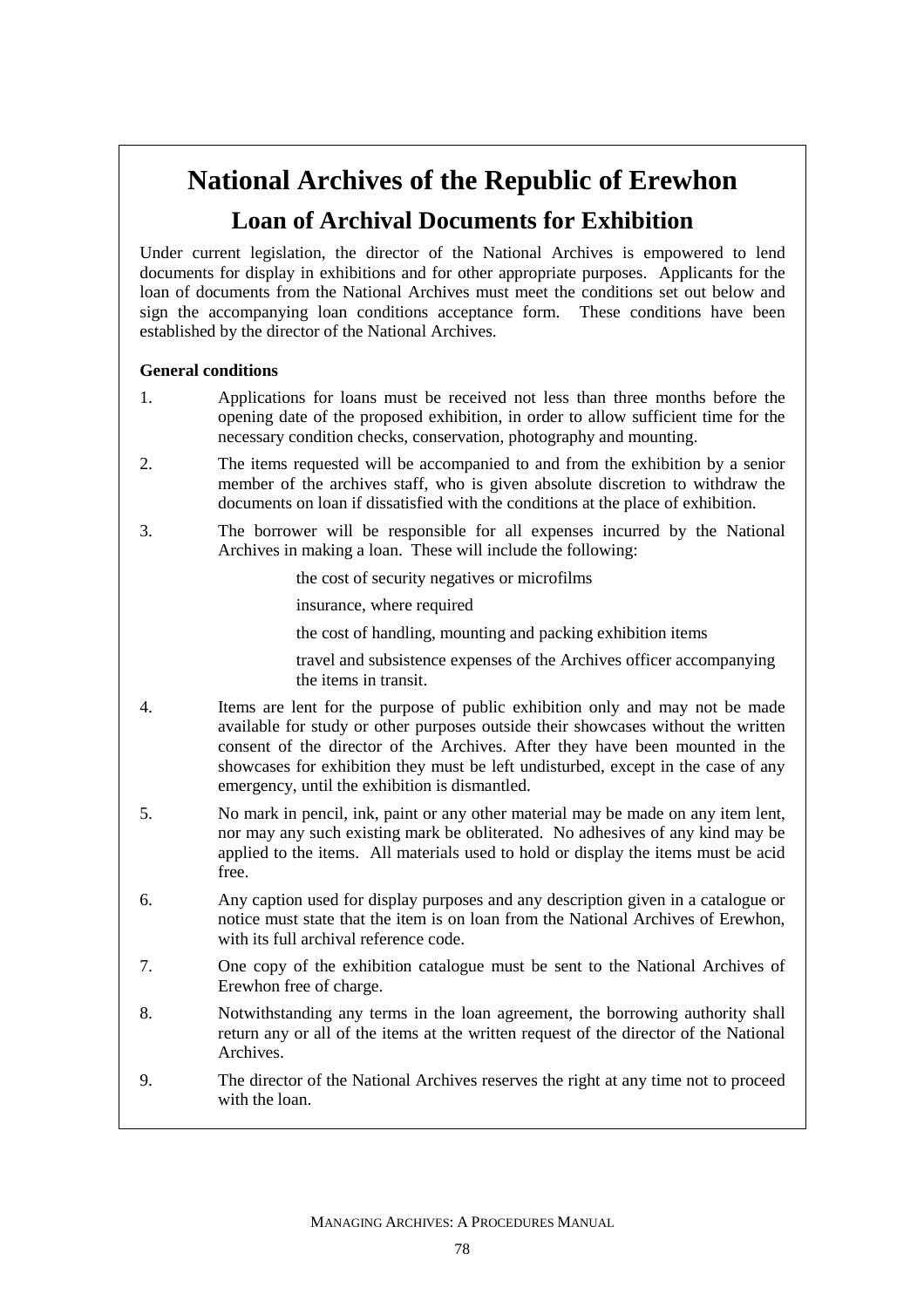# National Archives of the Republic of Erewhon

## Loan of Archival Documents for Exhibition

Under current legislation, the director of the National Archives is empowered to lend documents for display in exhibitions and for other appropriate purposes. Applicants for the loan of documents from the National Archives must meet the conditions set out below and sign the accompanying loan conditions acceptance form. These conditions have been established by the director of the National Archives.

**General conditions**

1. Applications for loans must be received not less than three months before the opening date of the proposed exhibition, in order to allow sufficient time for the necessary condition checks, conservation, photography and mounting.

2. The items requested will be accompanied to and from the exhibition by a senior member of the archives staff, who is given absolute discretion to withdraw the documents on loan if dissatisfied with the conditions at the place of exhibition.

3. The borrower will be responsible for all expenses incurred by the National Archives in making a loan. These will include the following:

   the cost of security negatives or microfilms

   insurance, where required

   the cost of handling, mounting and packing exhibition items

   travel and subsistence expenses of the Archives officer accompanying the items in transit.

4. Items are lent for the purpose of public exhibition only and may not be made available for study or other purposes outside their showcases without the written consent of the director of the Archives. After they have been mounted in the showcases for exhibition they must be left undisturbed, except in the case of any emergency, until the exhibition is dismantled.

5. No mark in pencil, ink, paint or any other material may be made on any item lent, nor may any such existing mark be obliterated. No adhesives of any kind may be applied to the items. All materials used to hold or display the items must be acid free.

6. Any caption used for display purposes and any description given in a catalogue or notice must state that the item is on loan from the National Archives of Erewhon, with its full archival reference code.

7. One copy of the exhibition catalogue must be sent to the National Archives of Erewhon free of charge.

8. Notwithstanding any terms in the loan agreement, the borrowing authority shall return any or all of the items at the written request of the director of the National Archives.

9. The director of the National Archives reserves the right at any time not to proceed with the loan.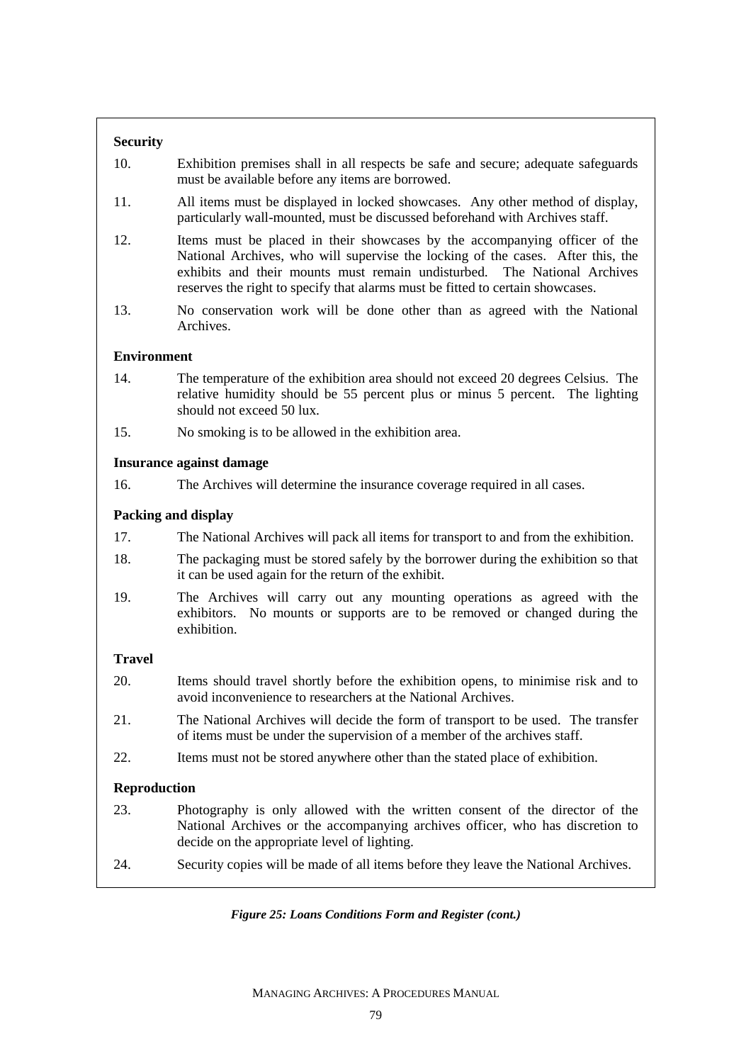**Security**

10. Exhibition premises shall in all respects be safe and secure; adequate safeguards must be available before any items are borrowed.

11. All items must be displayed in locked showcases. Any other method of display, particularly wall-mounted, must be discussed beforehand with Archives staff.

12. Items must be placed in their showcases by the accompanying officer of the National Archives, who will supervise the locking of the cases. After this, the exhibits and their mounts must remain undisturbed. The National Archives reserves the right to specify that alarms must be fitted to certain showcases.

13. No conservation work will be done other than as agreed with the National Archives.

**Environment**

14. The temperature of the exhibition area should not exceed 20 degrees Celsius. The relative humidity should be 55 percent plus or minus 5 percent. The lighting should not exceed 50 lux.

15. No smoking is to be allowed in the exhibition area.

**Insurance against damage**

16. The Archives will determine the insurance coverage required in all cases.

**Packing and display**

17. The National Archives will pack all items for transport to and from the exhibition.

18. The packaging must be stored safely by the borrower during the exhibition so that it can be used again for the return of the exhibit.

19. The Archives will carry out any mounting operations as agreed with the exhibitors. No mounts or supports are to be removed or changed during the exhibition.

**Travel**

20. Items should travel shortly before the exhibition opens, to minimise risk and to avoid inconvenience to researchers at the National Archives.

21. The National Archives will decide the form of transport to be used. The transfer of items must be under the supervision of a member of the archives staff.

22. Items must not be stored anywhere other than the stated place of exhibition.

**Reproduction**

23. Photography is only allowed with the written consent of the director of the National Archives or the accompanying archives officer, who has discretion to decide on the appropriate level of lighting.

24. Security copies will be made of all items before they leave the National Archives.

*Figure 25: Loans Conditions Form and Register (cont.)*